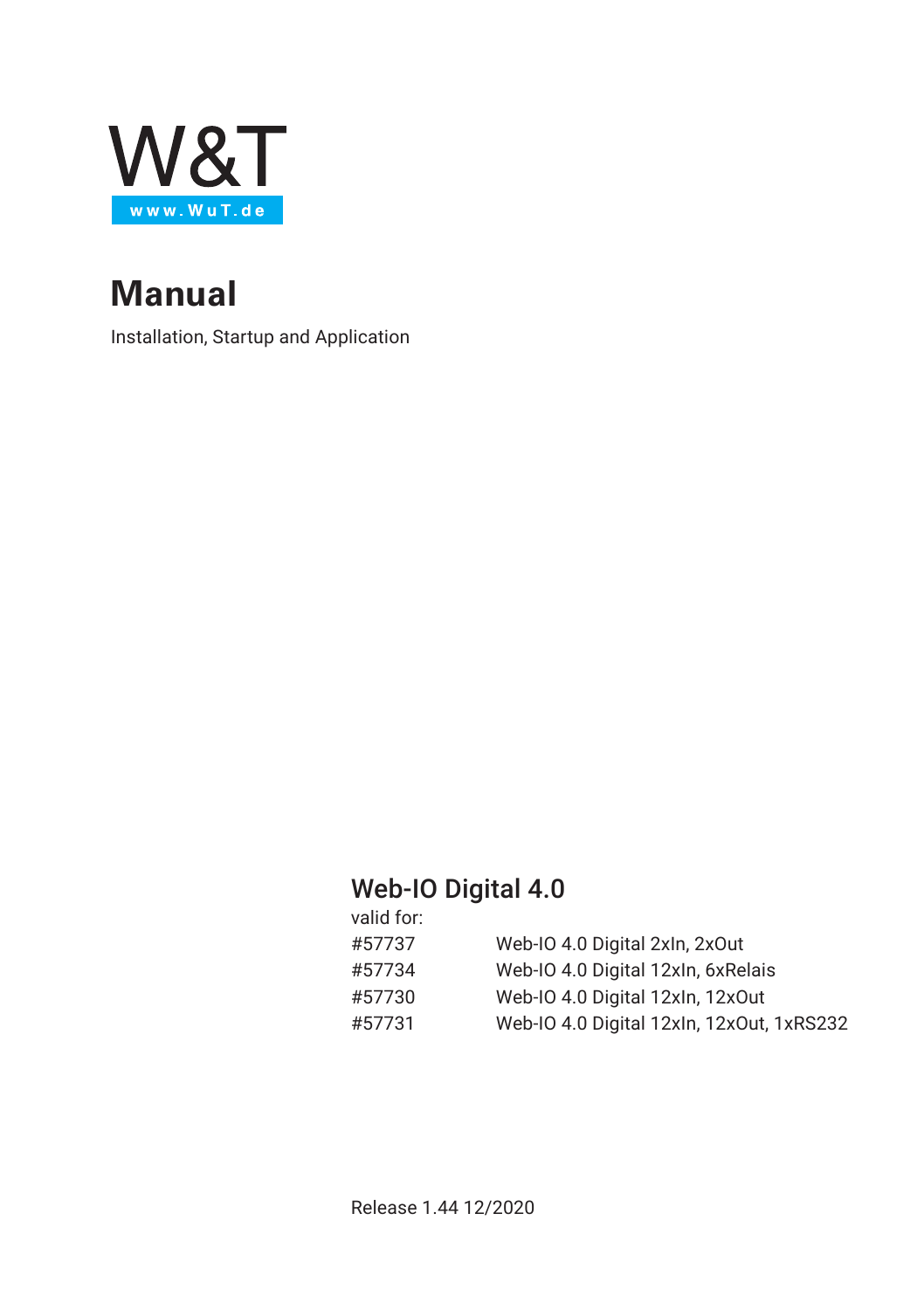W&T

www.WuT.de

# Manual

Installation, Startup and Application

## Web-IO Digital 4.0

valid for:

| | |
|---|---|
| #57737 | Web-IO 4.0 Digital 2xIn, 2xOut |
| #57734 | Web-IO 4.0 Digital 12xIn, 6xRelais |
| #57730 | Web-IO 4.0 Digital 12xIn, 12xOut |
| #57731 | Web-IO 4.0 Digital 12xIn, 12xOut, 1xRS232 |

Release 1.44 12/2020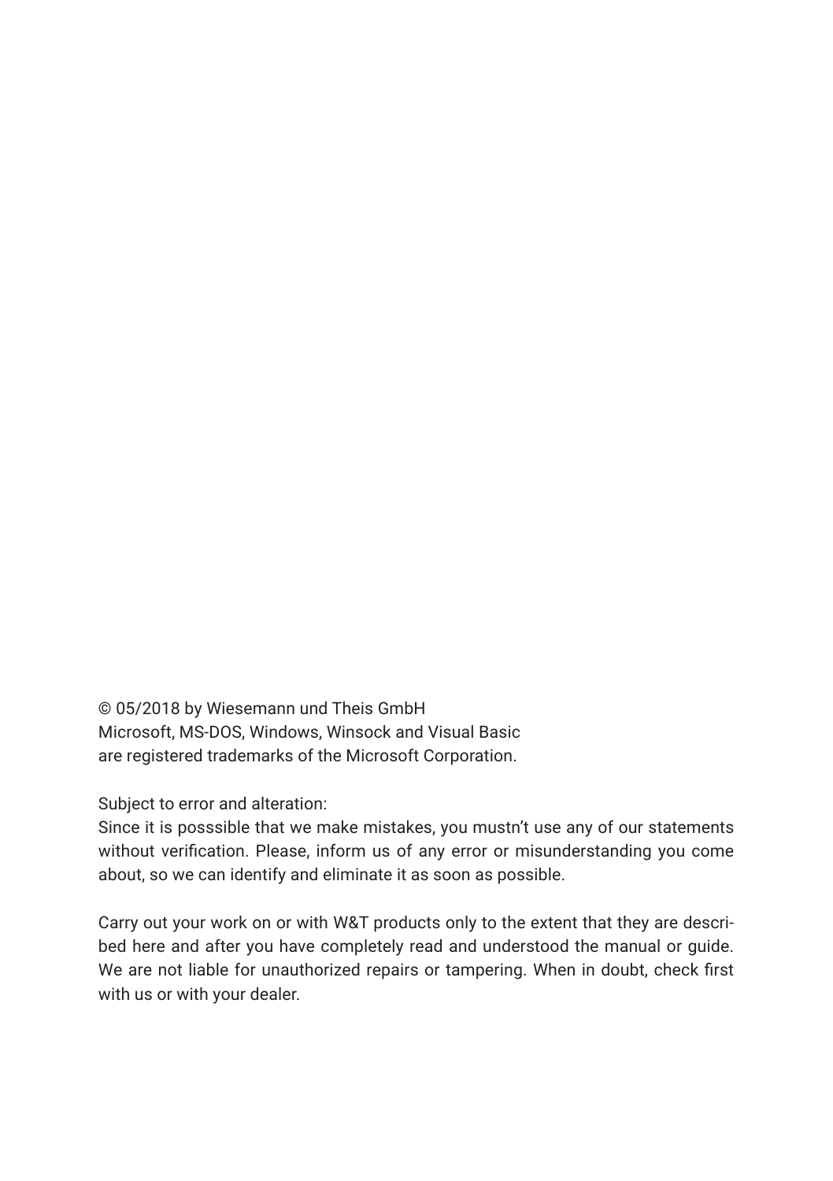© 05/2018 by Wiesemann und Theis GmbH
Microsoft, MS-DOS, Windows, Winsock and Visual Basic
are registered trademarks of the Microsoft Corporation.

Subject to error and alteration:
Since it is posssible that we make mistakes, you mustn't use any of our statements without verification. Please, inform us of any error or misunderstanding you come about, so we can identify and eliminate it as soon as possible.

Carry out your work on or with W&T products only to the extent that they are described here and after you have completely read and understood the manual or guide. We are not liable for unauthorized repairs or tampering. When in doubt, check first with us or with your dealer.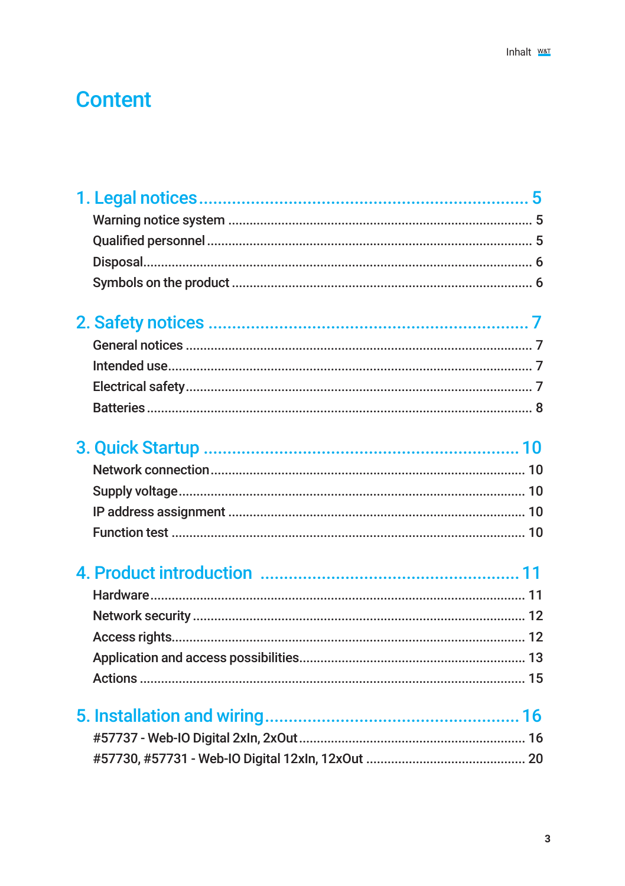# Content

**1. Legal notices** ........................................................ 5

- Warning notice system ........................................................ 5
- Qualified personnel ........................................................ 5
- Disposal ........................................................ 6
- Symbols on the product ........................................................ 6

**2. Safety notices** ........................................................ 7

- General notices ........................................................ 7
- Intended use ........................................................ 7
- Electrical safety ........................................................ 7
- Batteries ........................................................ 8

**3. Quick Startup** ........................................................ 10

- Network connection ........................................................ 10
- Supply voltage ........................................................ 10
- IP address assignment ........................................................ 10
- Function test ........................................................ 10

**4. Product introduction** ........................................................ 11

- Hardware ........................................................ 11
- Network security ........................................................ 12
- Access rights ........................................................ 12
- Application and access possibilities ........................................................ 13
- Actions ........................................................ 15

**5. Installation and wiring** ........................................................ 16

- #57737 - Web-IO Digital 2xIn, 2xOut ........................................................ 16
- #57730, #57731 - Web-IO Digital 12xIn, 12xOut ........................................................ 20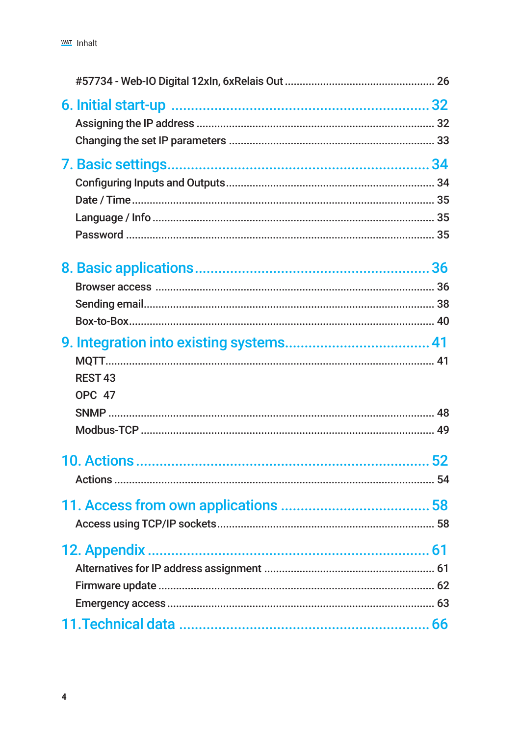#57734 - Web-IO Digital 12xIn, 6xRelais Out .................................................. 26

**6. Initial start-up ................................................................. 32**

Assigning the IP address ....................................................................... 32

Changing the set IP parameters .......................................................... 33

**7. Basic settings.................................................................. 34**

Configuring Inputs and Outputs............................................................ 34

Date / Time ................................................................................................ 35

Language / Info .......................................................................................... 35

Password .................................................................................................... 35

**8. Basic applications........................................................... 36**

Browser access ........................................................................................ 36

Sending email............................................................................................ 38

Box-to-Box.................................................................................................. 40

**9. Integration into existing systems.................................... 41**

MQTT.......................................................................................................... 41

REST 43

OPC 47

SNMP .......................................................................................................... 48

Modbus-TCP .............................................................................................. 49

**10. Actions ............................................................................ 52**

Actions ........................................................................................................ 54

**11. Access from own applications ...................................... 58**

Access using TCP/IP sockets.................................................................. 58

**12. Appendix ......................................................................... 61**

Alternatives for IP address assignment ............................................... 61

Firmware update ....................................................................................... 62

Emergency access .................................................................................... 63

**11.Technical data ................................................................ 66**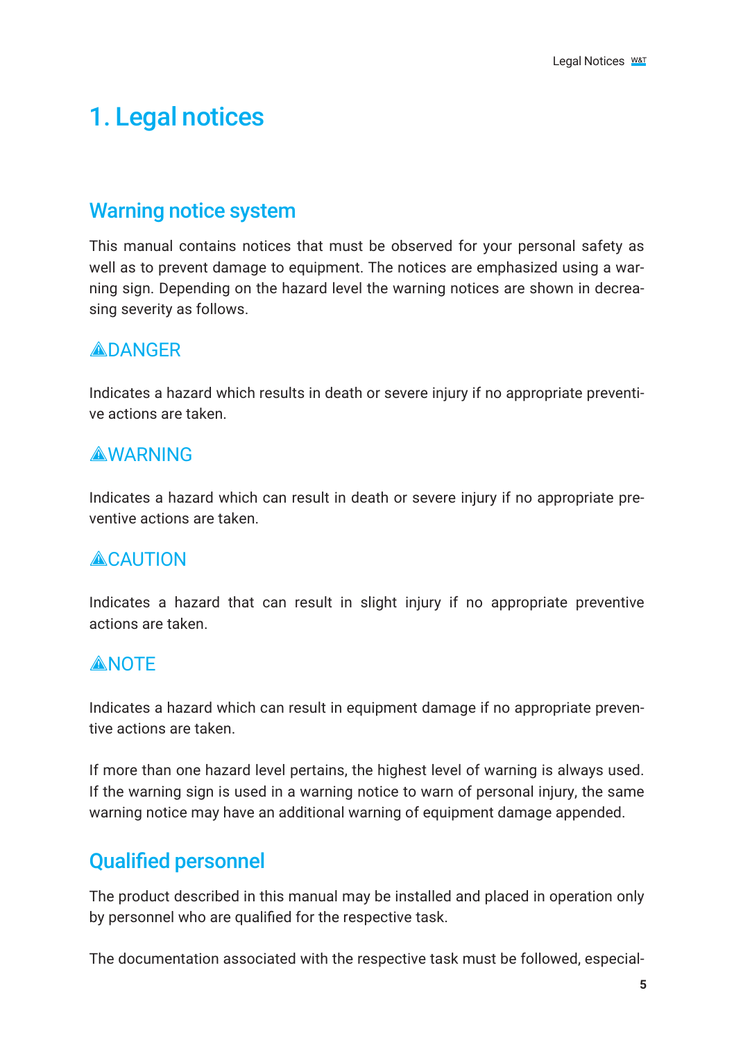# 1. Legal notices

## Warning notice system

This manual contains notices that must be observed for your personal safety as well as to prevent damage to equipment. The notices are emphasized using a warning sign. Depending on the hazard level the warning notices are shown in decreasing severity as follows.

### ⚠DANGER

Indicates a hazard which results in death or severe injury if no appropriate preventive actions are taken.

### ⚠WARNING

Indicates a hazard which can result in death or severe injury if no appropriate preventive actions are taken.

### ⚠CAUTION

Indicates a hazard that can result in slight injury if no appropriate preventive actions are taken.

### ⚠NOTE

Indicates a hazard which can result in equipment damage if no appropriate preventive actions are taken.

If more than one hazard level pertains, the highest level of warning is always used. If the warning sign is used in a warning notice to warn of personal injury, the same warning notice may have an additional warning of equipment damage appended.

## Qualified personnel

The product described in this manual may be installed and placed in operation only by personnel who are qualified for the respective task.

The documentation associated with the respective task must be followed, especial-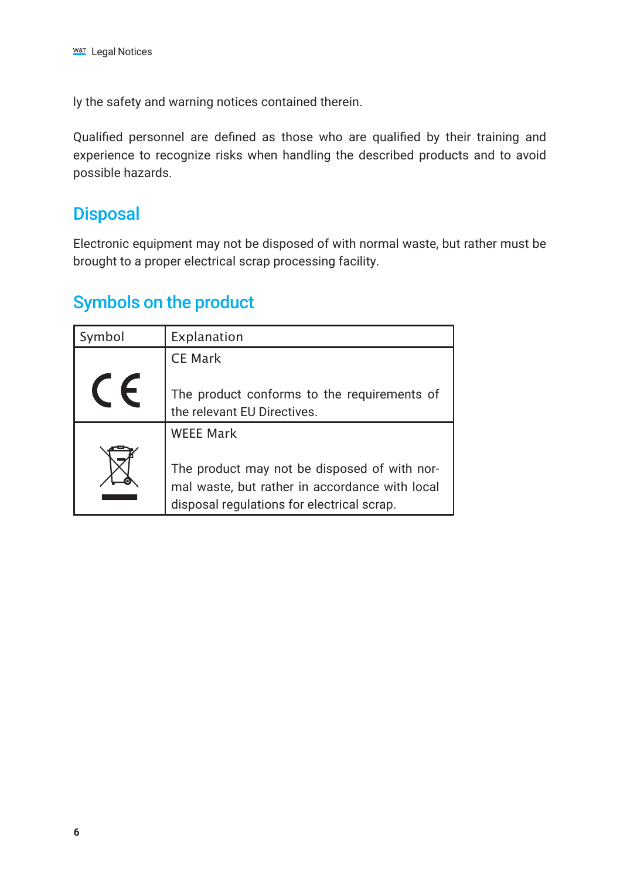ly the safety and warning notices contained therein.

Qualified personnel are defined as those who are qualified by their training and experience to recognize risks when handling the described products and to avoid possible hazards.

## Disposal

Electronic equipment may not be disposed of with normal waste, but rather must be brought to a proper electrical scrap processing facility.

## Symbols on the product

| Symbol | Explanation |
| --- | --- |
| CE | CE Mark<br><br>The product conforms to the requirements of the relevant EU Directives. |
| | WEEE Mark<br><br>The product may not be disposed of with normal waste, but rather in accordance with local disposal regulations for electrical scrap. |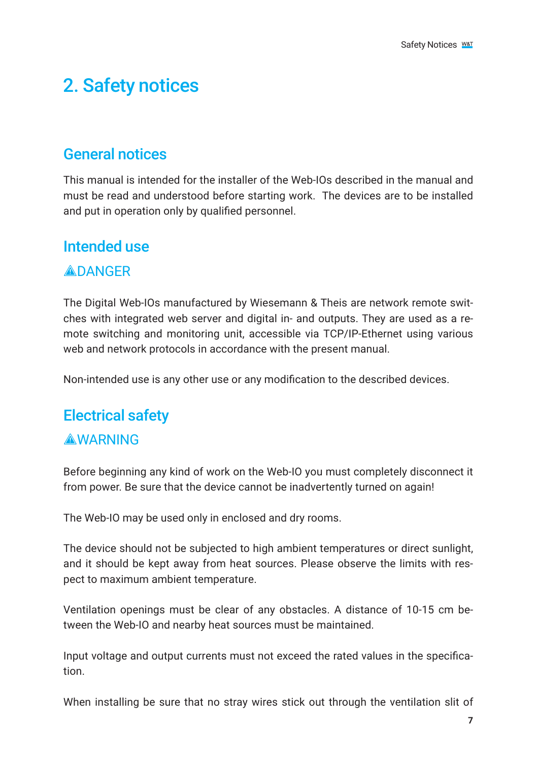# 2. Safety notices

## General notices

This manual is intended for the installer of the Web-IOs described in the manual and must be read and understood before starting work. The devices are to be installed and put in operation only by qualified personnel.

## Intended use

### ⚠DANGER

The Digital Web-IOs manufactured by Wiesemann & Theis are network remote switches with integrated web server and digital in- and outputs. They are used as a remote switching and monitoring unit, accessible via TCP/IP-Ethernet using various web and network protocols in accordance with the present manual.

Non-intended use is any other use or any modification to the described devices.

## Electrical safety

### ⚠WARNING

Before beginning any kind of work on the Web-IO you must completely disconnect it from power. Be sure that the device cannot be inadvertently turned on again!

The Web-IO may be used only in enclosed and dry rooms.

The device should not be subjected to high ambient temperatures or direct sunlight, and it should be kept away from heat sources. Please observe the limits with respect to maximum ambient temperature.

Ventilation openings must be clear of any obstacles. A distance of 10-15 cm between the Web-IO and nearby heat sources must be maintained.

Input voltage and output currents must not exceed the rated values in the specification.

When installing be sure that no stray wires stick out through the ventilation slit of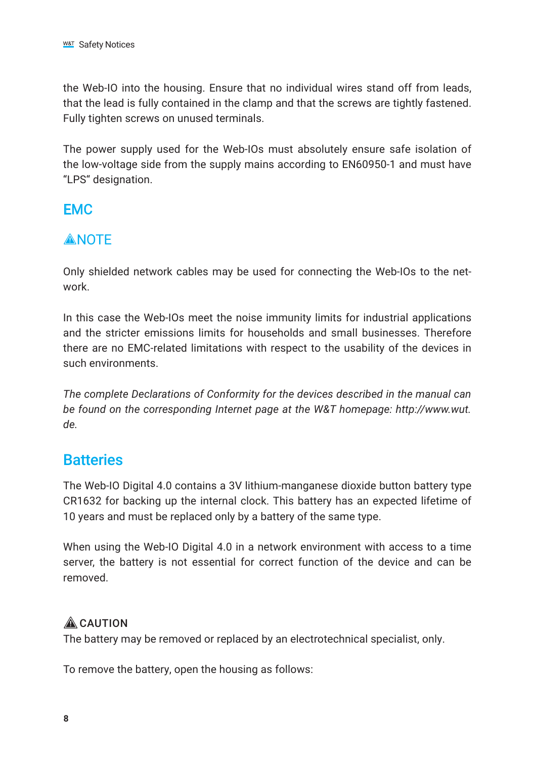the Web-IO into the housing. Ensure that no individual wires stand off from leads, that the lead is fully contained in the clamp and that the screws are tightly fastened. Fully tighten screws on unused terminals.

The power supply used for the Web-IOs must absolutely ensure safe isolation of the low-voltage side from the supply mains according to EN60950-1 and must have “LPS“ designation.

## EMC

### ⚠NOTE

Only shielded network cables may be used for connecting the Web-IOs to the network.

In this case the Web-IOs meet the noise immunity limits for industrial applications and the stricter emissions limits for households and small businesses. Therefore there are no EMC-related limitations with respect to the usability of the devices in such environments.

*The complete Declarations of Conformity for the devices described in the manual can be found on the corresponding Internet page at the W&T homepage: http://www.wut.de.*

## Batteries

The Web-IO Digital 4.0 contains a 3V lithium-manganese dioxide button battery type CR1632 for backing up the internal clock. This battery has an expected lifetime of 10 years and must be replaced only by a battery of the same type.

When using the Web-IO Digital 4.0 in a network environment with access to a time server, the battery is not essential for correct function of the device and can be removed.

**⚠ CAUTION**
The battery may be removed or replaced by an electrotechnical specialist, only.

To remove the battery, open the housing as follows: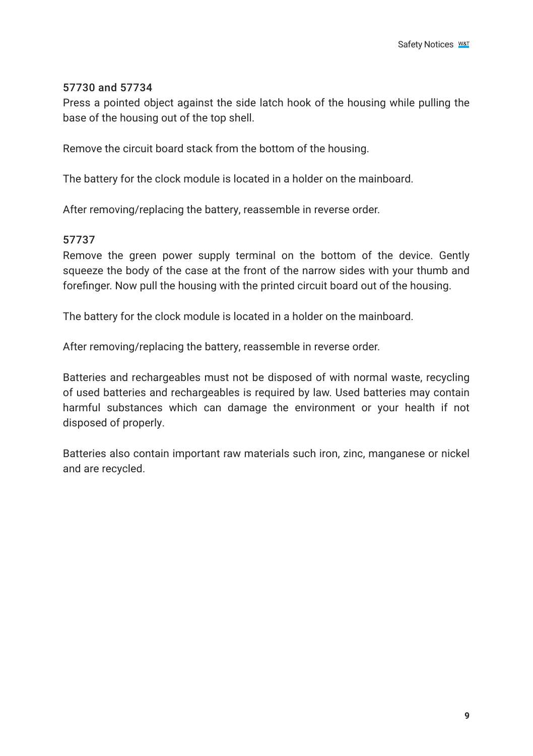### 57730 and 57734

Press a pointed object against the side latch hook of the housing while pulling the base of the housing out of the top shell.

Remove the circuit board stack from the bottom of the housing.

The battery for the clock module is located in a holder on the mainboard.

After removing/replacing the battery, reassemble in reverse order.

### 57737

Remove the green power supply terminal on the bottom of the device. Gently squeeze the body of the case at the front of the narrow sides with your thumb and forefinger. Now pull the housing with the printed circuit board out of the housing.

The battery for the clock module is located in a holder on the mainboard.

After removing/replacing the battery, reassemble in reverse order.

Batteries and rechargeables must not be disposed of with normal waste, recycling of used batteries and rechargeables is required by law. Used batteries may contain harmful substances which can damage the environment or your health if not disposed of properly.

Batteries also contain important raw materials such iron, zinc, manganese or nickel and are recycled.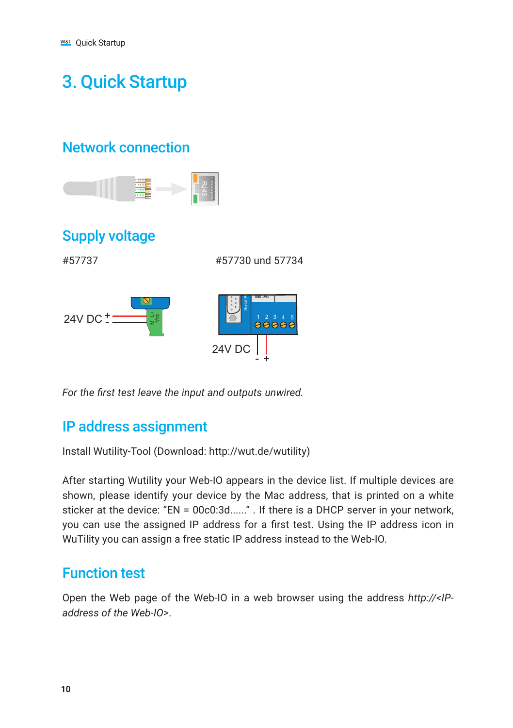# 3. Quick Startup

## Network connection

## Supply voltage

#57737

#57730 und 57734

*For the first test leave the input and outputs unwired.*

## IP address assignment

Install Wutility-Tool (Download: http://wut.de/wutility)

After starting Wutility your Web-IO appears in the device list. If multiple devices are shown, please identify your device by the Mac address, that is printed on a white sticker at the device: “EN = 00c0:3d......“ . If there is a DHCP server in your network, you can use the assigned IP address for a first test. Using the IP address icon in WuTility you can assign a free static IP address instead to the Web-IO.

## Function test

Open the Web page of the Web-IO in a web browser using the address *http://<IP-address of the Web-IO>*.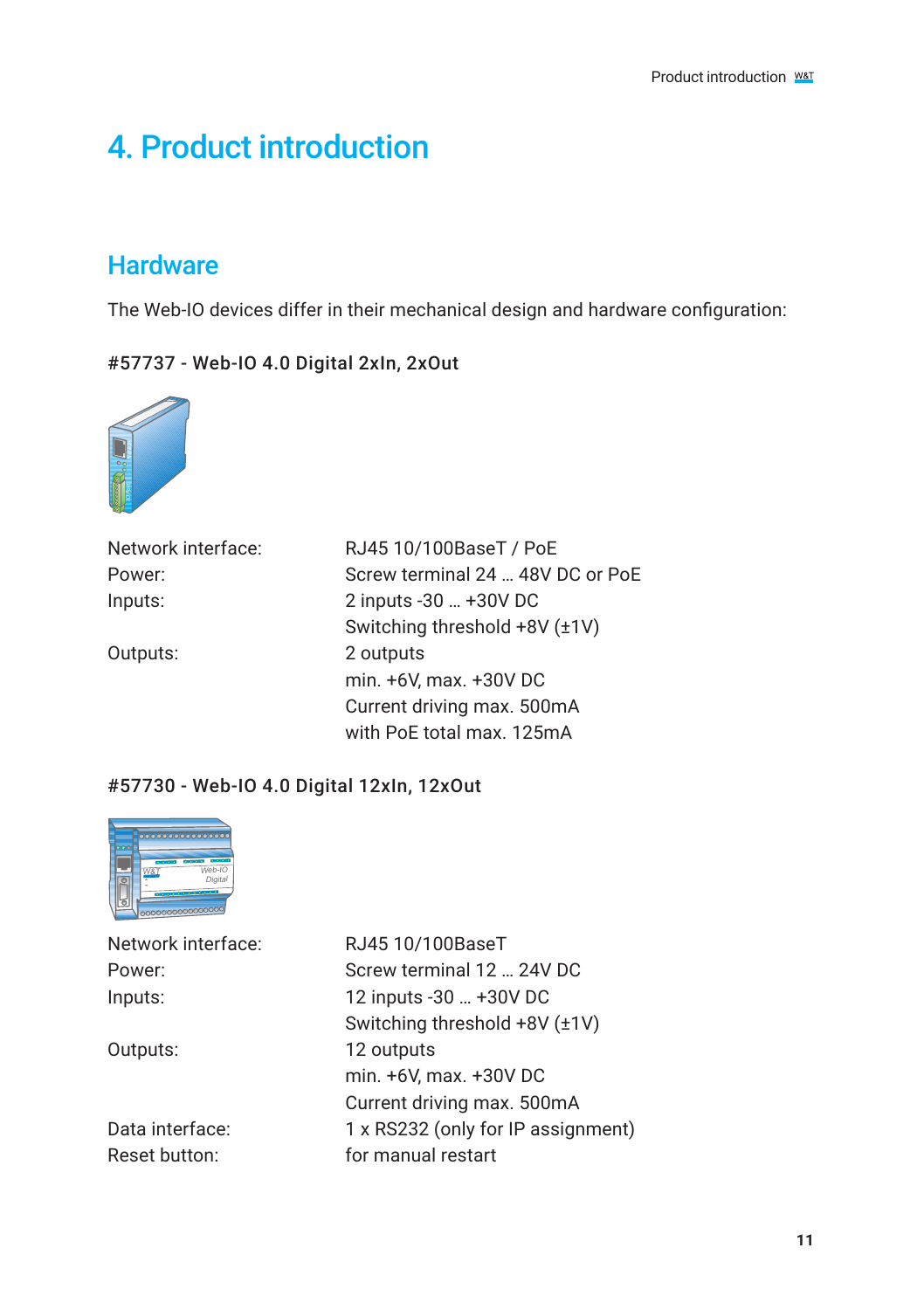# 4. Product introduction

## Hardware

The Web-IO devices differ in their mechanical design and hardware configuration:

#### #57737 - Web-IO 4.0 Digital 2xIn, 2xOut

| | |
|---|---|
| Network interface: | RJ45 10/100BaseT / PoE |
| Power: | Screw terminal 24 … 48V DC or PoE |
| Inputs: | 2 inputs -30 … +30V DC |
| | Switching threshold +8V (±1V) |
| Outputs: | 2 outputs |
| | min. +6V, max. +30V DC |
| | Current driving max. 500mA |
| | with PoE total max. 125mA |

#### #57730 - Web-IO 4.0 Digital 12xIn, 12xOut

| | |
|---|---|
| Network interface: | RJ45 10/100BaseT |
| Power: | Screw terminal 12 … 24V DC |
| Inputs: | 12 inputs -30 … +30V DC |
| | Switching threshold +8V (±1V) |
| Outputs: | 12 outputs |
| | min. +6V, max. +30V DC |
| | Current driving max. 500mA |
| Data interface: | 1 x RS232 (only for IP assignment) |
| Reset button: | for manual restart |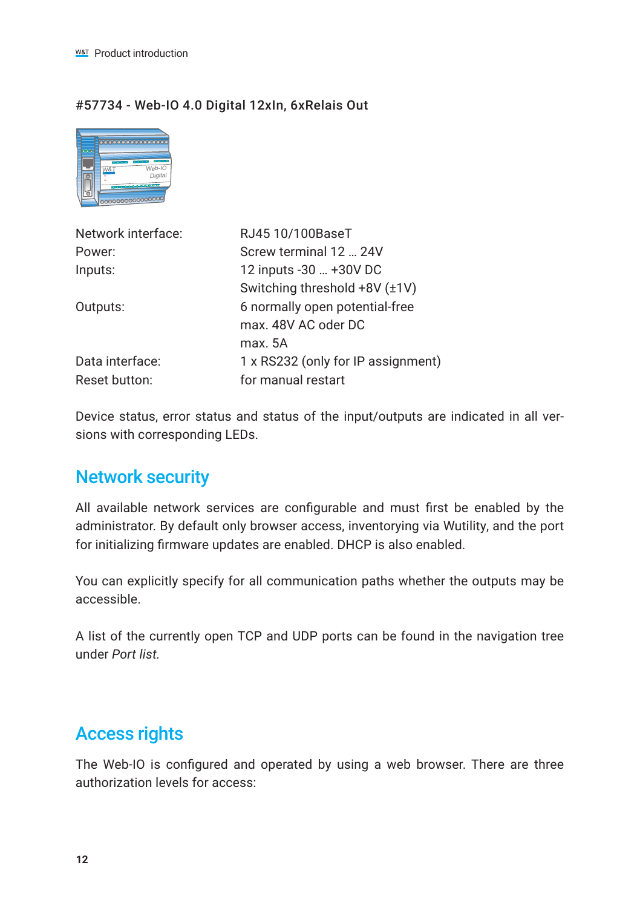#57734 - Web-IO 4.0 Digital 12xIn, 6xRelais Out

| | |
|---|---|
| Network interface: | RJ45 10/100BaseT |
| Power: | Screw terminal 12 … 24V |
| Inputs: | 12 inputs -30 … +30V DC<br>Switching threshold +8V (±1V) |
| Outputs: | 6 normally open potential-free<br>max. 48V AC oder DC<br>max. 5A |
| Data interface: | 1 x RS232 (only for IP assignment) |
| Reset button: | for manual restart |

Device status, error status and status of the input/outputs are indicated in all versions with corresponding LEDs.

## Network security

All available network services are configurable and must first be enabled by the administrator. By default only browser access, inventorying via Wutility, and the port for initializing firmware updates are enabled. DHCP is also enabled.

You can explicitly specify for all communication paths whether the outputs may be accessible.

A list of the currently open TCP and UDP ports can be found in the navigation tree under *Port list*.

## Access rights

The Web-IO is configured and operated by using a web browser. There are three authorization levels for access: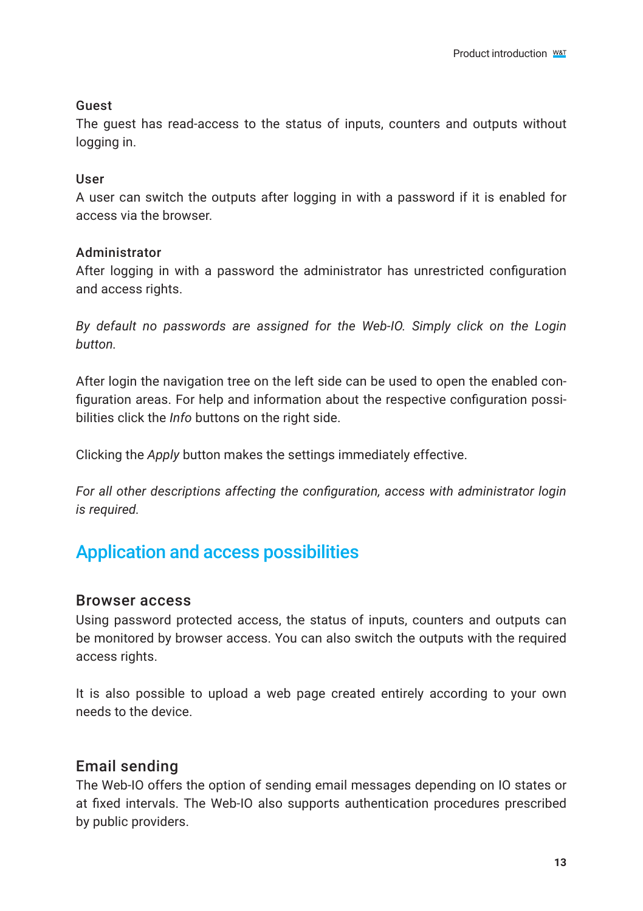**Guest**
The guest has read-access to the status of inputs, counters and outputs without logging in.

**User**
A user can switch the outputs after logging in with a password if it is enabled for access via the browser.

**Administrator**
After logging in with a password the administrator has unrestricted configuration and access rights.

*By default no passwords are assigned for the Web-IO. Simply click on the Login button.*

After login the navigation tree on the left side can be used to open the enabled configuration areas. For help and information about the respective configuration possibilities click the *Info* buttons on the right side.

Clicking the *Apply* button makes the settings immediately effective.

*For all other descriptions affecting the configuration, access with administrator login is required.*

## Application and access possibilities

### Browser access

Using password protected access, the status of inputs, counters and outputs can be monitored by browser access. You can also switch the outputs with the required access rights.

It is also possible to upload a web page created entirely according to your own needs to the device.

### Email sending

The Web-IO offers the option of sending email messages depending on IO states or at fixed intervals. The Web-IO also supports authentication procedures prescribed by public providers.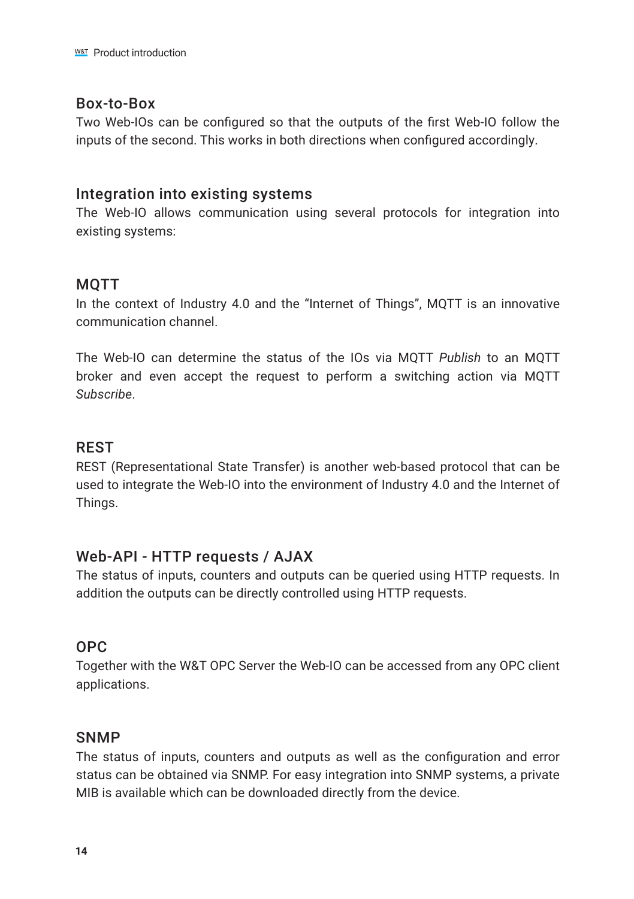## Box-to-Box

Two Web-IOs can be configured so that the outputs of the first Web-IO follow the inputs of the second. This works in both directions when configured accordingly.

## Integration into existing systems

The Web-IO allows communication using several protocols for integration into existing systems:

## MQTT

In the context of Industry 4.0 and the "Internet of Things", MQTT is an innovative communication channel.

The Web-IO can determine the status of the IOs via MQTT *Publish* to an MQTT broker and even accept the request to perform a switching action via MQTT *Subscribe*.

## REST

REST (Representational State Transfer) is another web-based protocol that can be used to integrate the Web-IO into the environment of Industry 4.0 and the Internet of Things.

## Web-API - HTTP requests / AJAX

The status of inputs, counters and outputs can be queried using HTTP requests. In addition the outputs can be directly controlled using HTTP requests.

## OPC

Together with the W&T OPC Server the Web-IO can be accessed from any OPC client applications.

## SNMP

The status of inputs, counters and outputs as well as the configuration and error status can be obtained via SNMP. For easy integration into SNMP systems, a private MIB is available which can be downloaded directly from the device.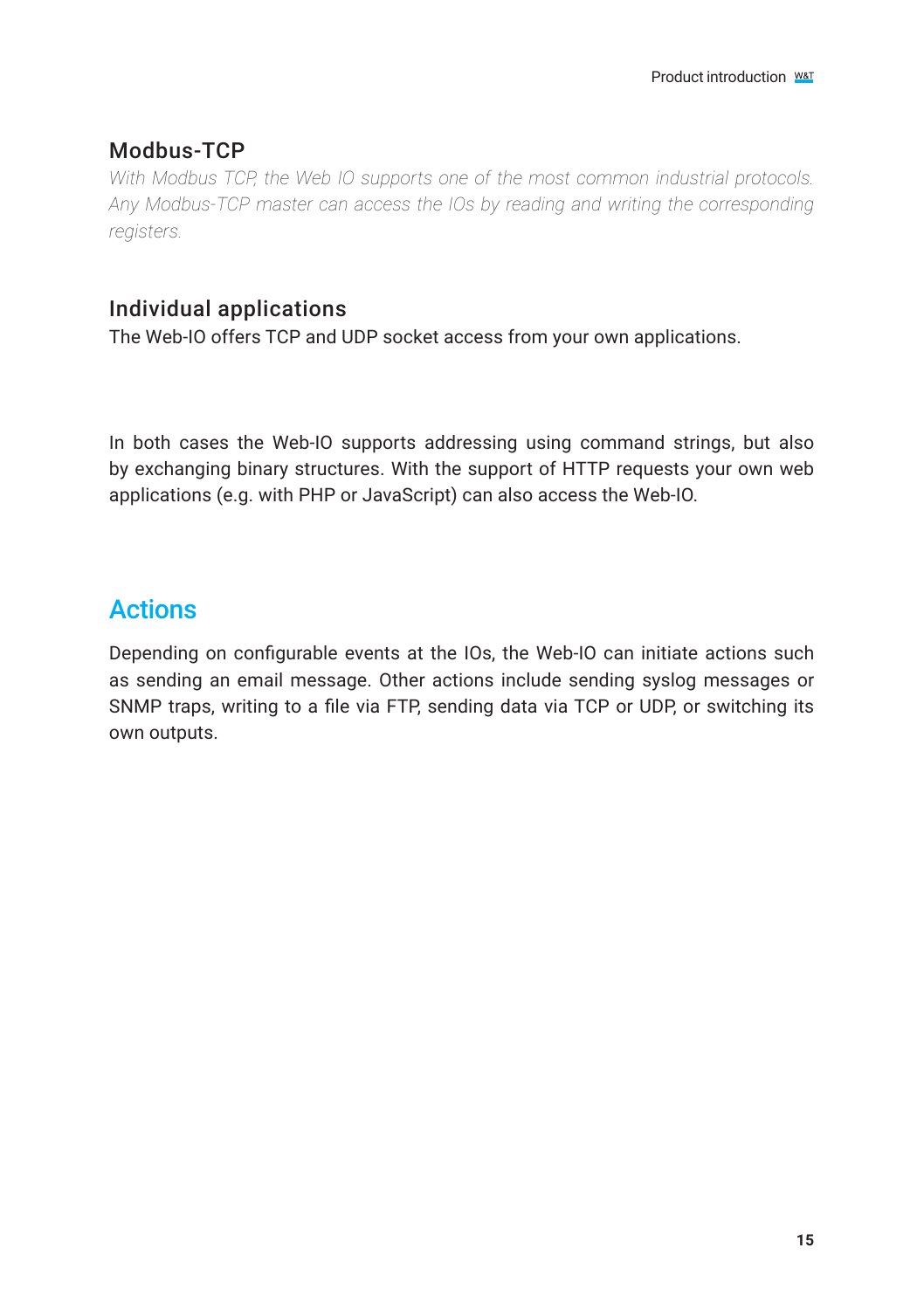### Modbus-TCP

*With Modbus TCP, the Web IO supports one of the most common industrial protocols. Any Modbus-TCP master can access the IOs by reading and writing the corresponding registers.*

### Individual applications

The Web-IO offers TCP and UDP socket access from your own applications.

In both cases the Web-IO supports addressing using command strings, but also by exchanging binary structures. With the support of HTTP requests your own web applications (e.g. with PHP or JavaScript) can also access the Web-IO.

## Actions

Depending on configurable events at the IOs, the Web-IO can initiate actions such as sending an email message. Other actions include sending syslog messages or SNMP traps, writing to a file via FTP, sending data via TCP or UDP, or switching its own outputs.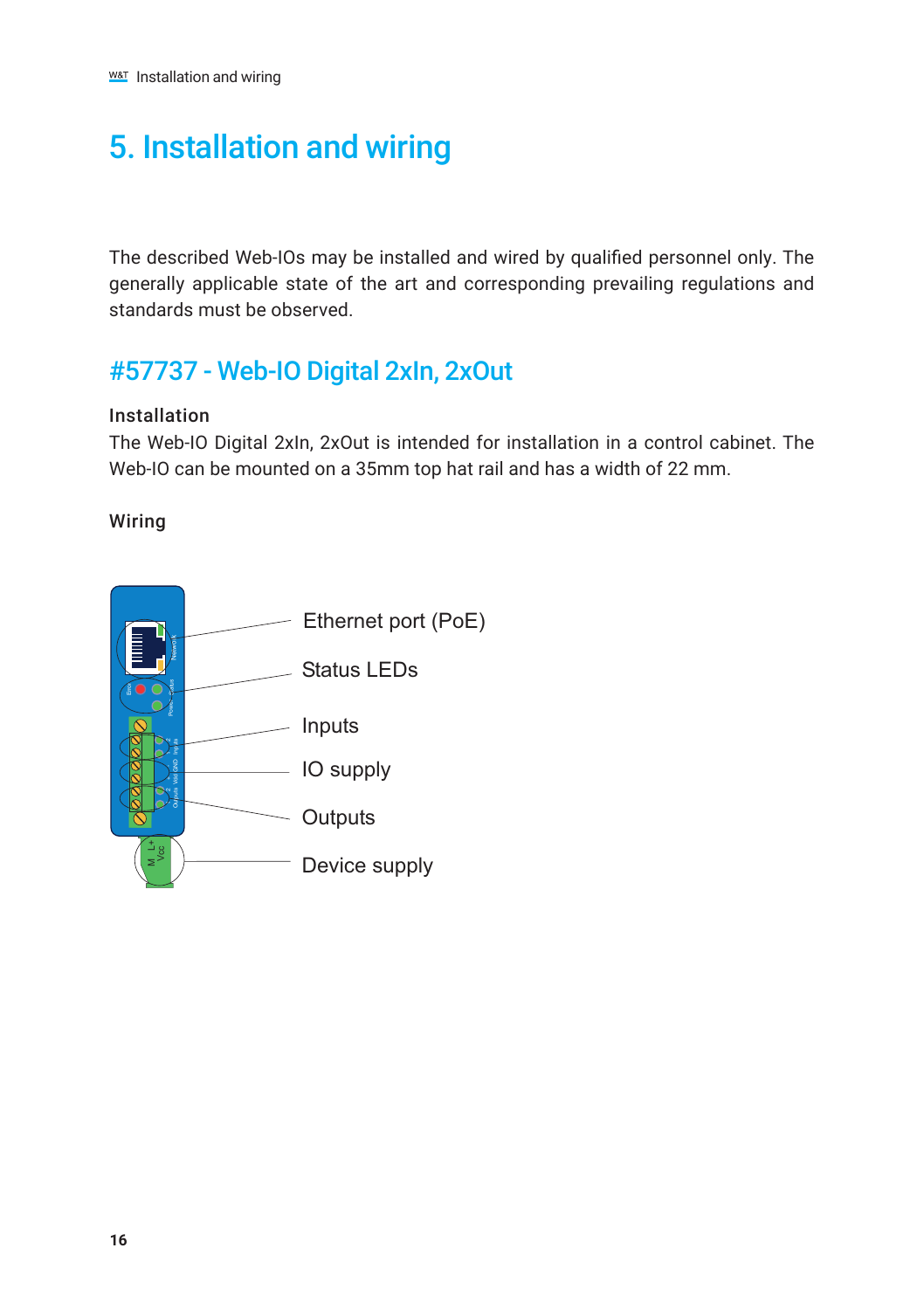# 5. Installation and wiring

The described Web-IOs may be installed and wired by qualified personnel only. The generally applicable state of the art and corresponding prevailing regulations and standards must be observed.

## #57737 - Web-IO Digital 2xIn, 2xOut

### Installation

The Web-IO Digital 2xIn, 2xOut is intended for installation in a control cabinet. The Web-IO can be mounted on a 35mm top hat rail and has a width of 22 mm.

### Wiring

Ethernet port (PoE)

Status LEDs

Inputs

IO supply

Outputs

Device supply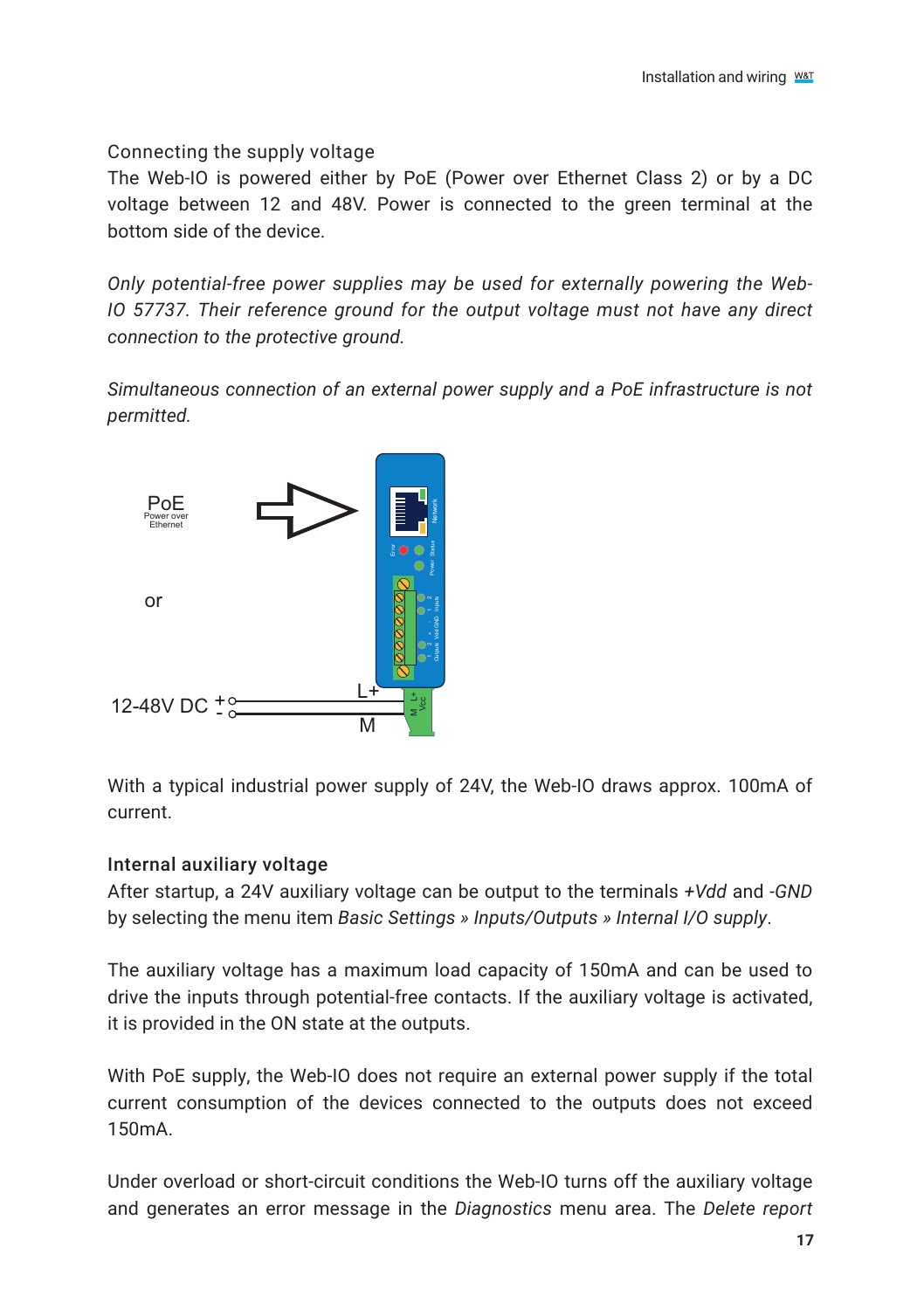## Connecting the supply voltage

The Web-IO is powered either by PoE (Power over Ethernet Class 2) or by a DC voltage between 12 and 48V. Power is connected to the green terminal at the bottom side of the device.

*Only potential-free power supplies may be used for externally powering the Web-IO 57737. Their reference ground for the output voltage must not have any direct connection to the protective ground.*

*Simultaneous connection of an external power supply and a PoE infrastructure is not permitted.*

With a typical industrial power supply of 24V, the Web-IO draws approx. 100mA of current.

### Internal auxiliary voltage

After startup, a 24V auxiliary voltage can be output to the terminals *+Vdd* and *-GND* by selecting the menu item *Basic Settings » Inputs/Outputs » Internal I/O supply*.

The auxiliary voltage has a maximum load capacity of 150mA and can be used to drive the inputs through potential-free contacts. If the auxiliary voltage is activated, it is provided in the ON state at the outputs.

With PoE supply, the Web-IO does not require an external power supply if the total current consumption of the devices connected to the outputs does not exceed 150mA.

Under overload or short-circuit conditions the Web-IO turns off the auxiliary voltage and generates an error message in the *Diagnostics* menu area. The *Delete report*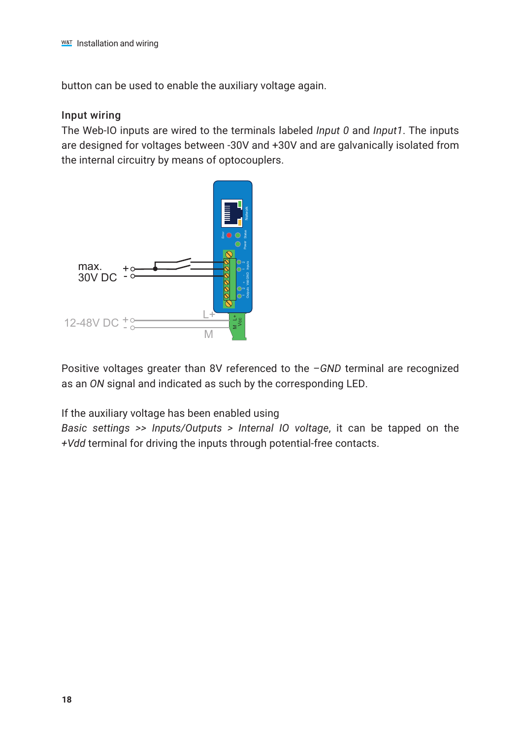button can be used to enable the auxiliary voltage again.

### Input wiring

The Web-IO inputs are wired to the terminals labeled *Input 0* and *Input1*. The inputs are designed for voltages between -30V and +30V and are galvanically isolated from the internal circuitry by means of optocouplers.

Positive voltages greater than 8V referenced to the *–GND* terminal are recognized as an *ON* signal and indicated as such by the corresponding LED.

If the auxiliary voltage has been enabled using *Basic settings >> Inputs/Outputs > Internal IO voltage*, it can be tapped on the *+Vdd* terminal for driving the inputs through potential-free contacts.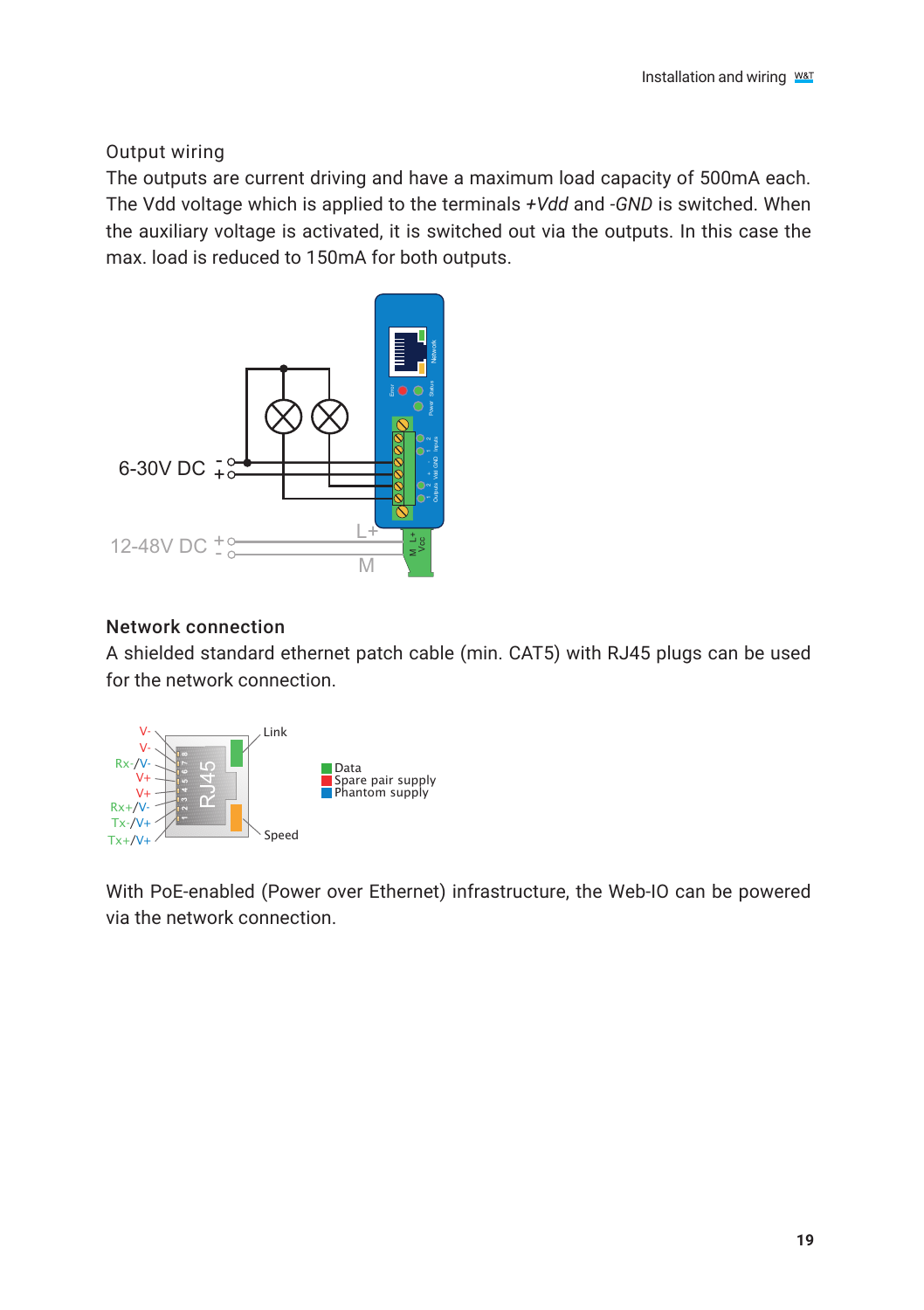## Output wiring

The outputs are current driving and have a maximum load capacity of 500mA each. The Vdd voltage which is applied to the terminals *+Vdd* and *-GND* is switched. When the auxiliary voltage is activated, it is switched out via the outputs. In this case the max. load is reduced to 150mA for both outputs.

## Network connection

A shielded standard ethernet patch cable (min. CAT5) with RJ45 plugs can be used for the network connection.

With PoE-enabled (Power over Ethernet) infrastructure, the Web-IO can be powered via the network connection.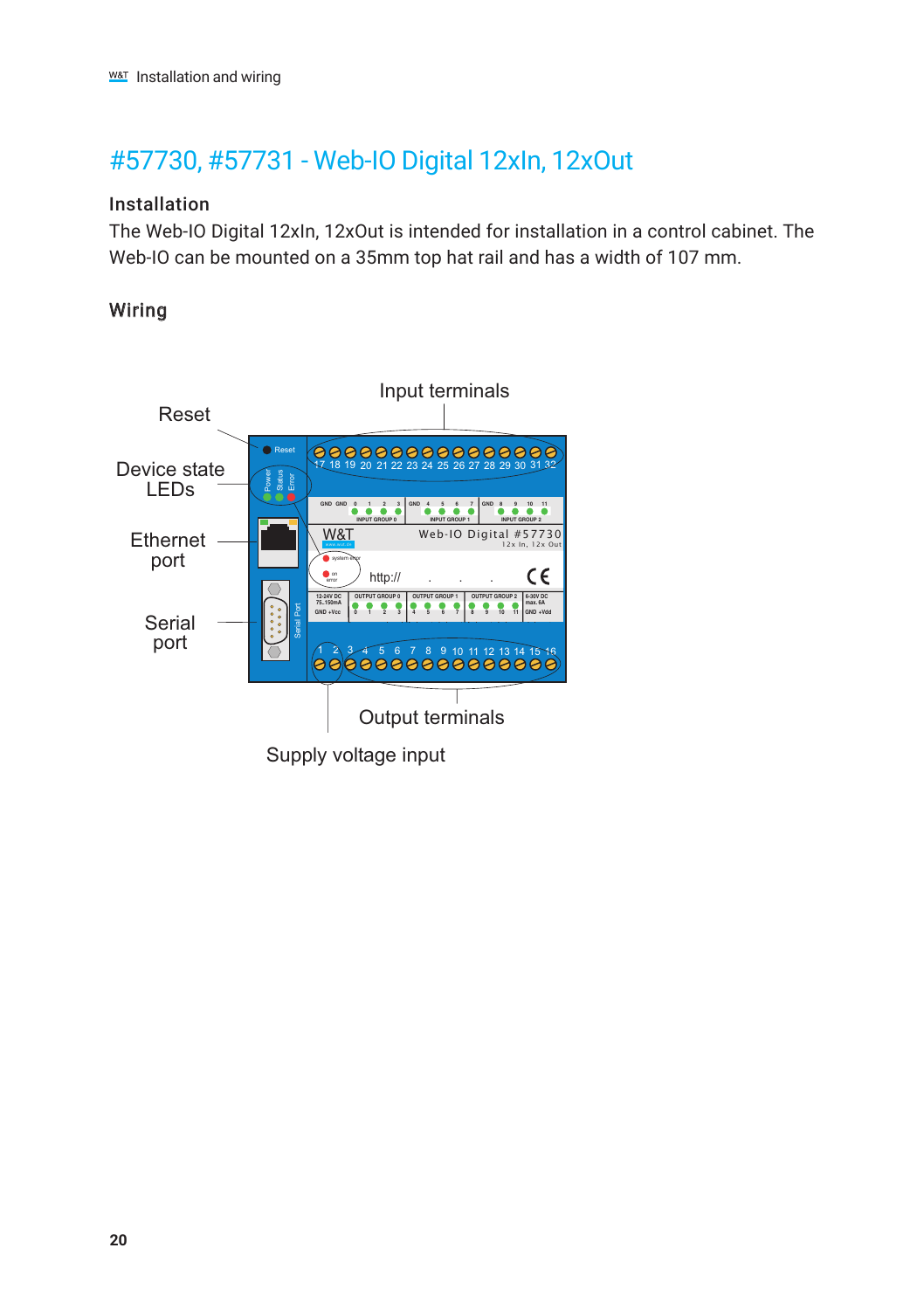# #57730, #57731 - Web-IO Digital 12xIn, 12xOut

## Installation

The Web-IO Digital 12xIn, 12xOut is intended for installation in a control cabinet. The Web-IO can be mounted on a 35mm top hat rail and has a width of 107 mm.

## Wiring

Reset

Device state LEDs

Ethernet port

Serial port

Input terminals

Output terminals

Supply voltage input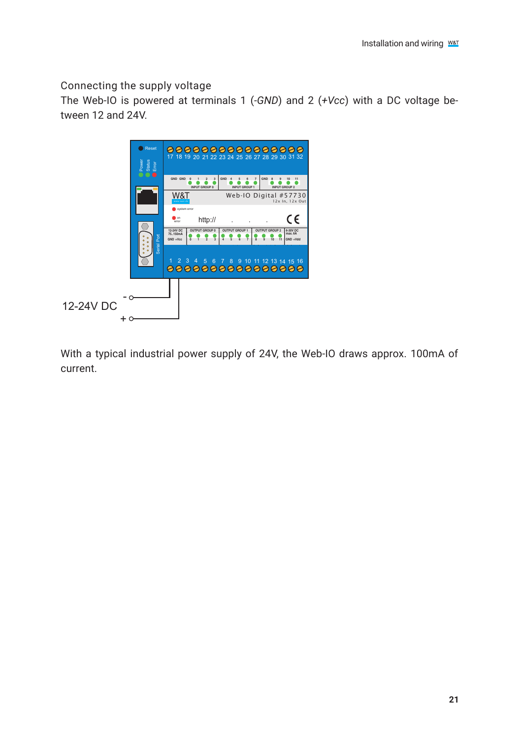## Connecting the supply voltage

The Web-IO is powered at terminals 1 (*-GND*) and 2 (*+Vcc*) with a DC voltage between 12 and 24V.

With a typical industrial power supply of 24V, the Web-IO draws approx. 100mA of current.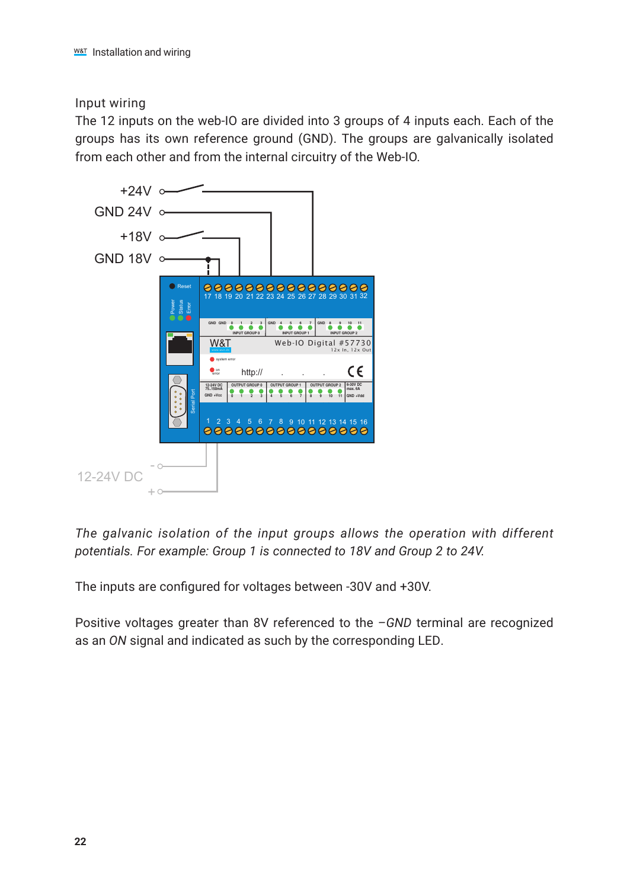## Input wiring

The 12 inputs on the web-IO are divided into 3 groups of 4 inputs each. Each of the groups has its own reference ground (GND). The groups are galvanically isolated from each other and from the internal circuitry of the Web-IO.

*The galvanic isolation of the input groups allows the operation with different potentials. For example: Group 1 is connected to 18V and Group 2 to 24V.*

The inputs are configured for voltages between -30V and +30V.

Positive voltages greater than 8V referenced to the *–GND* terminal are recognized as an *ON* signal and indicated as such by the corresponding LED.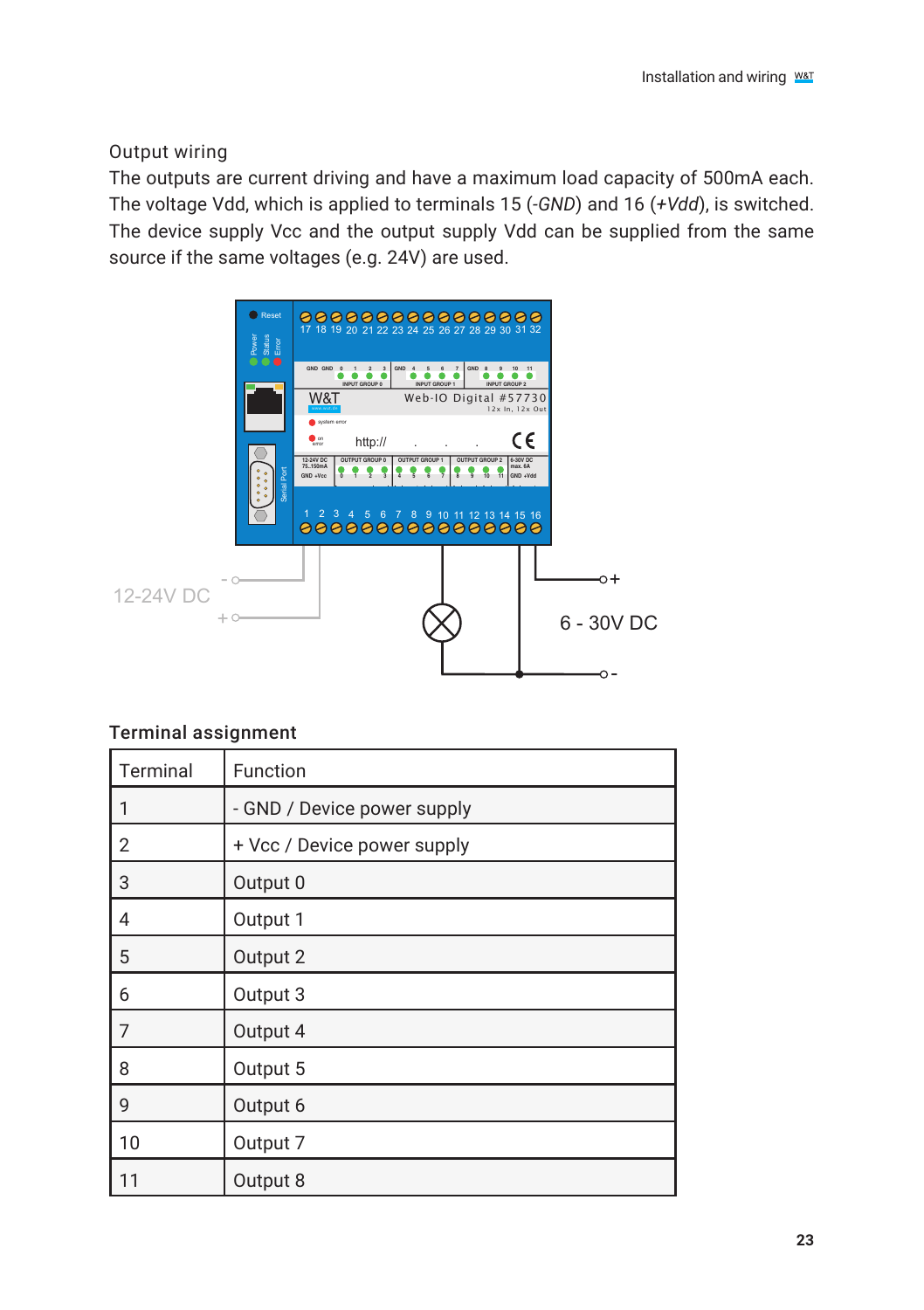### Output wiring

The outputs are current driving and have a maximum load capacity of 500mA each. The voltage Vdd, which is applied to terminals 15 (*-GND*) and 16 (*+Vdd*), is switched. The device supply Vcc and the output supply Vdd can be supplied from the same source if the same voltages (e.g. 24V) are used.

### Terminal assignment

| Terminal | Function |
|---|---|
| 1 | - GND / Device power supply |
| 2 | + Vcc / Device power supply |
| 3 | Output 0 |
| 4 | Output 1 |
| 5 | Output 2 |
| 6 | Output 3 |
| 7 | Output 4 |
| 8 | Output 5 |
| 9 | Output 6 |
| 10 | Output 7 |
| 11 | Output 8 |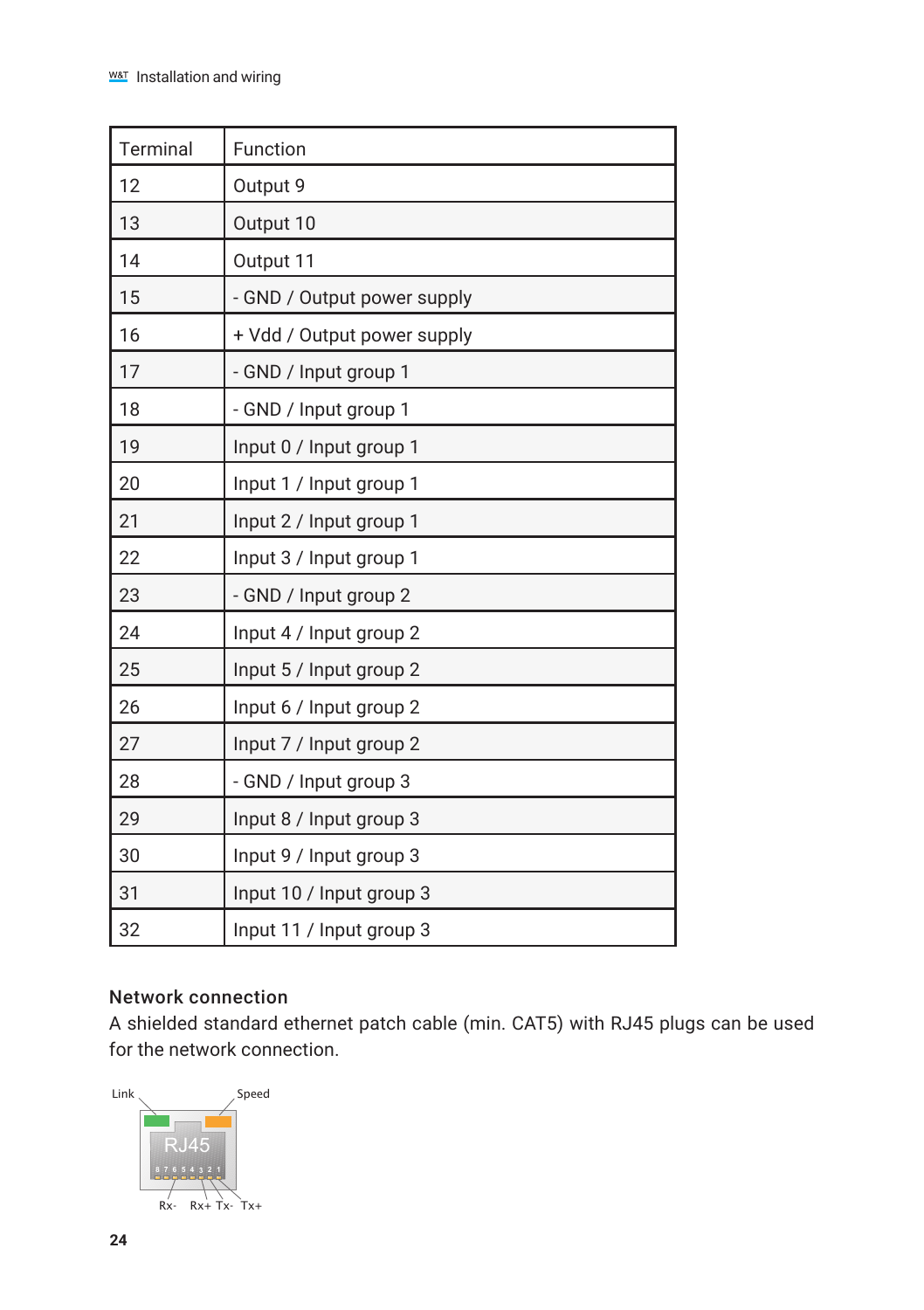| Terminal | Function |
|---|---|
| 12 | Output 9 |
| 13 | Output 10 |
| 14 | Output 11 |
| 15 | - GND / Output power supply |
| 16 | + Vdd / Output power supply |
| 17 | - GND / Input group 1 |
| 18 | - GND / Input group 1 |
| 19 | Input 0 / Input group 1 |
| 20 | Input 1 / Input group 1 |
| 21 | Input 2 / Input group 1 |
| 22 | Input 3 / Input group 1 |
| 23 | - GND / Input group 2 |
| 24 | Input 4 / Input group 2 |
| 25 | Input 5 / Input group 2 |
| 26 | Input 6 / Input group 2 |
| 27 | Input 7 / Input group 2 |
| 28 | - GND / Input group 3 |
| 29 | Input 8 / Input group 3 |
| 30 | Input 9 / Input group 3 |
| 31 | Input 10 / Input group 3 |
| 32 | Input 11 / Input group 3 |

### Network connection

A shielded standard ethernet patch cable (min. CAT5) with RJ45 plugs can be used for the network connection.

Link Speed

RJ45

8 7 6 5 4 3 2 1

Rx- Rx+ Tx- Tx+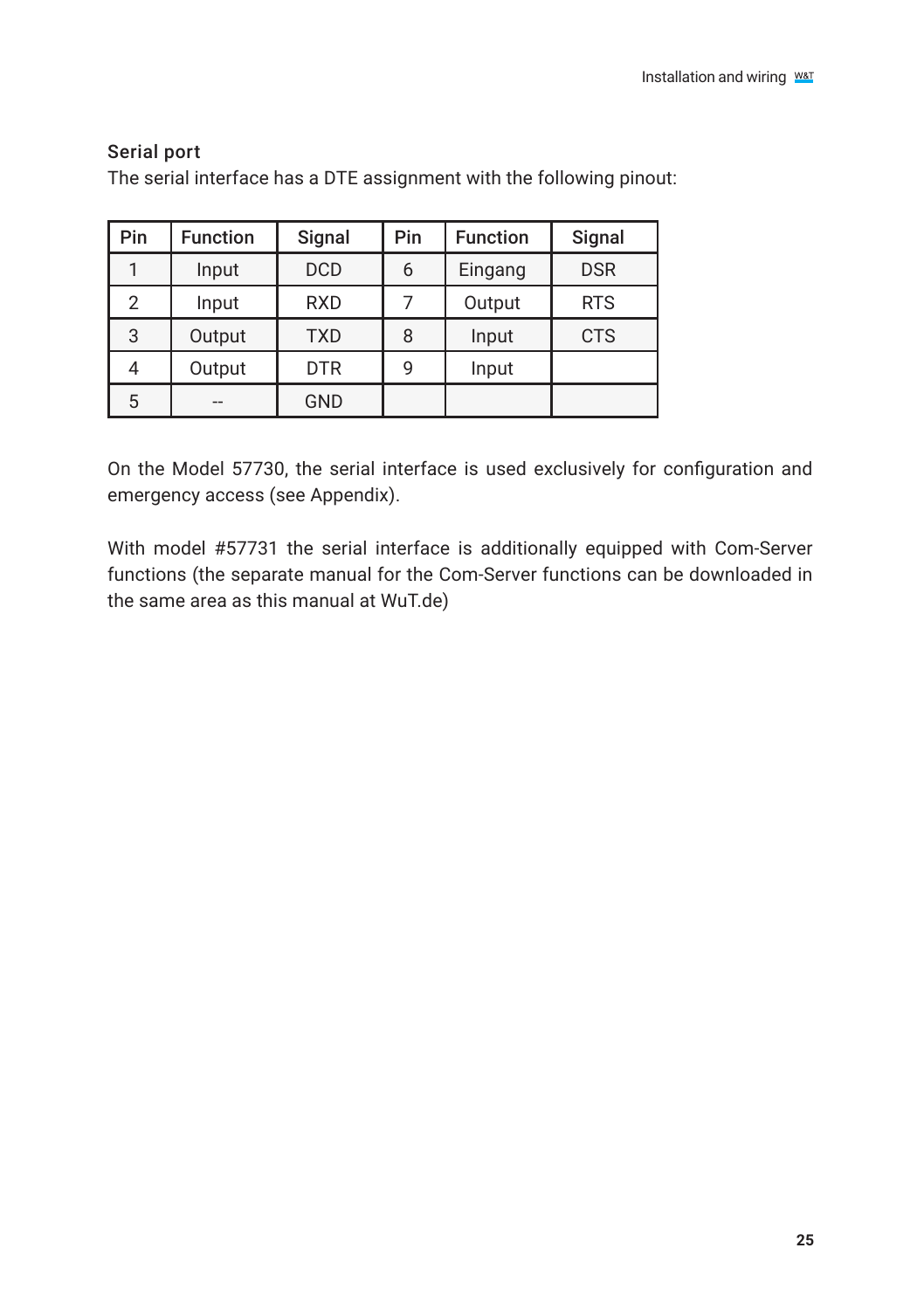### Serial port

The serial interface has a DTE assignment with the following pinout:

| Pin | Function | Signal | Pin | Function | Signal |
|---|---|---|---|---|---|
| 1 | Input | DCD | 6 | Eingang | DSR |
| 2 | Input | RXD | 7 | Output | RTS |
| 3 | Output | TXD | 8 | Input | CTS |
| 4 | Output | DTR | 9 | Input | |
| 5 | -- | GND | | | |

On the Model 57730, the serial interface is used exclusively for configuration and emergency access (see Appendix).

With model #57731 the serial interface is additionally equipped with Com-Server functions (the separate manual for the Com-Server functions can be downloaded in the same area as this manual at WuT.de)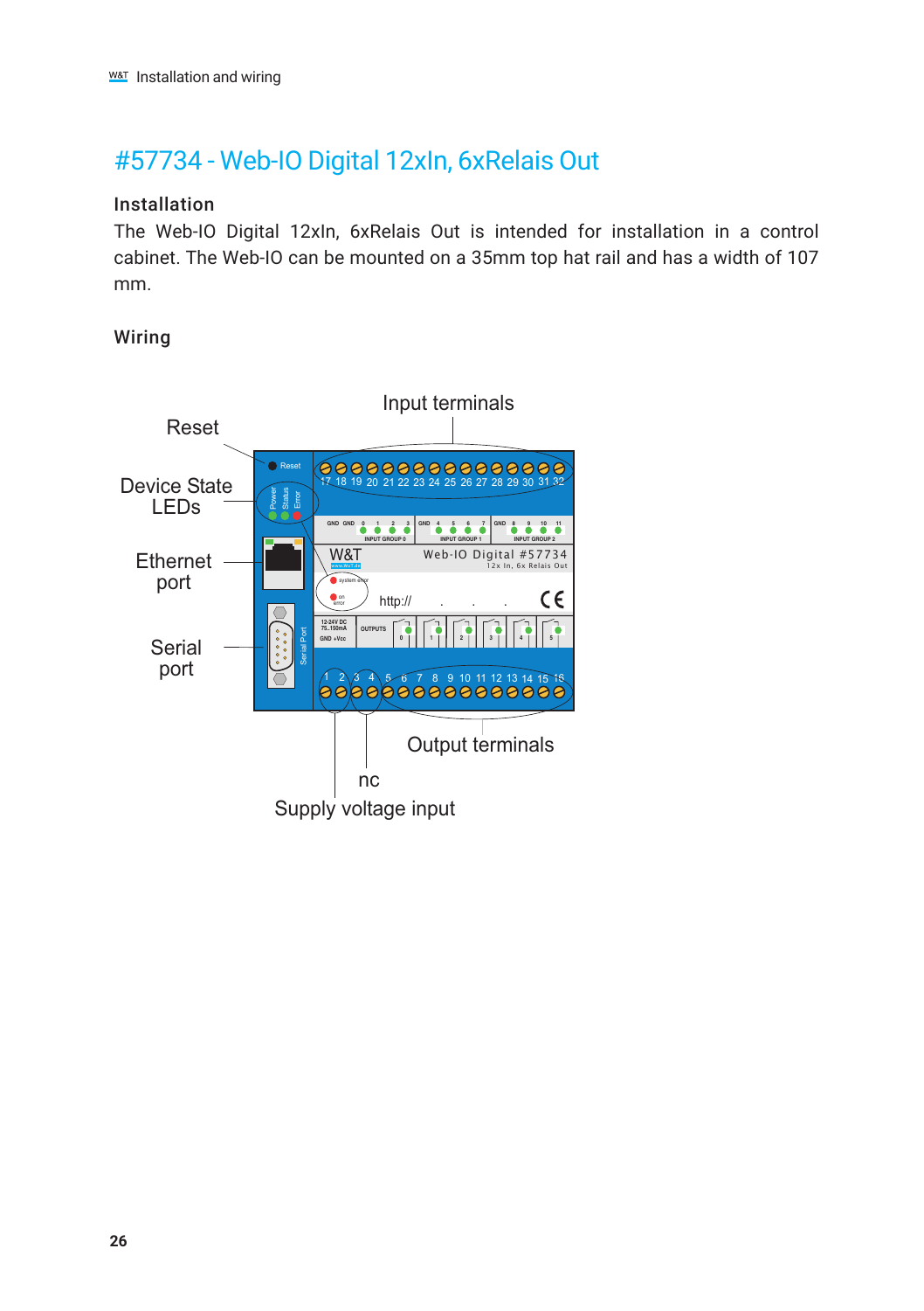# #57734 - Web-IO Digital 12xIn, 6xRelais Out

### Installation

The Web-IO Digital 12xIn, 6xRelais Out is intended for installation in a control cabinet. The Web-IO can be mounted on a 35mm top hat rail and has a width of 107 mm.

### Wiring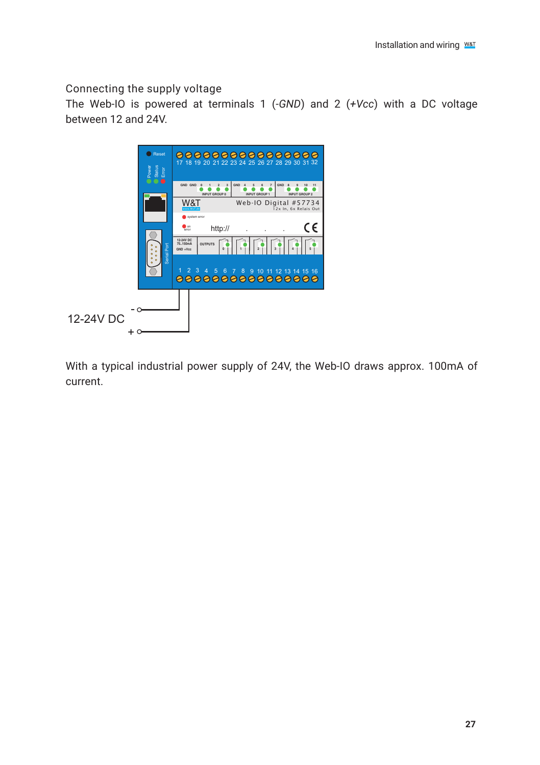## Connecting the supply voltage

The Web-IO is powered at terminals 1 (*-GND*) and 2 (*+Vcc*) with a DC voltage between 12 and 24V.

With a typical industrial power supply of 24V, the Web-IO draws approx. 100mA of current.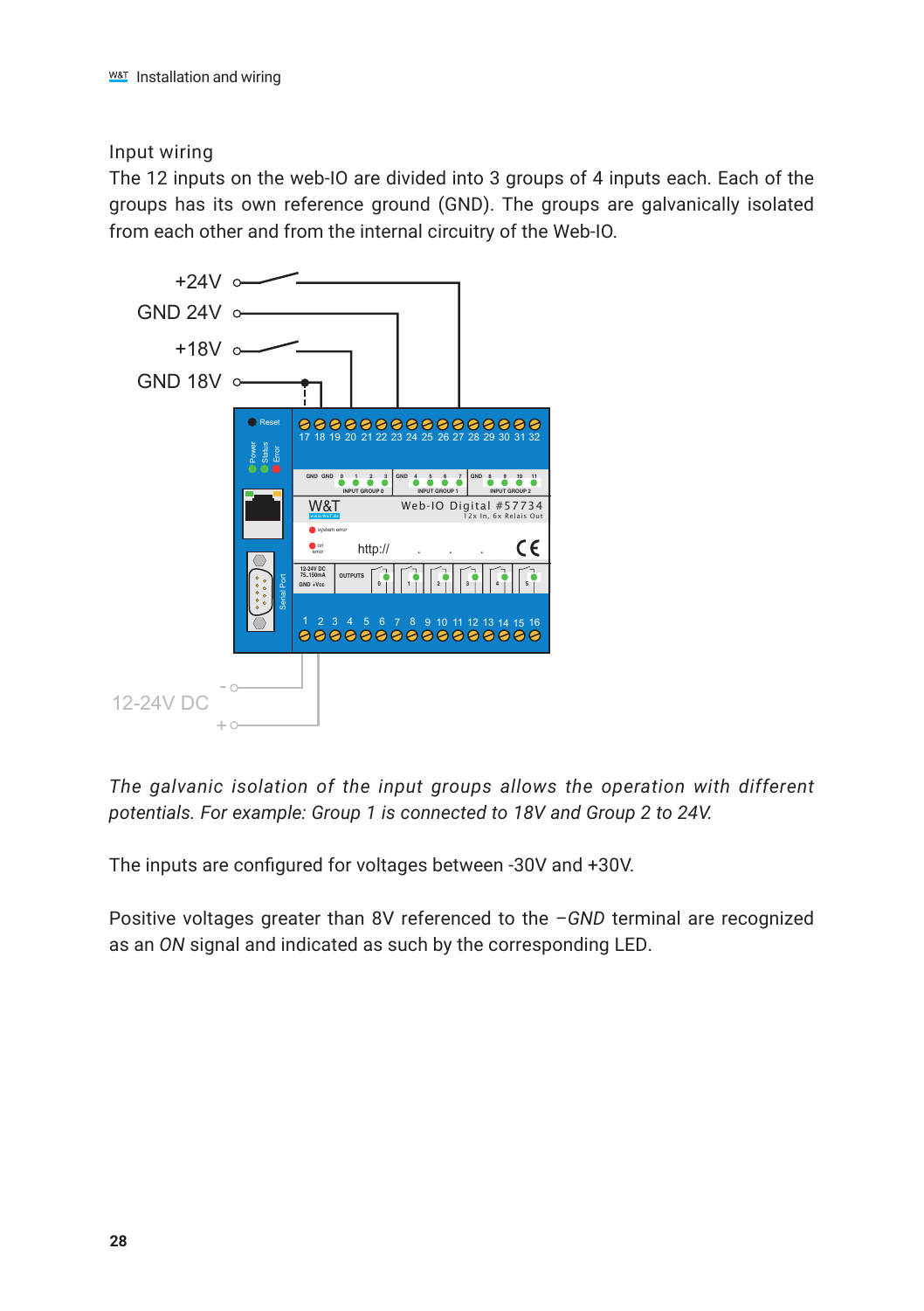## Input wiring

The 12 inputs on the web-IO are divided into 3 groups of 4 inputs each. Each of the groups has its own reference ground (GND). The groups are galvanically isolated from each other and from the internal circuitry of the Web-IO.

*The galvanic isolation of the input groups allows the operation with different potentials. For example: Group 1 is connected to 18V and Group 2 to 24V.*

The inputs are configured for voltages between -30V and +30V.

Positive voltages greater than 8V referenced to the *–GND* terminal are recognized as an *ON* signal and indicated as such by the corresponding LED.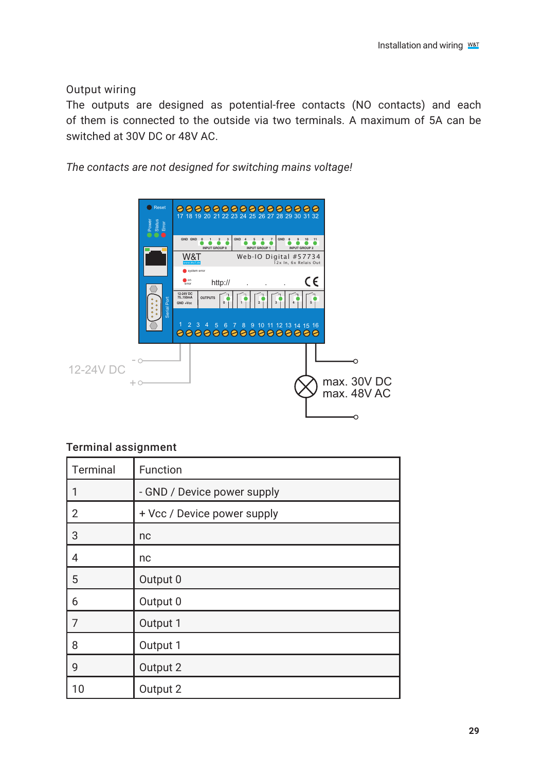Output wiring

The outputs are designed as potential-free contacts (NO contacts) and each of them is connected to the outside via two terminals. A maximum of 5A can be switched at 30V DC or 48V AC.

*The contacts are not designed for switching mains voltage!*

## Terminal assignment

| Terminal | Function |
|---|---|
| 1 | - GND / Device power supply |
| 2 | + Vcc / Device power supply |
| 3 | nc |
| 4 | nc |
| 5 | Output 0 |
| 6 | Output 0 |
| 7 | Output 1 |
| 8 | Output 1 |
| 9 | Output 2 |
| 10 | Output 2 |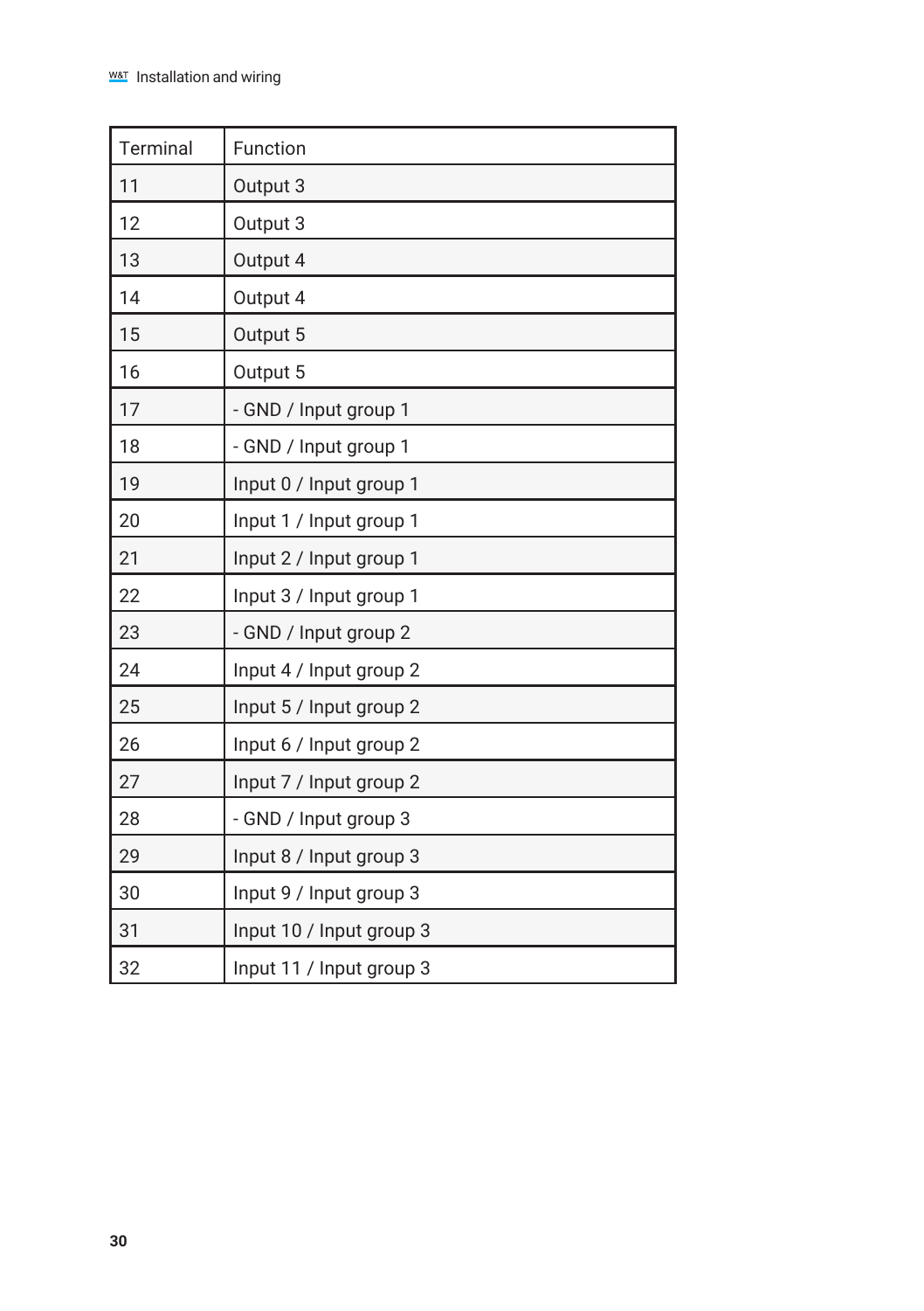| Terminal | Function |
| --- | --- |
| 11 | Output 3 |
| 12 | Output 3 |
| 13 | Output 4 |
| 14 | Output 4 |
| 15 | Output 5 |
| 16 | Output 5 |
| 17 | - GND / Input group 1 |
| 18 | - GND / Input group 1 |
| 19 | Input 0 / Input group 1 |
| 20 | Input 1 / Input group 1 |
| 21 | Input 2 / Input group 1 |
| 22 | Input 3 / Input group 1 |
| 23 | - GND / Input group 2 |
| 24 | Input 4 / Input group 2 |
| 25 | Input 5 / Input group 2 |
| 26 | Input 6 / Input group 2 |
| 27 | Input 7 / Input group 2 |
| 28 | - GND / Input group 3 |
| 29 | Input 8 / Input group 3 |
| 30 | Input 9 / Input group 3 |
| 31 | Input 10 / Input group 3 |
| 32 | Input 11 / Input group 3 |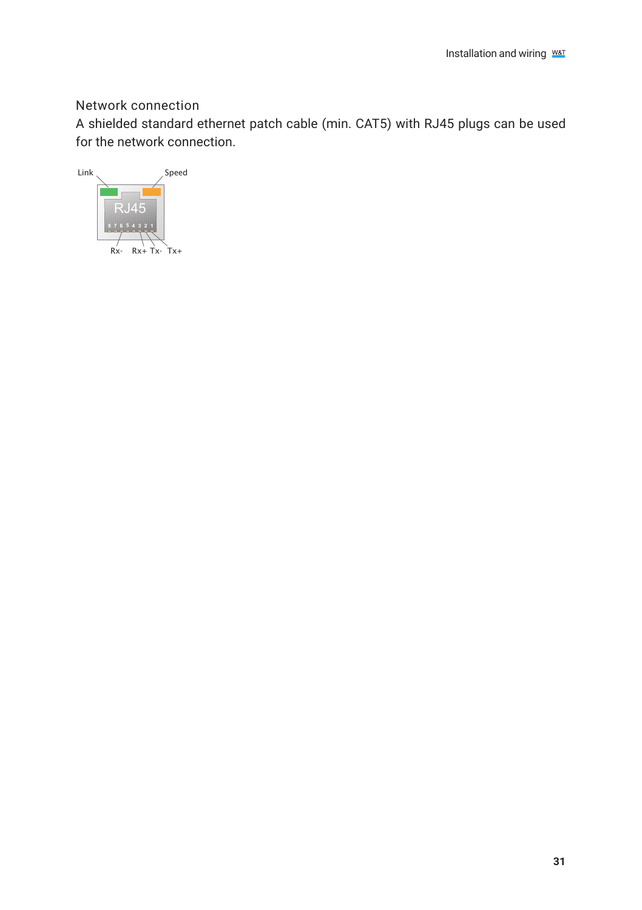## Network connection

A shielded standard ethernet patch cable (min. CAT5) with RJ45 plugs can be used for the network connection.

Link Speed

RJ45

8 7 6 5 4 3 2 1

Rx- Rx+ Tx- Tx+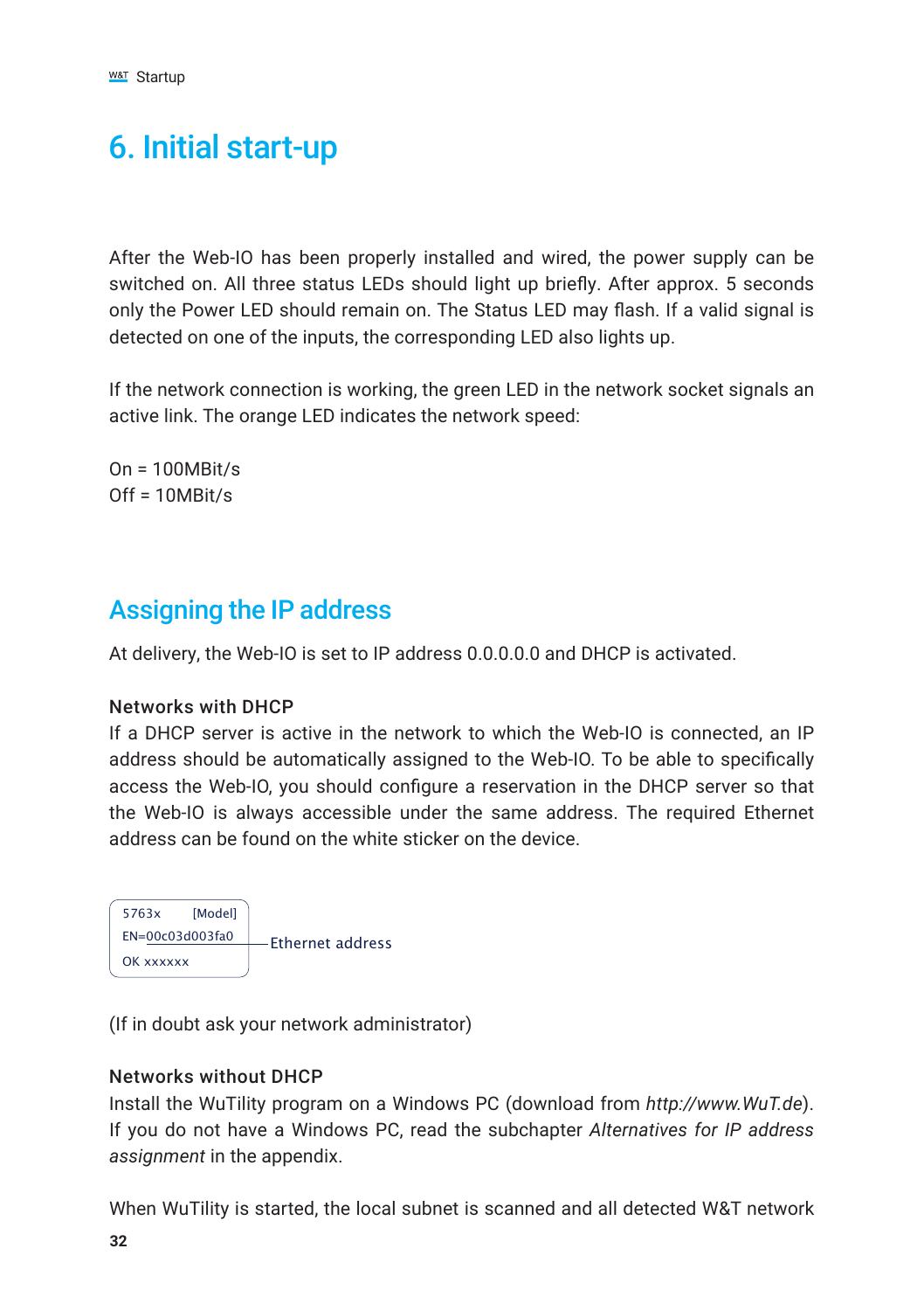# 6. Initial start-up

After the Web-IO has been properly installed and wired, the power supply can be switched on. All three status LEDs should light up briefly. After approx. 5 seconds only the Power LED should remain on. The Status LED may flash. If a valid signal is detected on one of the inputs, the corresponding LED also lights up.

If the network connection is working, the green LED in the network socket signals an active link. The orange LED indicates the network speed:

On = 100MBit/s
Off = 10MBit/s

## Assigning the IP address

At delivery, the Web-IO is set to IP address 0.0.0.0 and DHCP is activated.

**Networks with DHCP**
If a DHCP server is active in the network to which the Web-IO is connected, an IP address should be automatically assigned to the Web-IO. To be able to specifically access the Web-IO, you should configure a reservation in the DHCP server so that the Web-IO is always accessible under the same address. The required Ethernet address can be found on the white sticker on the device.

```
5763x        [Model]
EN=00c03d003fa0      ——Ethernet address
OK xxxxxx
```

(If in doubt ask your network administrator)

**Networks without DHCP**
Install the WuTility program on a Windows PC (download from *http://www.WuT.de*). If you do not have a Windows PC, read the subchapter *Alternatives for IP address assignment* in the appendix.

When WuTility is started, the local subnet is scanned and all detected W&T network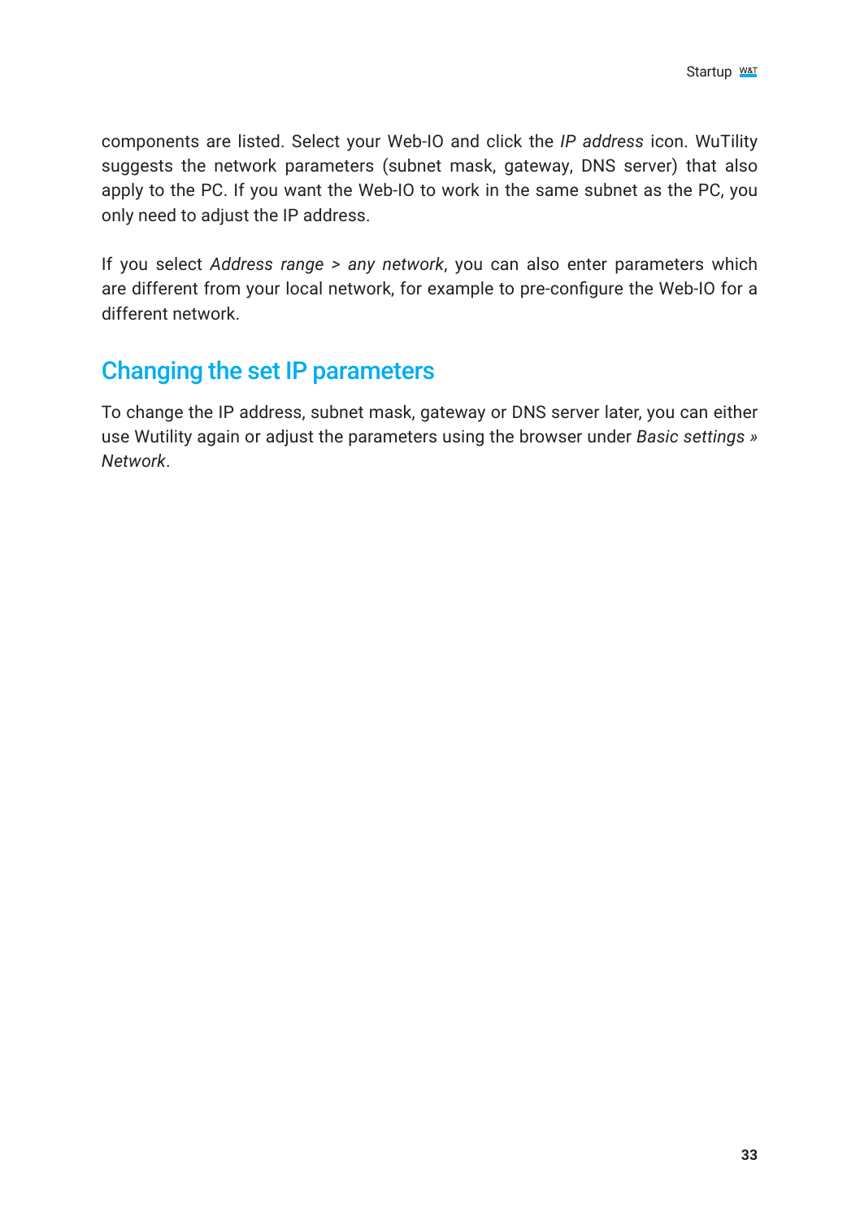components are listed. Select your Web-IO and click the *IP address* icon. WuTility suggests the network parameters (subnet mask, gateway, DNS server) that also apply to the PC. If you want the Web-IO to work in the same subnet as the PC, you only need to adjust the IP address.

If you select *Address range > any network*, you can also enter parameters which are different from your local network, for example to pre-configure the Web-IO for a different network.

## Changing the set IP parameters

To change the IP address, subnet mask, gateway or DNS server later, you can either use Wutility again or adjust the parameters using the browser under *Basic settings » Network*.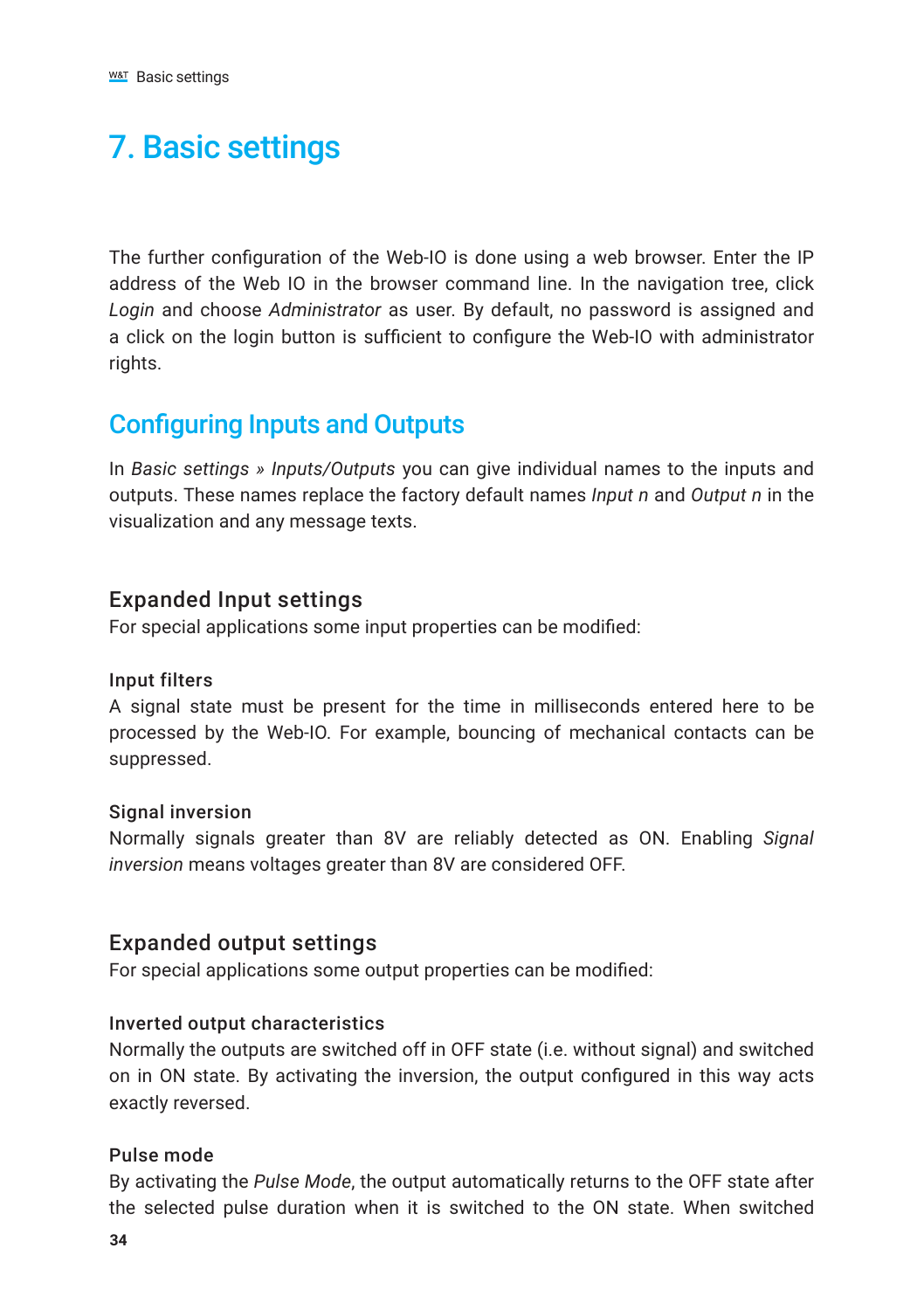# 7. Basic settings

The further configuration of the Web-IO is done using a web browser. Enter the IP address of the Web IO in the browser command line. In the navigation tree, click *Login* and choose *Administrator* as user. By default, no password is assigned and a click on the login button is sufficient to configure the Web-IO with administrator rights.

## Configuring Inputs and Outputs

In *Basic settings » Inputs/Outputs* you can give individual names to the inputs and outputs. These names replace the factory default names *Input n* and *Output n* in the visualization and any message texts.

### Expanded Input settings

For special applications some input properties can be modified:

#### Input filters

A signal state must be present for the time in milliseconds entered here to be processed by the Web-IO. For example, bouncing of mechanical contacts can be suppressed.

#### Signal inversion

Normally signals greater than 8V are reliably detected as ON. Enabling *Signal inversion* means voltages greater than 8V are considered OFF.

### Expanded output settings

For special applications some output properties can be modified:

#### Inverted output characteristics

Normally the outputs are switched off in OFF state (i.e. without signal) and switched on in ON state. By activating the inversion, the output configured in this way acts exactly reversed.

#### Pulse mode

By activating the *Pulse Mode*, the output automatically returns to the OFF state after the selected pulse duration when it is switched to the ON state. When switched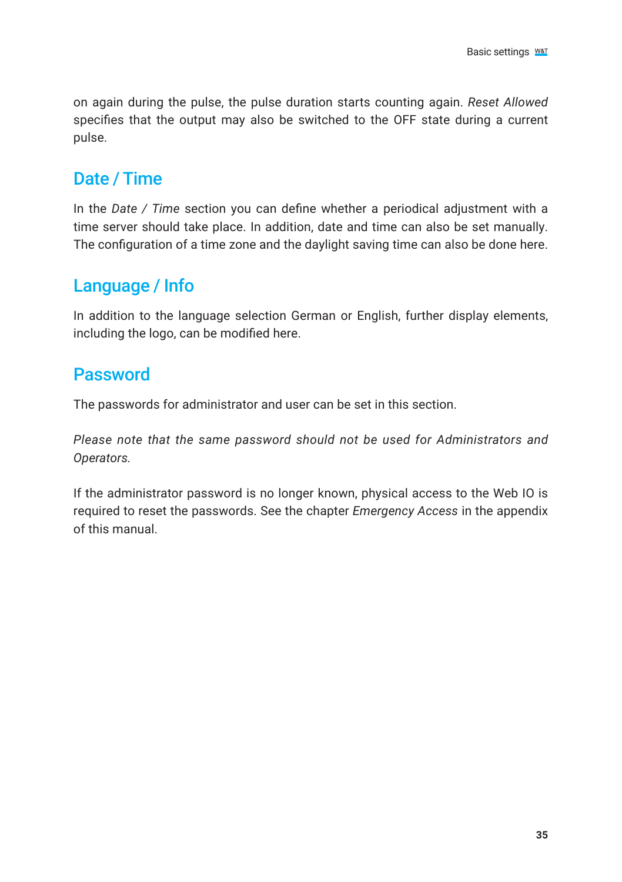on again during the pulse, the pulse duration starts counting again. *Reset Allowed* specifies that the output may also be switched to the OFF state during a current pulse.

## Date / Time

In the *Date / Time* section you can define whether a periodical adjustment with a time server should take place. In addition, date and time can also be set manually. The configuration of a time zone and the daylight saving time can also be done here.

## Language / Info

In addition to the language selection German or English, further display elements, including the logo, can be modified here.

## Password

The passwords for administrator and user can be set in this section.

*Please note that the same password should not be used for Administrators and Operators.*

If the administrator password is no longer known, physical access to the Web IO is required to reset the passwords. See the chapter *Emergency Access* in the appendix of this manual.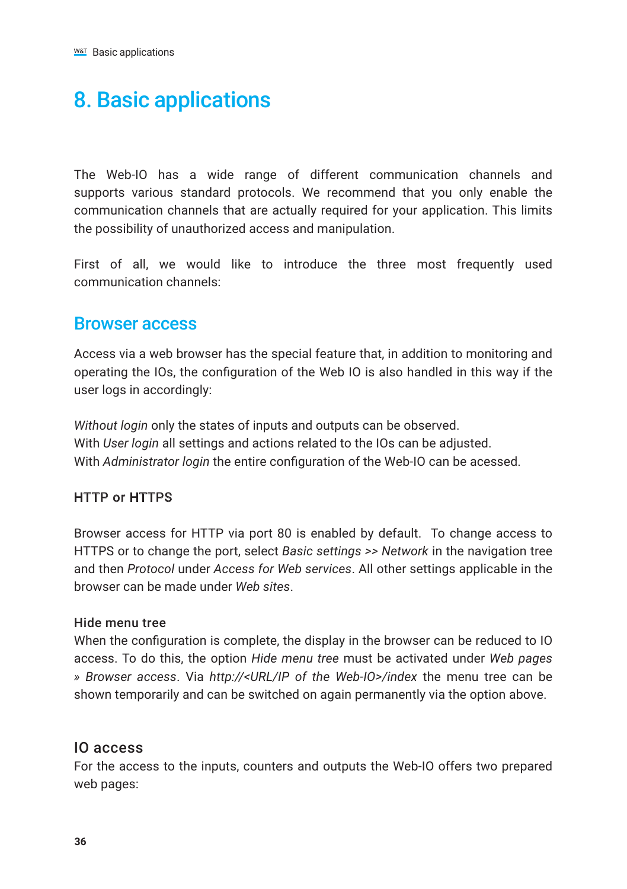# 8. Basic applications

The Web-IO has a wide range of different communication channels and supports various standard protocols. We recommend that you only enable the communication channels that are actually required for your application. This limits the possibility of unauthorized access and manipulation.

First of all, we would like to introduce the three most frequently used communication channels:

## Browser access

Access via a web browser has the special feature that, in addition to monitoring and operating the IOs, the configuration of the Web IO is also handled in this way if the user logs in accordingly:

*Without login* only the states of inputs and outputs can be observed.
With *User login* all settings and actions related to the IOs can be adjusted.
With *Administrator login* the entire configuration of the Web-IO can be acessed.

### HTTP or HTTPS

Browser access for HTTP via port 80 is enabled by default. To change access to HTTPS or to change the port, select *Basic settings >> Network* in the navigation tree and then *Protocol* under *Access for Web services*. All other settings applicable in the browser can be made under *Web sites*.

**Hide menu tree**

When the configuration is complete, the display in the browser can be reduced to IO access. To do this, the option *Hide menu tree* must be activated under *Web pages » Browser access*. Via *http://<URL/IP of the Web-IO>/index* the menu tree can be shown temporarily and can be switched on again permanently via the option above.

### IO access

For the access to the inputs, counters and outputs the Web-IO offers two prepared web pages: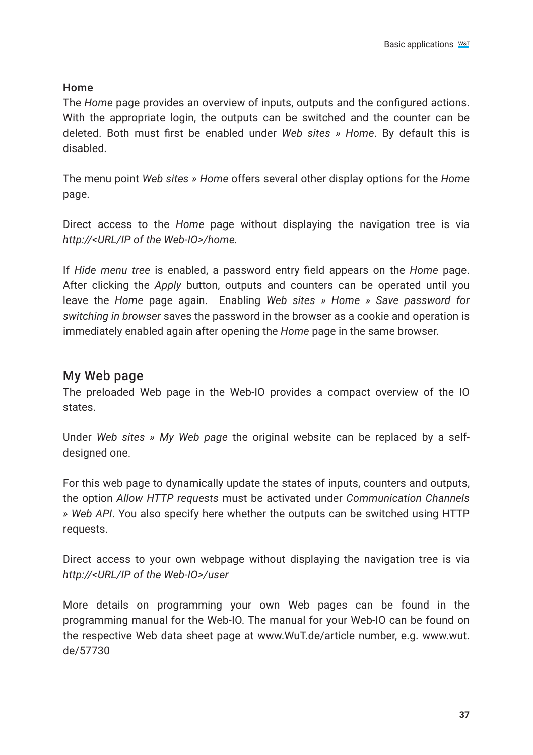### Home

The *Home* page provides an overview of inputs, outputs and the configured actions. With the appropriate login, the outputs can be switched and the counter can be deleted. Both must first be enabled under *Web sites » Home*. By default this is disabled.

The menu point *Web sites » Home* offers several other display options for the *Home* page.

Direct access to the *Home* page without displaying the navigation tree is via *http://<URL/IP of the Web-IO>/home.*

If *Hide menu tree* is enabled, a password entry field appears on the *Home* page. After clicking the *Apply* button, outputs and counters can be operated until you leave the *Home* page again. Enabling *Web sites » Home » Save password for switching in browser* saves the password in the browser as a cookie and operation is immediately enabled again after opening the *Home* page in the same browser.

## My Web page

The preloaded Web page in the Web-IO provides a compact overview of the IO states.

Under *Web sites » My Web page* the original website can be replaced by a self-designed one.

For this web page to dynamically update the states of inputs, counters and outputs, the option *Allow HTTP requests* must be activated under *Communication Channels » Web API*. You also specify here whether the outputs can be switched using HTTP requests.

Direct access to your own webpage without displaying the navigation tree is via *http://<URL/IP of the Web-IO>/user*

More details on programming your own Web pages can be found in the programming manual for the Web-IO. The manual for your Web-IO can be found on the respective Web data sheet page at www.WuT.de/article number, e.g. www.wut.de/57730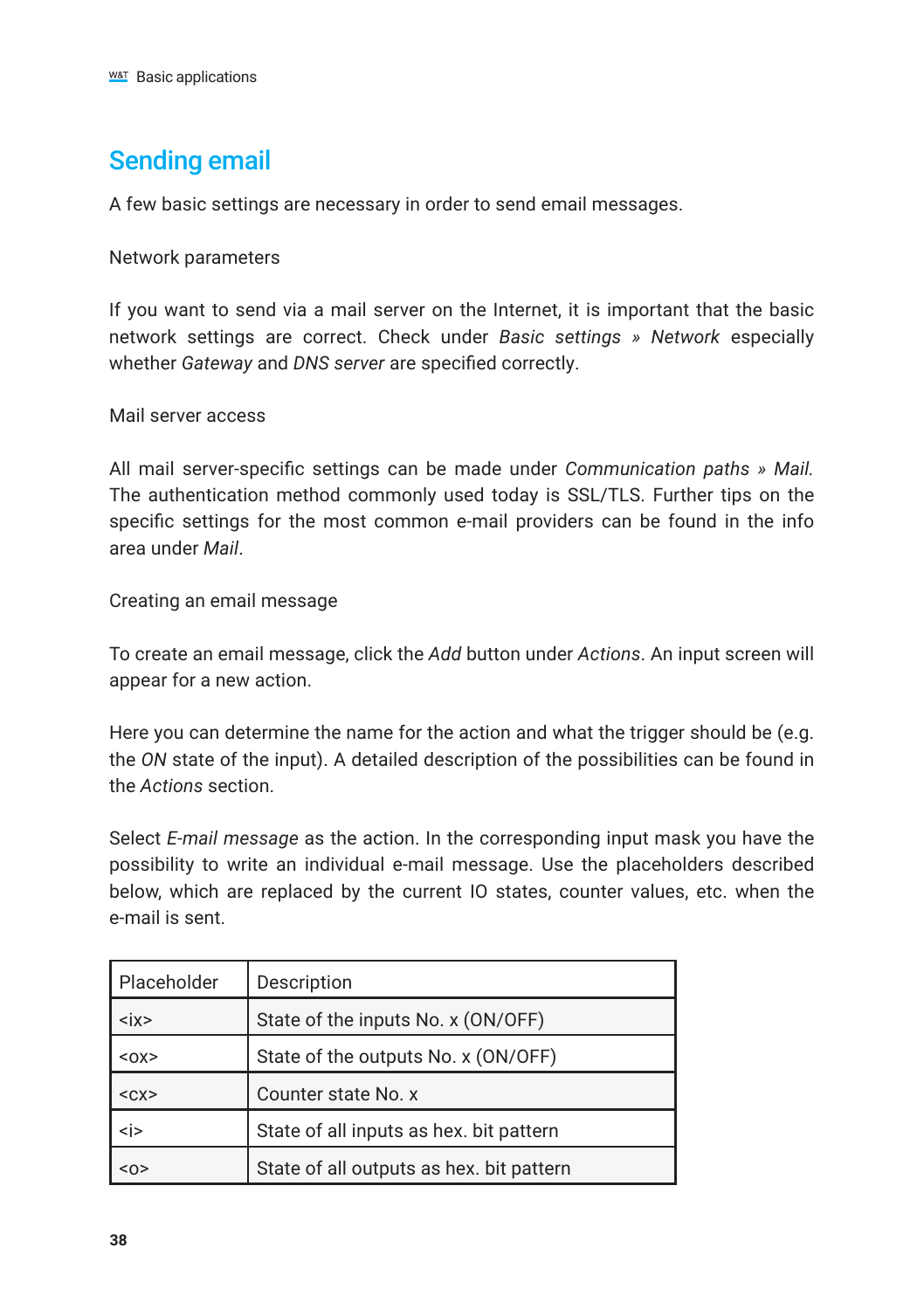## Sending email

A few basic settings are necessary in order to send email messages.

Network parameters

If you want to send via a mail server on the Internet, it is important that the basic network settings are correct. Check under *Basic settings » Network* especially whether *Gateway* and *DNS server* are specified correctly.

Mail server access

All mail server-specific settings can be made under *Communication paths » Mail*. The authentication method commonly used today is SSL/TLS. Further tips on the specific settings for the most common e-mail providers can be found in the info area under *Mail*.

Creating an email message

To create an email message, click the *Add* button under *Actions*. An input screen will appear for a new action.

Here you can determine the name for the action and what the trigger should be (e.g. the *ON* state of the input). A detailed description of the possibilities can be found in the *Actions* section.

Select *E-mail message* as the action. In the corresponding input mask you have the possibility to write an individual e-mail message. Use the placeholders described below, which are replaced by the current IO states, counter values, etc. when the e-mail is sent.

| Placeholder | Description |
|---|---|
| <ix> | State of the inputs No. x (ON/OFF) |
| <ox> | State of the outputs No. x (ON/OFF) |
| <cx> | Counter state No. x |
| <i> | State of all inputs as hex. bit pattern |
| <o> | State of all outputs as hex. bit pattern |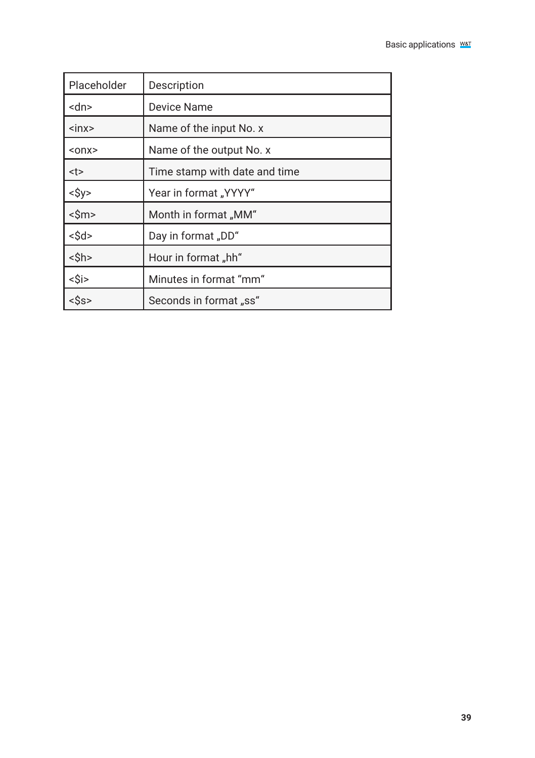| Placeholder | Description |
| --- | --- |
| <dn> | Device Name |
| <inx> | Name of the input No. x |
| <onx> | Name of the output No. x |
| <t> | Time stamp with date and time |
| <$y> | Year in format „YYYY“ |
| <$m> | Month in format „MM“ |
| <$d> | Day in format „DD“ |
| <$h> | Hour in format „hh“ |
| <$i> | Minutes in format “mm“ |
| <$s> | Seconds in format „ss“ |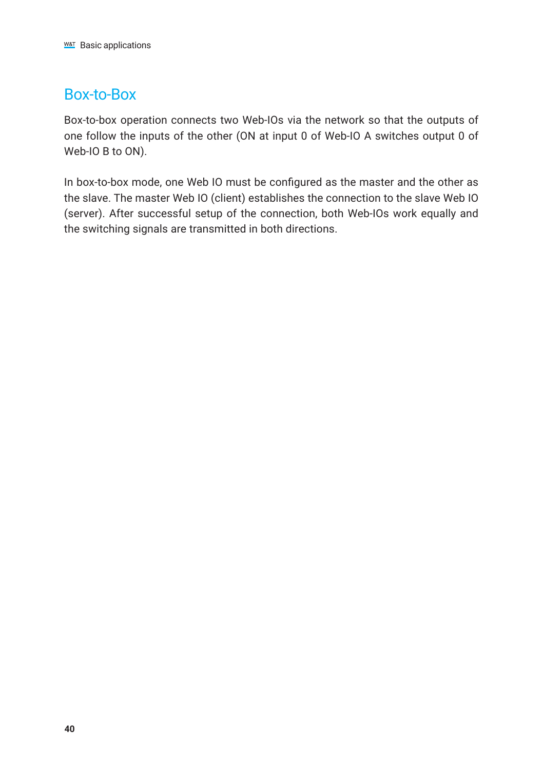## Box-to-Box

Box-to-box operation connects two Web-IOs via the network so that the outputs of one follow the inputs of the other (ON at input 0 of Web-IO A switches output 0 of Web-IO B to ON).

In box-to-box mode, one Web IO must be configured as the master and the other as the slave. The master Web IO (client) establishes the connection to the slave Web IO (server). After successful setup of the connection, both Web-IOs work equally and the switching signals are transmitted in both directions.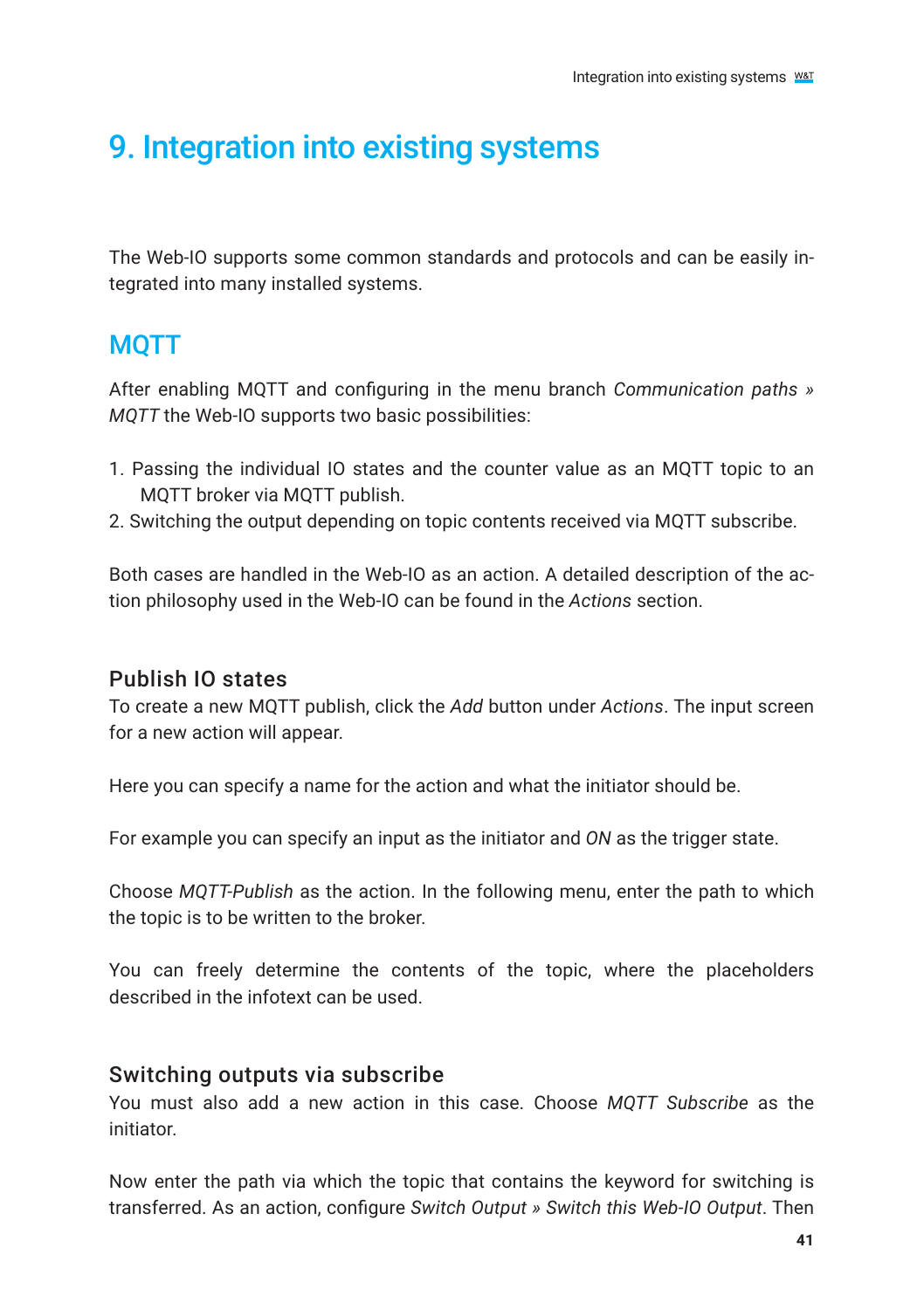# 9. Integration into existing systems

The Web-IO supports some common standards and protocols and can be easily integrated into many installed systems.

## MQTT

After enabling MQTT and configuring in the menu branch *Communication paths » MQTT* the Web-IO supports two basic possibilities:

1. Passing the individual IO states and the counter value as an MQTT topic to an MQTT broker via MQTT publish.
2. Switching the output depending on topic contents received via MQTT subscribe.

Both cases are handled in the Web-IO as an action. A detailed description of the action philosophy used in the Web-IO can be found in the *Actions* section.

### Publish IO states

To create a new MQTT publish, click the *Add* button under *Actions*. The input screen for a new action will appear.

Here you can specify a name for the action and what the initiator should be.

For example you can specify an input as the initiator and *ON* as the trigger state.

Choose *MQTT-Publish* as the action. In the following menu, enter the path to which the topic is to be written to the broker.

You can freely determine the contents of the topic, where the placeholders described in the infotext can be used.

### Switching outputs via subscribe

You must also add a new action in this case. Choose *MQTT Subscribe* as the initiator.

Now enter the path via which the topic that contains the keyword for switching is transferred. As an action, configure *Switch Output » Switch this Web-IO Output*. Then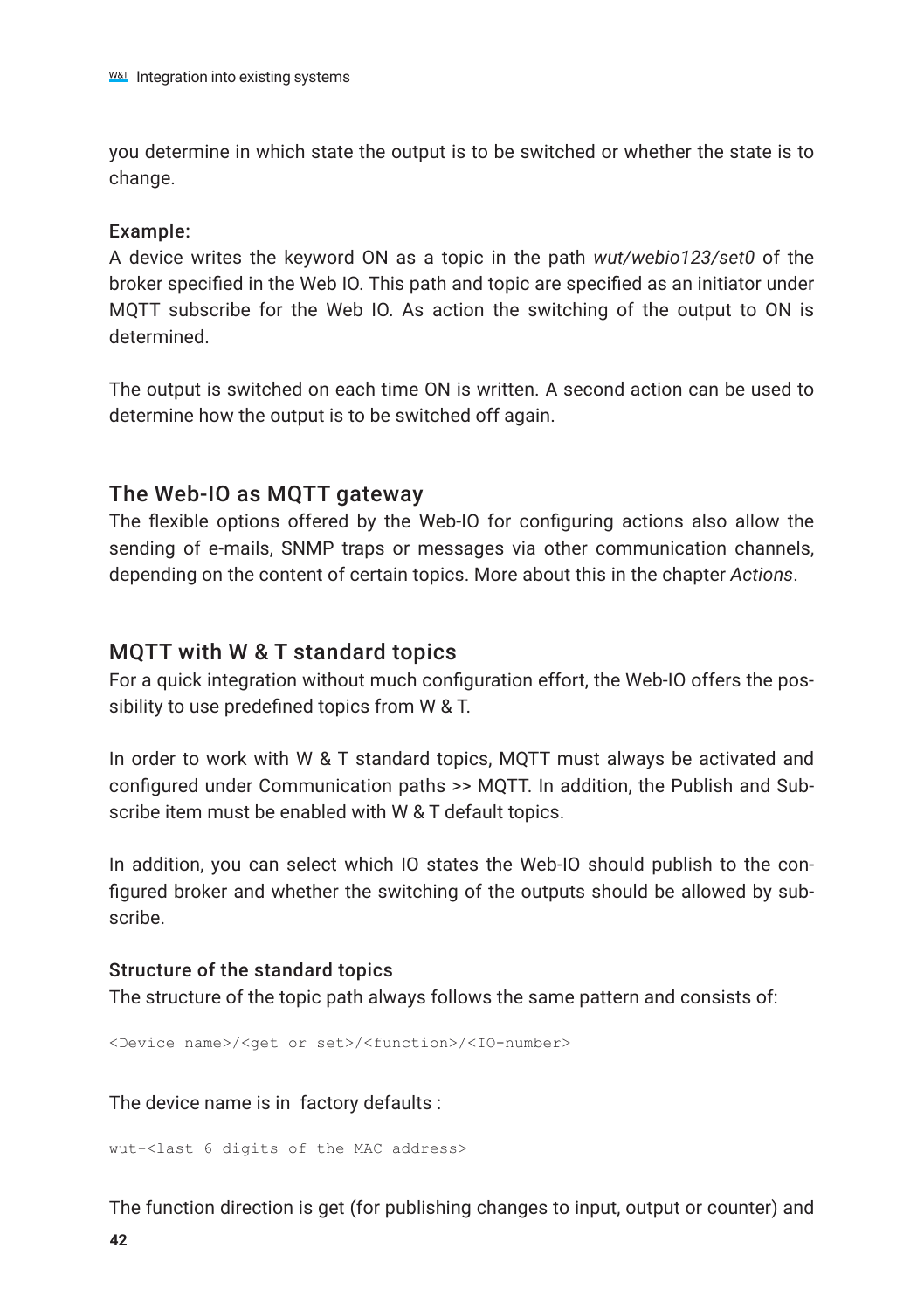you determine in which state the output is to be switched or whether the state is to change.

#### Example:

A device writes the keyword ON as a topic in the path *wut/webio123/set0* of the broker specified in the Web IO. This path and topic are specified as an initiator under MQTT subscribe for the Web IO. As action the switching of the output to ON is determined.

The output is switched on each time ON is written. A second action can be used to determine how the output is to be switched off again.

## The Web-IO as MQTT gateway

The flexible options offered by the Web-IO for configuring actions also allow the sending of e-mails, SNMP traps or messages via other communication channels, depending on the content of certain topics. More about this in the chapter *Actions*.

## MQTT with W & T standard topics

For a quick integration without much configuration effort, the Web-IO offers the possibility to use predefined topics from W & T.

In order to work with W & T standard topics, MQTT must always be activated and configured under Communication paths >> MQTT. In addition, the Publish and Subscribe item must be enabled with W & T default topics.

In addition, you can select which IO states the Web-IO should publish to the configured broker and whether the switching of the outputs should be allowed by subscribe.

#### Structure of the standard topics

The structure of the topic path always follows the same pattern and consists of:

```
<Device name>/<get or set>/<function>/<IO-number>
```

The device name is in factory defaults :

```
wut-<last 6 digits of the MAC address>
```

The function direction is get (for publishing changes to input, output or counter) and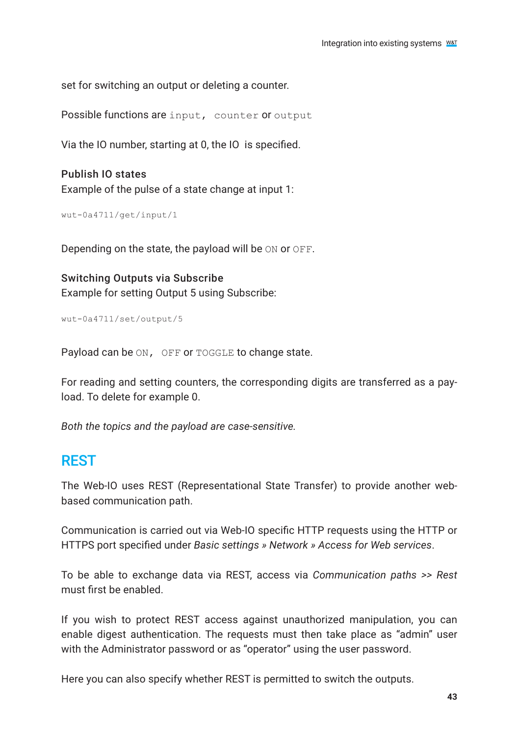set for switching an output or deleting a counter.

Possible functions are `input`, `counter` or `output`

Via the IO number, starting at 0, the IO is specified.

**Publish IO states**

Example of the pulse of a state change at input 1:

```
wut-0a4711/get/input/1
```

Depending on the state, the payload will be `ON` or `OFF`.

**Switching Outputs via Subscribe**

Example for setting Output 5 using Subscribe:

```
wut-0a4711/set/output/5
```

Payload can be `ON`, `OFF` or `TOGGLE` to change state.

For reading and setting counters, the corresponding digits are transferred as a payload. To delete for example 0.

*Both the topics and the payload are case-sensitive.*

## REST

The Web-IO uses REST (Representational State Transfer) to provide another web-based communication path.

Communication is carried out via Web-IO specific HTTP requests using the HTTP or HTTPS port specified under *Basic settings » Network » Access for Web services*.

To be able to exchange data via REST, access via *Communication paths >> Rest* must first be enabled.

If you wish to protect REST access against unauthorized manipulation, you can enable digest authentication. The requests must then take place as “admin” user with the Administrator password or as “operator” using the user password.

Here you can also specify whether REST is permitted to switch the outputs.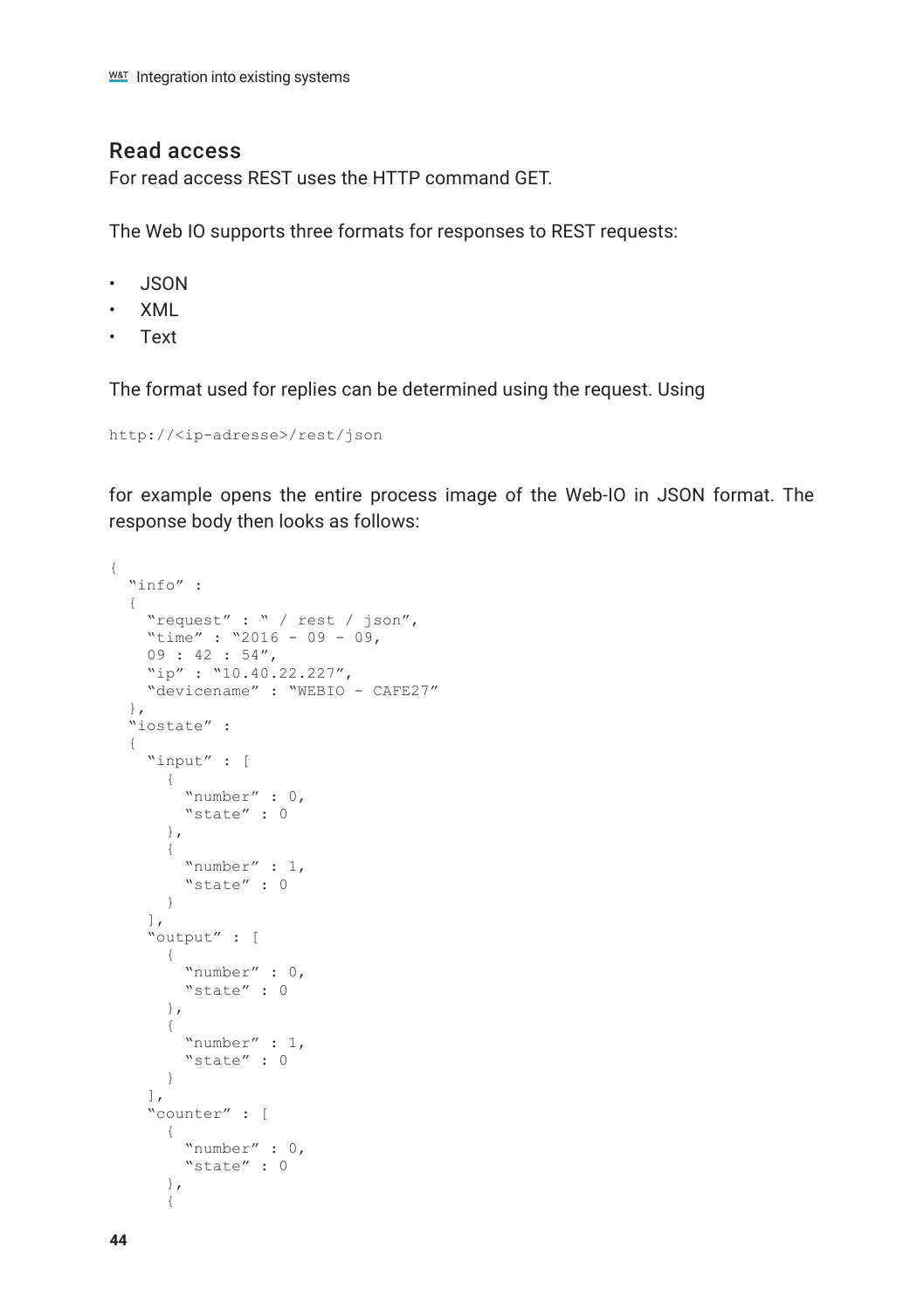## Read access

For read access REST uses the HTTP command GET.

The Web IO supports three formats for responses to REST requests:

- JSON
- XML
- Text

The format used for replies can be determined using the request. Using

```
http://<ip-adresse>/rest/json
```

for example opens the entire process image of the Web-IO in JSON format. The response body then looks as follows:

```
{
  "info" :
  {
    "request" : " / rest / json",
    "time" : "2016 - 09 - 09,
    09 : 42 : 54",
    "ip" : "10.40.22.227",
    "devicename" : "WEBIO - CAFE27"
  },
  "iostate" :
  {
    "input" : [
      {
        "number" : 0,
        "state" : 0
      },
      {
        "number" : 1,
        "state" : 0
      }
    ],
    "output" : [
      {
        "number" : 0,
        "state" : 0
      },
      {
        "number" : 1,
        "state" : 0
      }
    ],
    "counter" : [
      {
        "number" : 0,
        "state" : 0
      },
      {
```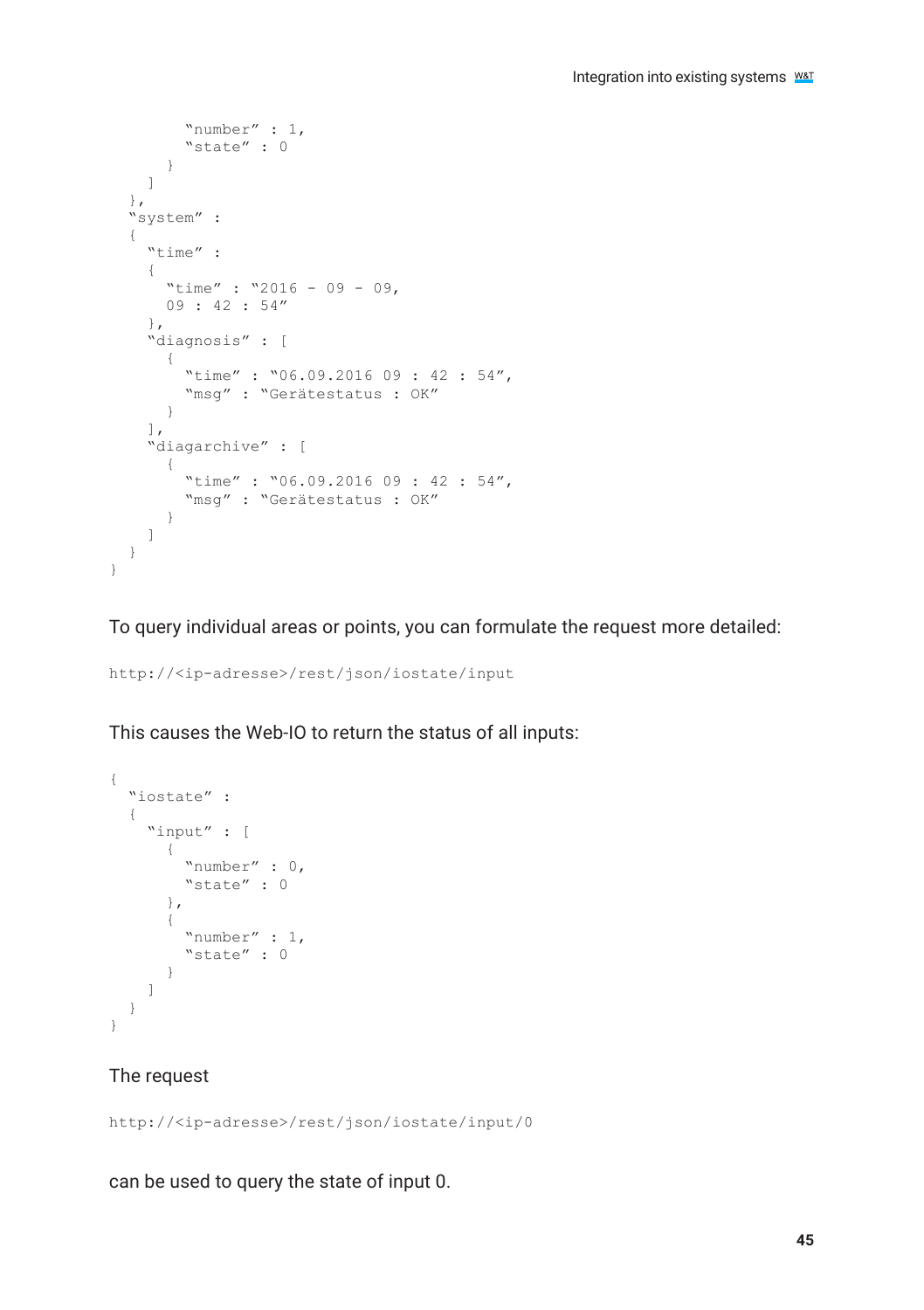```
        "number" : 1,
        "state" : 0
      }
    ]
  },
  "system" :
  {
    "time" :
    {
      "time" : "2016 - 09 - 09,
      09 : 42 : 54"
    },
    "diagnosis" : [
      {
        "time" : "06.09.2016 09 : 42 : 54",
        "msg" : "Gerätestatus : OK"
      }
    ],
    "diagarchive" : [
      {
        "time" : "06.09.2016 09 : 42 : 54",
        "msg" : "Gerätestatus : OK"
      }
    ]
  }
}
```

To query individual areas or points, you can formulate the request more detailed:

```
http://<ip-adresse>/rest/json/iostate/input
```

This causes the Web-IO to return the status of all inputs:

```
{
  "iostate" :
  {
    "input" : [
      {
        "number" : 0,
        "state" : 0
      },
      {
        "number" : 1,
        "state" : 0
      }
    ]
  }
}
```

The request

```
http://<ip-adresse>/rest/json/iostate/input/0
```

can be used to query the state of input 0.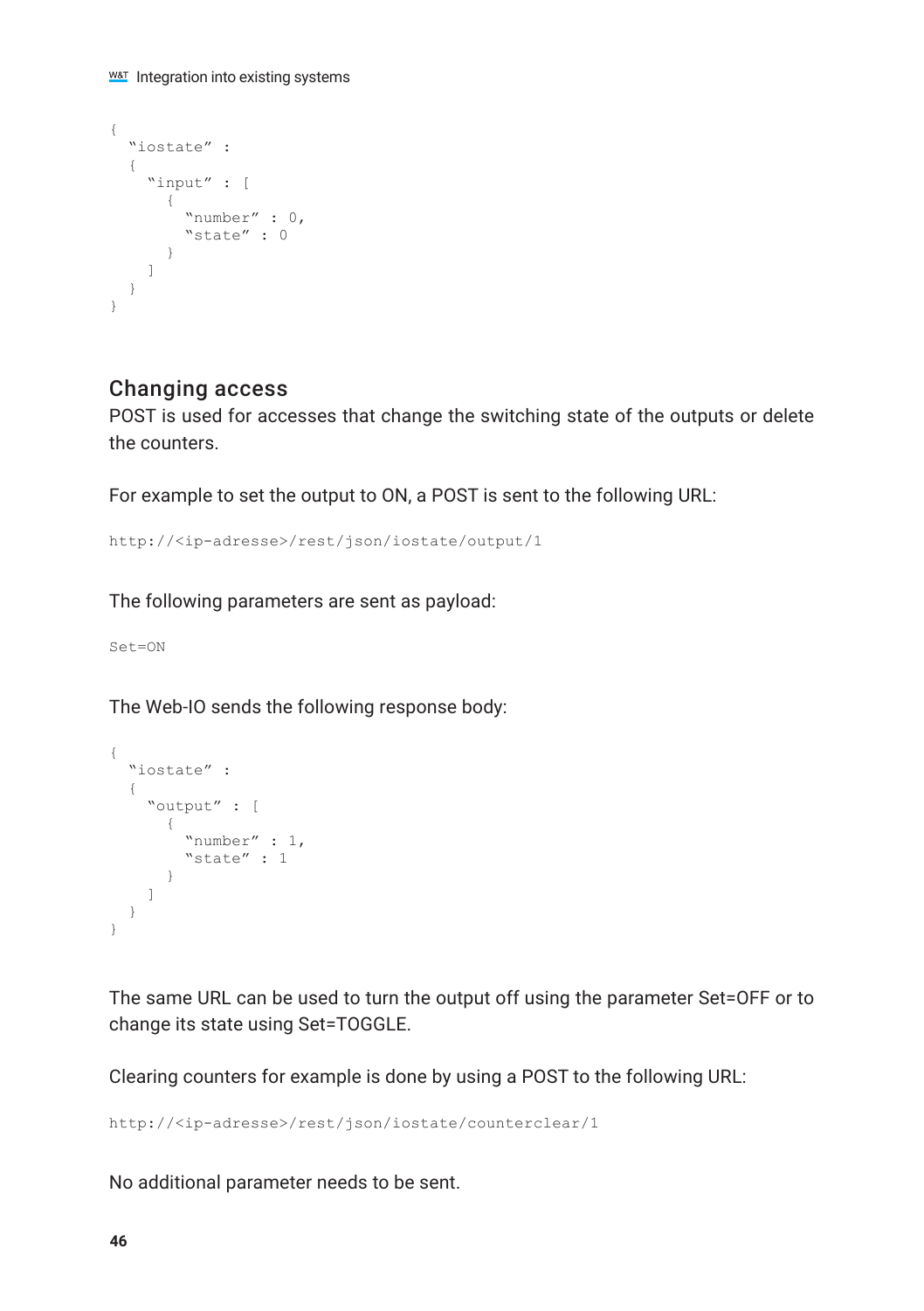```
{
  "iostate" :
  {
    "input" : [
      {
        "number" : 0,
        "state" : 0
      }
    ]
  }
}
```

## Changing access

POST is used for accesses that change the switching state of the outputs or delete the counters.

For example to set the output to ON, a POST is sent to the following URL:

```
http://<ip-adresse>/rest/json/iostate/output/1
```

The following parameters are sent as payload:

```
Set=ON
```

The Web-IO sends the following response body:

```
{
  "iostate" :
  {
    "output" : [
      {
        "number" : 1,
        "state" : 1
      }
    ]
  }
}
```

The same URL can be used to turn the output off using the parameter Set=OFF or to change its state using Set=TOGGLE.

Clearing counters for example is done by using a POST to the following URL:

```
http://<ip-adresse>/rest/json/iostate/counterclear/1
```

No additional parameter needs to be sent.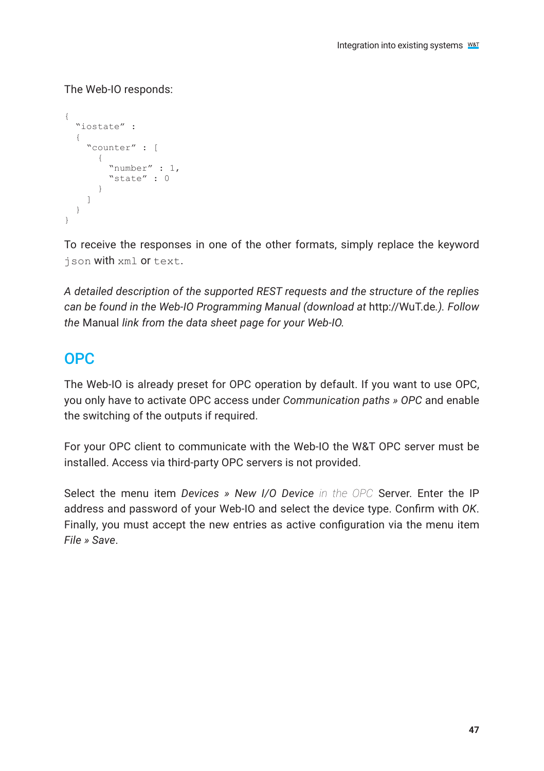The Web-IO responds:

```
{
  "iostate" :
  {
    "counter" : [
      {
        "number" : 1,
        "state" : 0
      }
    ]
  }
}
```

To receive the responses in one of the other formats, simply replace the keyword `json` with `xml` or `text`.

*A detailed description of the supported REST requests and the structure of the replies can be found in the Web-IO Programming Manual (download at* http://WuT.de*). Follow the* Manual *link from the data sheet page for your Web-IO.*

## OPC

The Web-IO is already preset for OPC operation by default. If you want to use OPC, you only have to activate OPC access under *Communication paths » OPC* and enable the switching of the outputs if required.

For your OPC client to communicate with the Web-IO the W&T OPC server must be installed. Access via third-party OPC servers is not provided.

Select the menu item *Devices » New I/O Device* in the OPC Server. Enter the IP address and password of your Web-IO and select the device type. Confirm with *OK*. Finally, you must accept the new entries as active configuration via the menu item *File » Save*.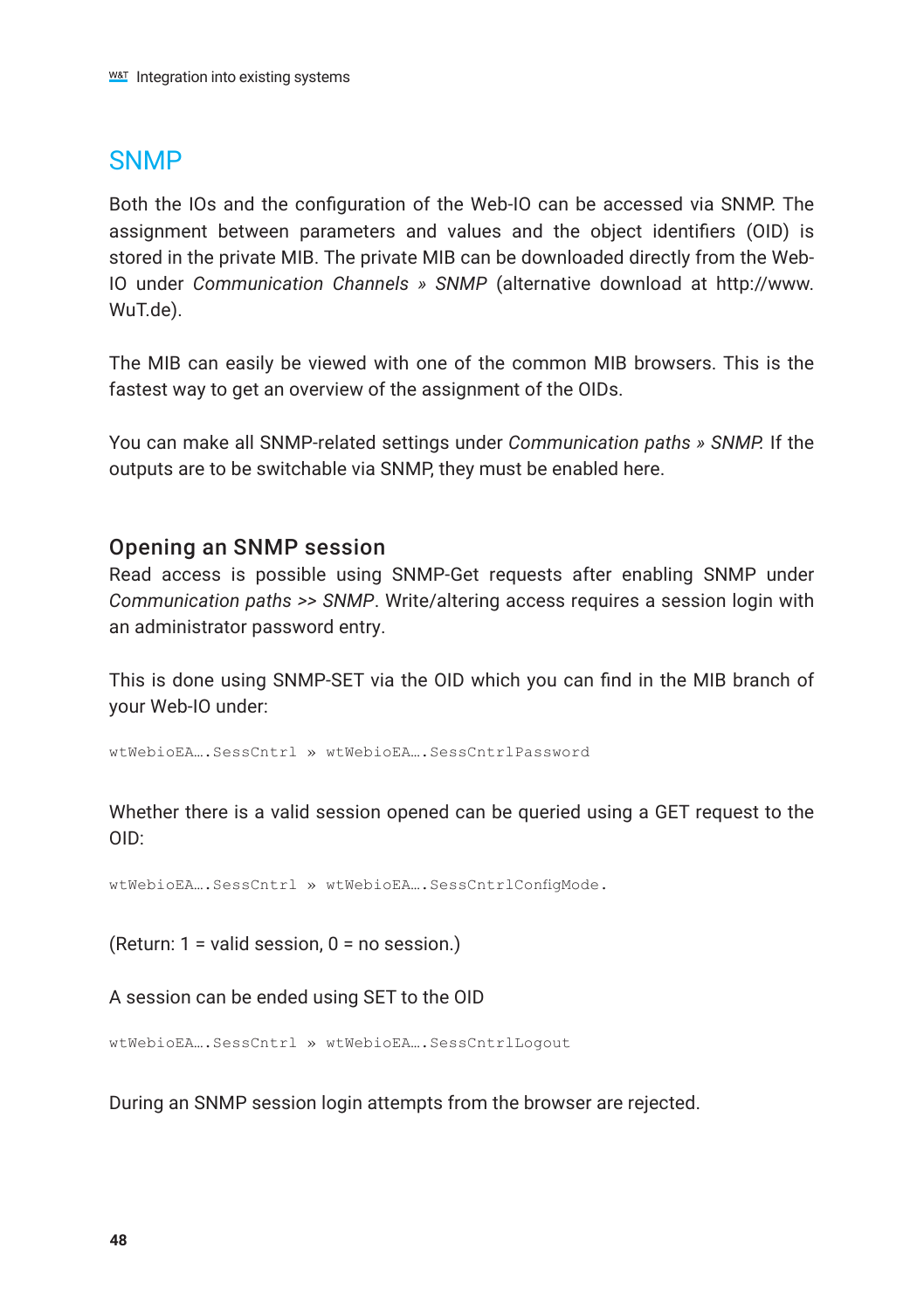## SNMP

Both the IOs and the configuration of the Web-IO can be accessed via SNMP. The assignment between parameters and values and the object identifiers (OID) is stored in the private MIB. The private MIB can be downloaded directly from the Web-IO under *Communication Channels » SNMP* (alternative download at http://www.WuT.de).

The MIB can easily be viewed with one of the common MIB browsers. This is the fastest way to get an overview of the assignment of the OIDs.

You can make all SNMP-related settings under *Communication paths » SNMP*. If the outputs are to be switchable via SNMP, they must be enabled here.

### Opening an SNMP session

Read access is possible using SNMP-Get requests after enabling SNMP under *Communication paths >> SNMP*. Write/altering access requires a session login with an administrator password entry.

This is done using SNMP-SET via the OID which you can find in the MIB branch of your Web-IO under:

```
wtWebioEA….SessCntrl » wtWebioEA….SessCntrlPassword
```

Whether there is a valid session opened can be queried using a GET request to the OID:

```
wtWebioEA….SessCntrl » wtWebioEA….SessCntrlConfigMode.
```

(Return: 1 = valid session, 0 = no session.)

A session can be ended using SET to the OID

```
wtWebioEA….SessCntrl » wtWebioEA….SessCntrlLogout
```

During an SNMP session login attempts from the browser are rejected.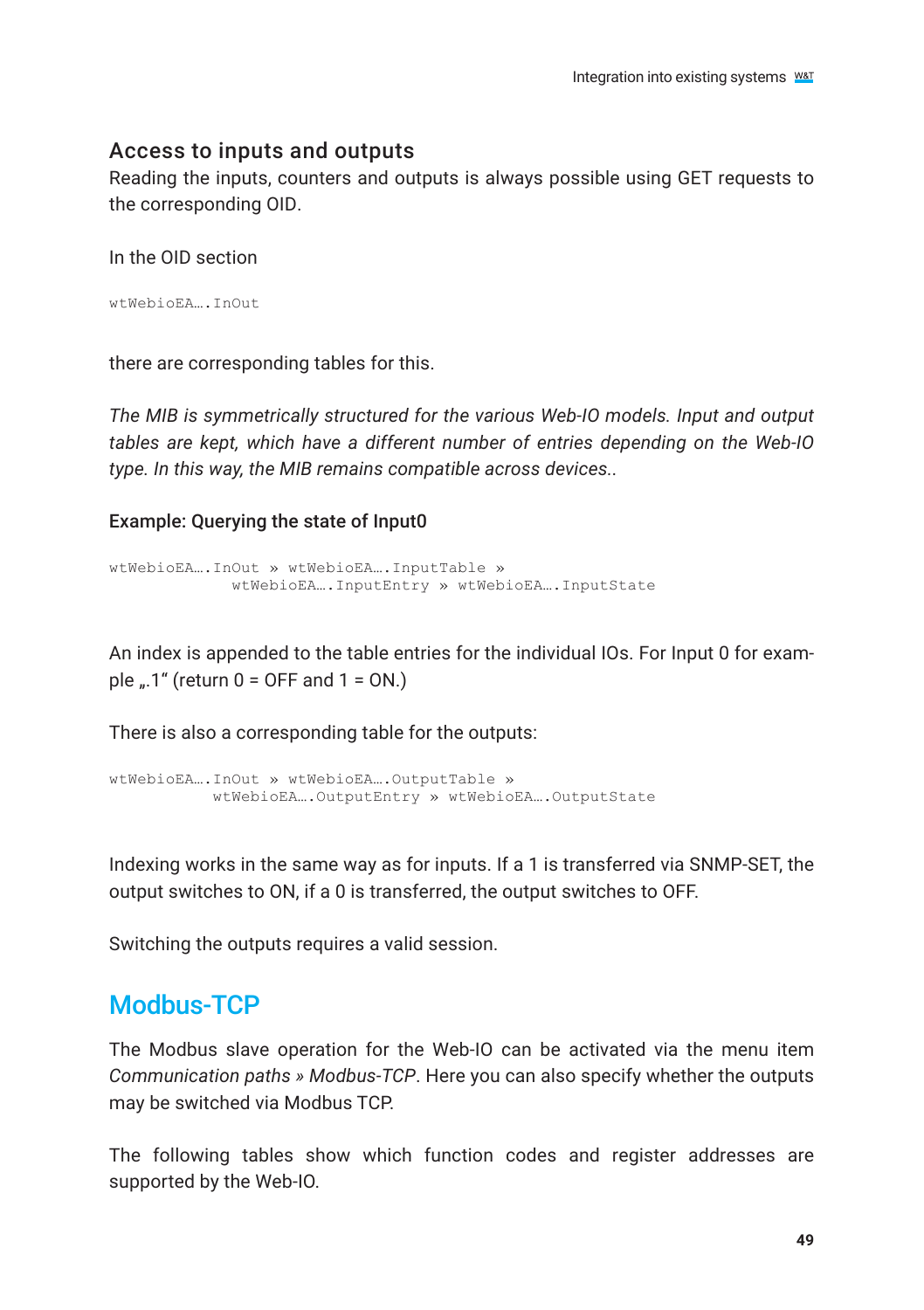## Access to inputs and outputs

Reading the inputs, counters and outputs is always possible using GET requests to the corresponding OID.

In the OID section

```
wtWebioEA….InOut
```

there are corresponding tables for this.

*The MIB is symmetrically structured for the various Web-IO models. Input and output tables are kept, which have a different number of entries depending on the Web-IO type. In this way, the MIB remains compatible across devices..*

### Example: Querying the state of Input0

```
wtWebioEA….InOut » wtWebioEA….InputTable »
             wtWebioEA….InputEntry » wtWebioEA….InputState
```

An index is appended to the table entries for the individual IOs. For Input 0 for example „.1“ (return 0 = OFF and 1 = ON.)

There is also a corresponding table for the outputs:

```
wtWebioEA….InOut » wtWebioEA….OutputTable »
           wtWebioEA….OutputEntry » wtWebioEA….OutputState
```

Indexing works in the same way as for inputs. If a 1 is transferred via SNMP-SET, the output switches to ON, if a 0 is transferred, the output switches to OFF.

Switching the outputs requires a valid session.

# Modbus-TCP

The Modbus slave operation for the Web-IO can be activated via the menu item *Communication paths » Modbus-TCP*. Here you can also specify whether the outputs may be switched via Modbus TCP.

The following tables show which function codes and register addresses are supported by the Web-IO.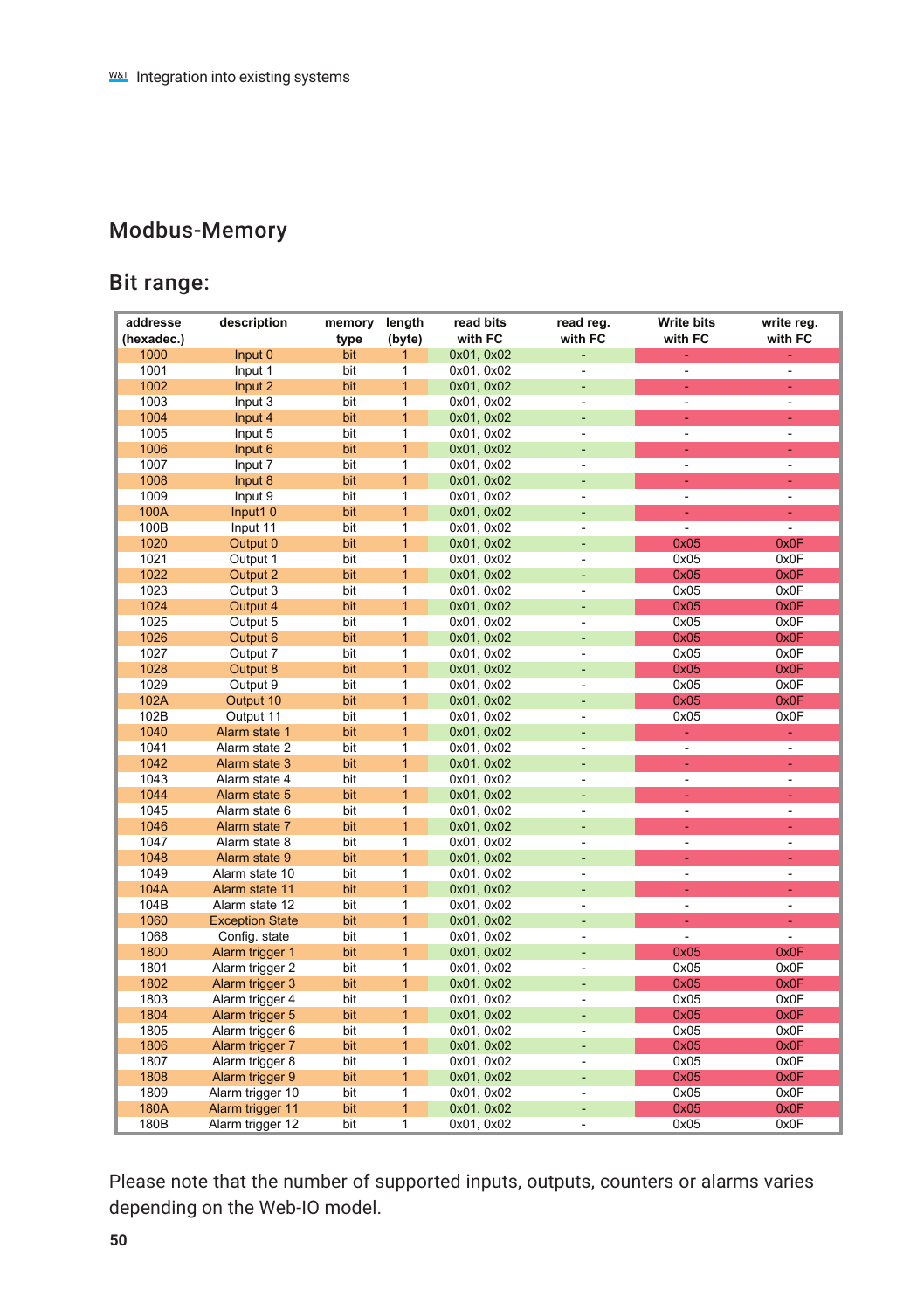## Modbus-Memory

## Bit range:

| addresse (hexadec.) | description | memory type | length (byte) | read bits with FC | read reg. with FC | Write bits with FC | write reg. with FC |
|---|---|---|---|---|---|---|---|
| 1000 | Input 0 | bit | 1 | 0x01, 0x02 | - | - | - |
| 1001 | Input 1 | bit | 1 | 0x01, 0x02 | - | - | - |
| 1002 | Input 2 | bit | 1 | 0x01, 0x02 | - | - | - |
| 1003 | Input 3 | bit | 1 | 0x01, 0x02 | - | - | - |
| 1004 | Input 4 | bit | 1 | 0x01, 0x02 | - | - | - |
| 1005 | Input 5 | bit | 1 | 0x01, 0x02 | - | - | - |
| 1006 | Input 6 | bit | 1 | 0x01, 0x02 | - | - | - |
| 1007 | Input 7 | bit | 1 | 0x01, 0x02 | - | - | - |
| 1008 | Input 8 | bit | 1 | 0x01, 0x02 | - | - | - |
| 1009 | Input 9 | bit | 1 | 0x01, 0x02 | - | - | - |
| 100A | Input1 0 | bit | 1 | 0x01, 0x02 | - | - | - |
| 100B | Input 11 | bit | 1 | 0x01, 0x02 | - | - | - |
| 1020 | Output 0 | bit | 1 | 0x01, 0x02 | - | 0x05 | 0x0F |
| 1021 | Output 1 | bit | 1 | 0x01, 0x02 | - | 0x05 | 0x0F |
| 1022 | Output 2 | bit | 1 | 0x01, 0x02 | - | 0x05 | 0x0F |
| 1023 | Output 3 | bit | 1 | 0x01, 0x02 | - | 0x05 | 0x0F |
| 1024 | Output 4 | bit | 1 | 0x01, 0x02 | - | 0x05 | 0x0F |
| 1025 | Output 5 | bit | 1 | 0x01, 0x02 | - | 0x05 | 0x0F |
| 1026 | Output 6 | bit | 1 | 0x01, 0x02 | - | 0x05 | 0x0F |
| 1027 | Output 7 | bit | 1 | 0x01, 0x02 | - | 0x05 | 0x0F |
| 1028 | Output 8 | bit | 1 | 0x01, 0x02 | - | 0x05 | 0x0F |
| 1029 | Output 9 | bit | 1 | 0x01, 0x02 | - | 0x05 | 0x0F |
| 102A | Output 10 | bit | 1 | 0x01, 0x02 | - | 0x05 | 0x0F |
| 102B | Output 11 | bit | 1 | 0x01, 0x02 | - | 0x05 | 0x0F |
| 1040 | Alarm state 1 | bit | 1 | 0x01, 0x02 | - | - | - |
| 1041 | Alarm state 2 | bit | 1 | 0x01, 0x02 | - | - | - |
| 1042 | Alarm state 3 | bit | 1 | 0x01, 0x02 | - | - | - |
| 1043 | Alarm state 4 | bit | 1 | 0x01, 0x02 | - | - | - |
| 1044 | Alarm state 5 | bit | 1 | 0x01, 0x02 | - | - | - |
| 1045 | Alarm state 6 | bit | 1 | 0x01, 0x02 | - | - | - |
| 1046 | Alarm state 7 | bit | 1 | 0x01, 0x02 | - | - | - |
| 1047 | Alarm state 8 | bit | 1 | 0x01, 0x02 | - | - | - |
| 1048 | Alarm state 9 | bit | 1 | 0x01, 0x02 | - | - | - |
| 1049 | Alarm state 10 | bit | 1 | 0x01, 0x02 | - | - | - |
| 104A | Alarm state 11 | bit | 1 | 0x01, 0x02 | - | - | - |
| 104B | Alarm state 12 | bit | 1 | 0x01, 0x02 | - | - | - |
| 1060 | Exception State | bit | 1 | 0x01, 0x02 | - | - | - |
| 1068 | Config. state | bit | 1 | 0x01, 0x02 | - | - | - |
| 1800 | Alarm trigger 1 | bit | 1 | 0x01, 0x02 | - | 0x05 | 0x0F |
| 1801 | Alarm trigger 2 | bit | 1 | 0x01, 0x02 | - | 0x05 | 0x0F |
| 1802 | Alarm trigger 3 | bit | 1 | 0x01, 0x02 | - | 0x05 | 0x0F |
| 1803 | Alarm trigger 4 | bit | 1 | 0x01, 0x02 | - | 0x05 | 0x0F |
| 1804 | Alarm trigger 5 | bit | 1 | 0x01, 0x02 | - | 0x05 | 0x0F |
| 1805 | Alarm trigger 6 | bit | 1 | 0x01, 0x02 | - | 0x05 | 0x0F |
| 1806 | Alarm trigger 7 | bit | 1 | 0x01, 0x02 | - | 0x05 | 0x0F |
| 1807 | Alarm trigger 8 | bit | 1 | 0x01, 0x02 | - | 0x05 | 0x0F |
| 1808 | Alarm trigger 9 | bit | 1 | 0x01, 0x02 | - | 0x05 | 0x0F |
| 1809 | Alarm trigger 10 | bit | 1 | 0x01, 0x02 | - | 0x05 | 0x0F |
| 180A | Alarm trigger 11 | bit | 1 | 0x01, 0x02 | - | 0x05 | 0x0F |
| 180B | Alarm trigger 12 | bit | 1 | 0x01, 0x02 | - | 0x05 | 0x0F |

Please note that the number of supported inputs, outputs, counters or alarms varies depending on the Web-IO model.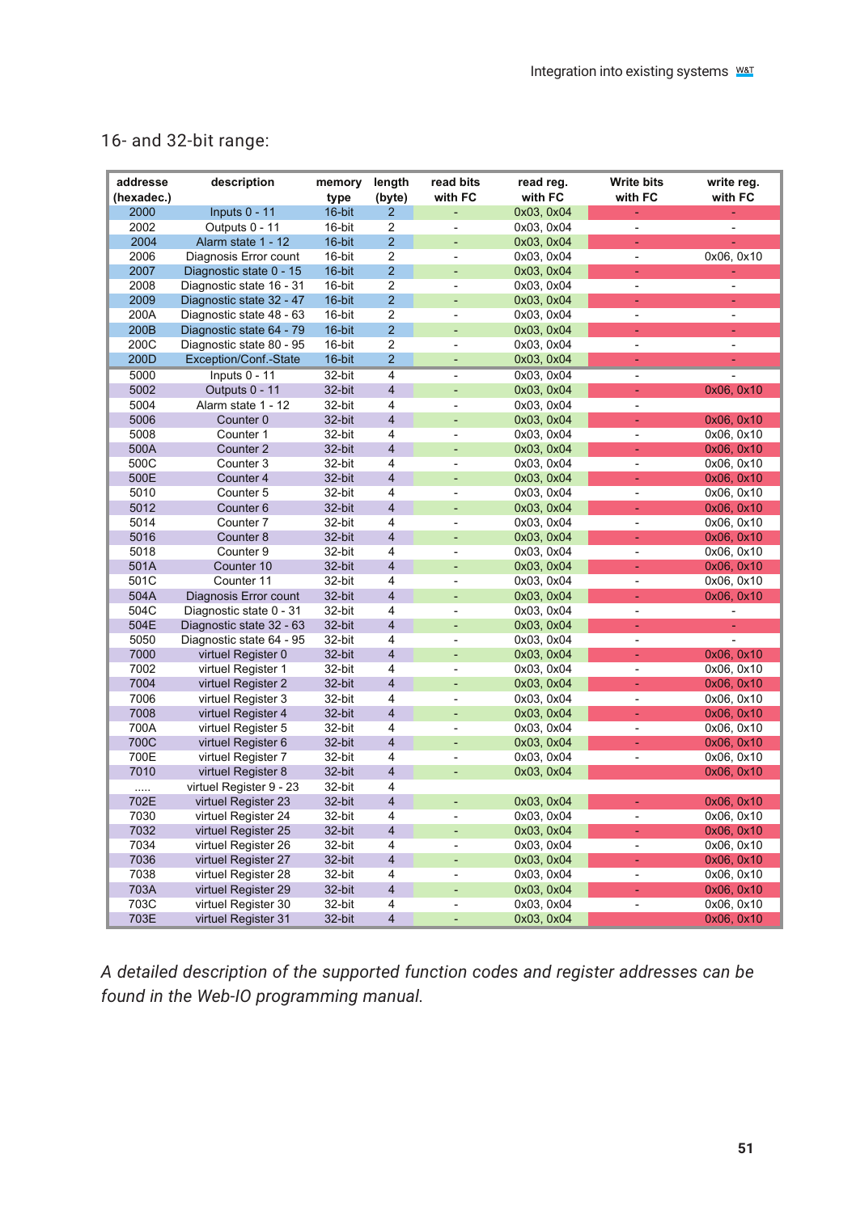16- and 32-bit range:

| addresse (hexadec.) | description | memory type | length (byte) | read bits with FC | read reg. with FC | Write bits with FC | write reg. with FC |
|---|---|---|---|---|---|---|---|
| 2000 | Inputs 0 - 11 | 16-bit | 2 | - | 0x03, 0x04 | - | - |
| 2002 | Outputs 0 - 11 | 16-bit | 2 | - | 0x03, 0x04 | - | - |
| 2004 | Alarm state 1 - 12 | 16-bit | 2 | - | 0x03, 0x04 | - | - |
| 2006 | Diagnosis Error count | 16-bit | 2 | - | 0x03, 0x04 | - | 0x06, 0x10 |
| 2007 | Diagnostic state 0 - 15 | 16-bit | 2 | - | 0x03, 0x04 | - | - |
| 2008 | Diagnostic state 16 - 31 | 16-bit | 2 | - | 0x03, 0x04 | - | - |
| 2009 | Diagnostic state 32 - 47 | 16-bit | 2 | - | 0x03, 0x04 | - | - |
| 200A | Diagnostic state 48 - 63 | 16-bit | 2 | - | 0x03, 0x04 | - | - |
| 200B | Diagnostic state 64 - 79 | 16-bit | 2 | - | 0x03, 0x04 | - | - |
| 200C | Diagnostic state 80 - 95 | 16-bit | 2 | - | 0x03, 0x04 | - | - |
| 200D | Exception/Conf.-State | 16-bit | 2 | - | 0x03, 0x04 | - | - |
| 5000 | Inputs 0 - 11 | 32-bit | 4 | - | 0x03, 0x04 | - | - |
| 5002 | Outputs 0 - 11 | 32-bit | 4 | - | 0x03, 0x04 | - | 0x06, 0x10 |
| 5004 | Alarm state 1 - 12 | 32-bit | 4 | - | 0x03, 0x04 | - | |
| 5006 | Counter 0 | 32-bit | 4 | - | 0x03, 0x04 | - | 0x06, 0x10 |
| 5008 | Counter 1 | 32-bit | 4 | - | 0x03, 0x04 | - | 0x06, 0x10 |
| 500A | Counter 2 | 32-bit | 4 | - | 0x03, 0x04 | - | 0x06, 0x10 |
| 500C | Counter 3 | 32-bit | 4 | - | 0x03, 0x04 | - | 0x06, 0x10 |
| 500E | Counter 4 | 32-bit | 4 | - | 0x03, 0x04 | - | 0x06, 0x10 |
| 5010 | Counter 5 | 32-bit | 4 | - | 0x03, 0x04 | - | 0x06, 0x10 |
| 5012 | Counter 6 | 32-bit | 4 | - | 0x03, 0x04 | - | 0x06, 0x10 |
| 5014 | Counter 7 | 32-bit | 4 | - | 0x03, 0x04 | - | 0x06, 0x10 |
| 5016 | Counter 8 | 32-bit | 4 | - | 0x03, 0x04 | - | 0x06, 0x10 |
| 5018 | Counter 9 | 32-bit | 4 | - | 0x03, 0x04 | - | 0x06, 0x10 |
| 501A | Counter 10 | 32-bit | 4 | - | 0x03, 0x04 | - | 0x06, 0x10 |
| 501C | Counter 11 | 32-bit | 4 | - | 0x03, 0x04 | - | 0x06, 0x10 |
| 504A | Diagnosis Error count | 32-bit | 4 | - | 0x03, 0x04 | - | 0x06, 0x10 |
| 504C | Diagnostic state 0 - 31 | 32-bit | 4 | - | 0x03, 0x04 | - | - |
| 504E | Diagnostic state 32 - 63 | 32-bit | 4 | - | 0x03, 0x04 | - | - |
| 5050 | Diagnostic state 64 - 95 | 32-bit | 4 | - | 0x03, 0x04 | - | - |
| 7000 | virtuel Register 0 | 32-bit | 4 | - | 0x03, 0x04 | - | 0x06, 0x10 |
| 7002 | virtuel Register 1 | 32-bit | 4 | - | 0x03, 0x04 | - | 0x06, 0x10 |
| 7004 | virtuel Register 2 | 32-bit | 4 | - | 0x03, 0x04 | - | 0x06, 0x10 |
| 7006 | virtuel Register 3 | 32-bit | 4 | - | 0x03, 0x04 | - | 0x06, 0x10 |
| 7008 | virtuel Register 4 | 32-bit | 4 | - | 0x03, 0x04 | - | 0x06, 0x10 |
| 700A | virtuel Register 5 | 32-bit | 4 | - | 0x03, 0x04 | - | 0x06, 0x10 |
| 700C | virtuel Register 6 | 32-bit | 4 | - | 0x03, 0x04 | - | 0x06, 0x10 |
| 700E | virtuel Register 7 | 32-bit | 4 | - | 0x03, 0x04 | - | 0x06, 0x10 |
| 7010 | virtuel Register 8 | 32-bit | 4 | - | 0x03, 0x04 | | 0x06, 0x10 |
| ..... | virtuel Register 9 - 23 | 32-bit | 4 | | | | |
| 702E | virtuel Register 23 | 32-bit | 4 | - | 0x03, 0x04 | - | 0x06, 0x10 |
| 7030 | virtuel Register 24 | 32-bit | 4 | - | 0x03, 0x04 | - | 0x06, 0x10 |
| 7032 | virtuel Register 25 | 32-bit | 4 | - | 0x03, 0x04 | - | 0x06, 0x10 |
| 7034 | virtuel Register 26 | 32-bit | 4 | - | 0x03, 0x04 | - | 0x06, 0x10 |
| 7036 | virtuel Register 27 | 32-bit | 4 | - | 0x03, 0x04 | - | 0x06, 0x10 |
| 7038 | virtuel Register 28 | 32-bit | 4 | - | 0x03, 0x04 | - | 0x06, 0x10 |
| 703A | virtuel Register 29 | 32-bit | 4 | - | 0x03, 0x04 | - | 0x06, 0x10 |
| 703C | virtuel Register 30 | 32-bit | 4 | - | 0x03, 0x04 | - | 0x06, 0x10 |
| 703E | virtuel Register 31 | 32-bit | 4 | - | 0x03, 0x04 | | 0x06, 0x10 |

*A detailed description of the supported function codes and register addresses can be found in the Web-IO programming manual.*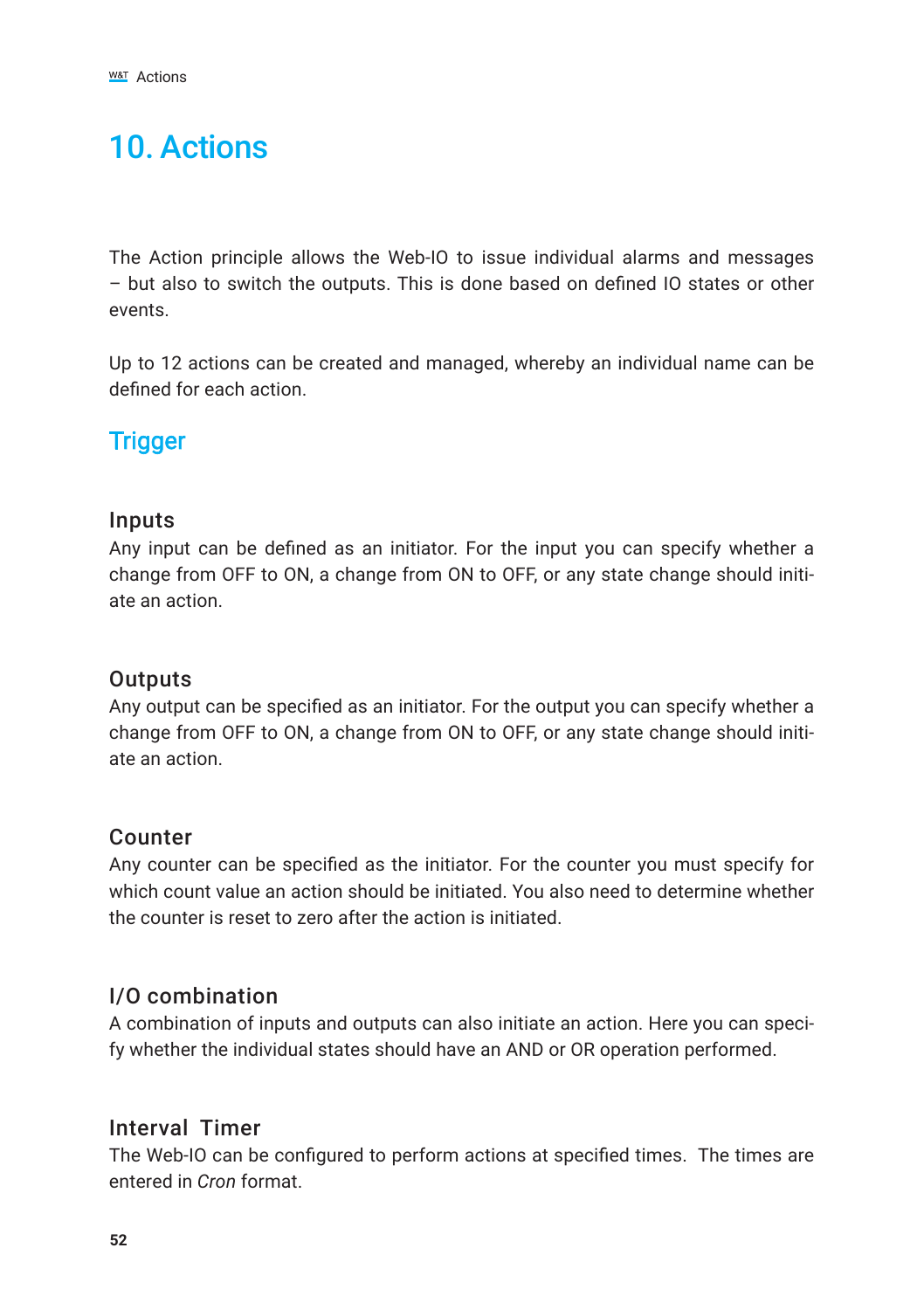# 10. Actions

The Action principle allows the Web-IO to issue individual alarms and messages – but also to switch the outputs. This is done based on defined IO states or other events.

Up to 12 actions can be created and managed, whereby an individual name can be defined for each action.

## Trigger

### Inputs

Any input can be defined as an initiator. For the input you can specify whether a change from OFF to ON, a change from ON to OFF, or any state change should initiate an action.

### Outputs

Any output can be specified as an initiator. For the output you can specify whether a change from OFF to ON, a change from ON to OFF, or any state change should initiate an action.

### Counter

Any counter can be specified as the initiator. For the counter you must specify for which count value an action should be initiated. You also need to determine whether the counter is reset to zero after the action is initiated.

### I/O combination

A combination of inputs and outputs can also initiate an action. Here you can specify whether the individual states should have an AND or OR operation performed.

### Interval Timer

The Web-IO can be configured to perform actions at specified times. The times are entered in *Cron* format.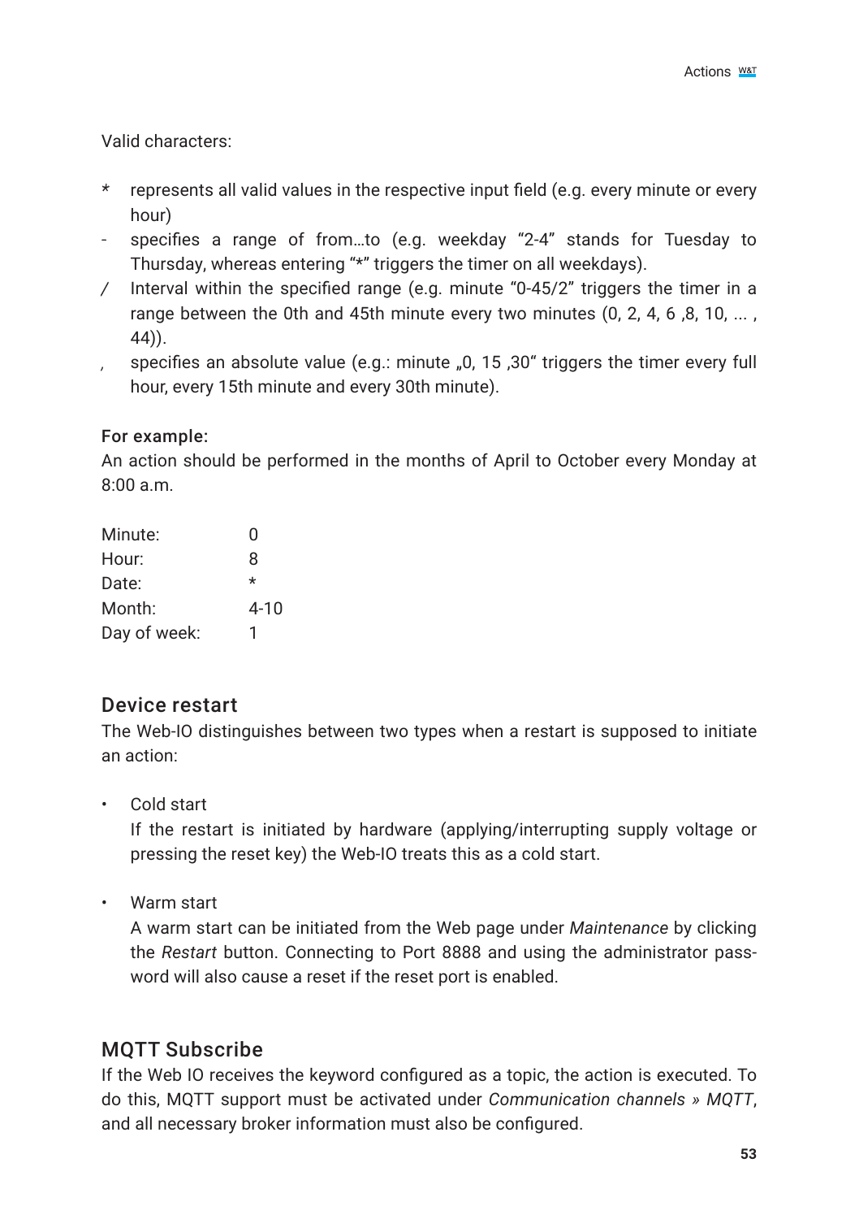Valid characters:

| | |
|---|---|
| * | represents all valid values in the respective input field (e.g. every minute or every hour) |
| - | specifies a range of from…to (e.g. weekday “2-4” stands for Tuesday to Thursday, whereas entering “*” triggers the timer on all weekdays). |
| / | Interval within the specified range (e.g. minute “0-45/2” triggers the timer in a range between the 0th and 45th minute every two minutes (0, 2, 4, 6 ,8, 10, ... , 44)). |
| , | specifies an absolute value (e.g.: minute „0, 15 ,30“ triggers the timer every full hour, every 15th minute and every 30th minute). |

**For example:**
An action should be performed in the months of April to October every Monday at 8:00 a.m.

| | |
|---|---|
| Minute: | 0 |
| Hour: | 8 |
| Date: | * |
| Month: | 4-10 |
| Day of week: | 1 |

## Device restart

The Web-IO distinguishes between two types when a restart is supposed to initiate an action:

- Cold start
  If the restart is initiated by hardware (applying/interrupting supply voltage or pressing the reset key) the Web-IO treats this as a cold start.

- Warm start
  A warm start can be initiated from the Web page under *Maintenance* by clicking the *Restart* button. Connecting to Port 8888 and using the administrator password will also cause a reset if the reset port is enabled.

## MQTT Subscribe

If the Web IO receives the keyword configured as a topic, the action is executed. To do this, MQTT support must be activated under *Communication channels » MQTT*, and all necessary broker information must also be configured.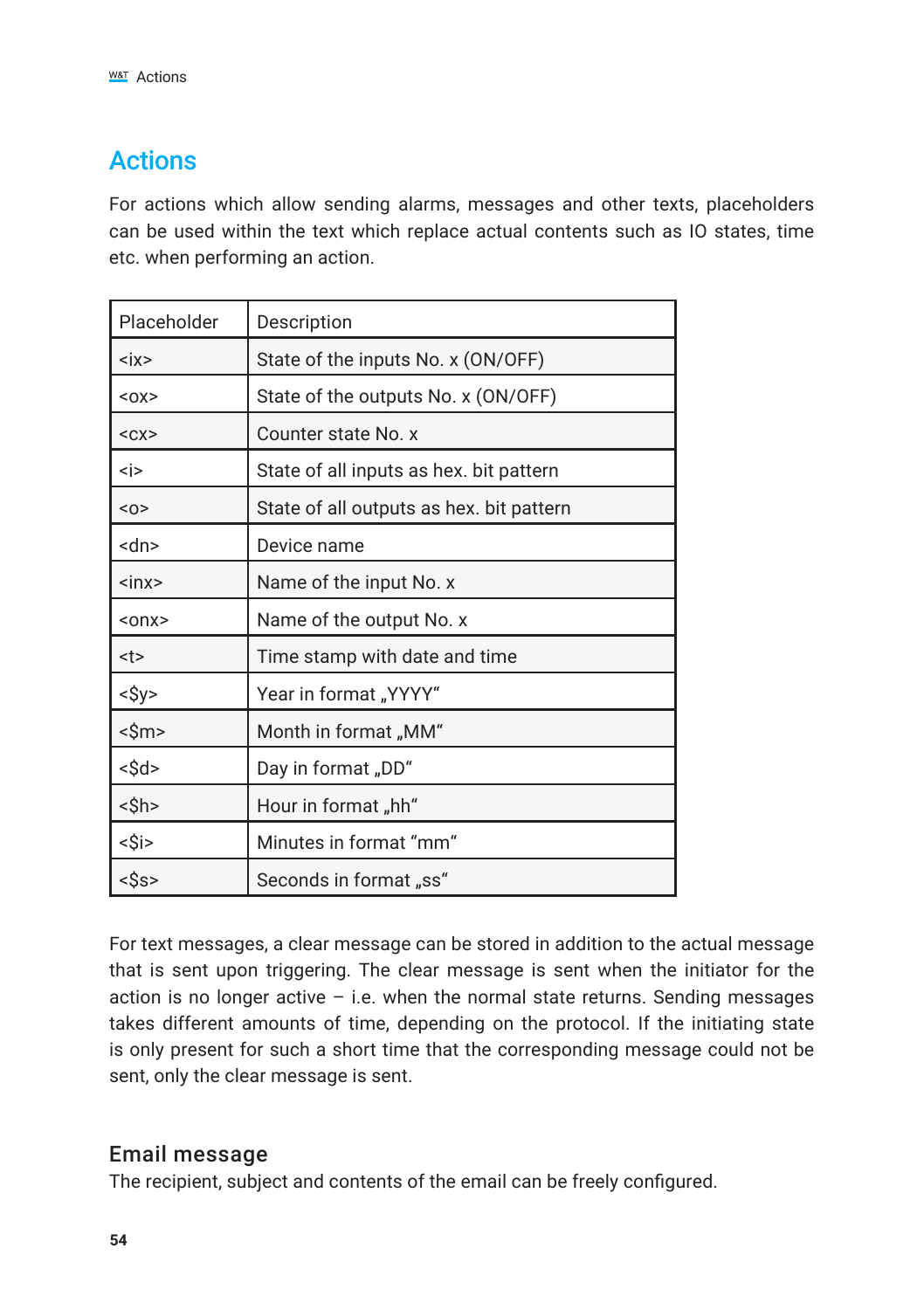# Actions

For actions which allow sending alarms, messages and other texts, placeholders can be used within the text which replace actual contents such as IO states, time etc. when performing an action.

| Placeholder | Description |
|---|---|
| <ix> | State of the inputs No. x (ON/OFF) |
| <ox> | State of the outputs No. x (ON/OFF) |
| <cx> | Counter state No. x |
| <i> | State of all inputs as hex. bit pattern |
| <o> | State of all outputs as hex. bit pattern |
| <dn> | Device name |
| <inx> | Name of the input No. x |
| <onx> | Name of the output No. x |
| <t> | Time stamp with date and time |
| <$y> | Year in format „YYYY“ |
| <$m> | Month in format „MM“ |
| <$d> | Day in format „DD“ |
| <$h> | Hour in format „hh“ |
| <$i> | Minutes in format “mm“ |
| <$s> | Seconds in format „ss“ |

For text messages, a clear message can be stored in addition to the actual message that is sent upon triggering. The clear message is sent when the initiator for the action is no longer active – i.e. when the normal state returns. Sending messages takes different amounts of time, depending on the protocol. If the initiating state is only present for such a short time that the corresponding message could not be sent, only the clear message is sent.

## Email message

The recipient, subject and contents of the email can be freely configured.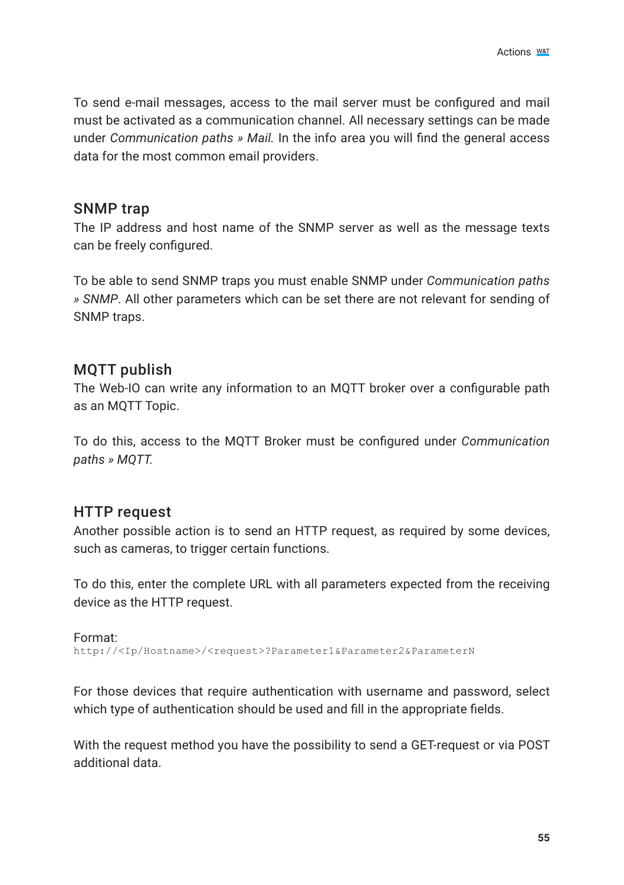To send e-mail messages, access to the mail server must be configured and mail must be activated as a communication channel. All necessary settings can be made under *Communication paths » Mail.* In the info area you will find the general access data for the most common email providers.

## SNMP trap

The IP address and host name of the SNMP server as well as the message texts can be freely configured.

To be able to send SNMP traps you must enable SNMP under *Communication paths » SNMP*. All other parameters which can be set there are not relevant for sending of SNMP traps.

## MQTT publish

The Web-IO can write any information to an MQTT broker over a configurable path as an MQTT Topic.

To do this, access to the MQTT Broker must be configured under *Communication paths » MQTT.*

## HTTP request

Another possible action is to send an HTTP request, as required by some devices, such as cameras, to trigger certain functions.

To do this, enter the complete URL with all parameters expected from the receiving device as the HTTP request.

Format:

```
http://<Ip/Hostname>/<request>?Parameter1&Parameter2&ParameterN
```

For those devices that require authentication with username and password, select which type of authentication should be used and fill in the appropriate fields.

With the request method you have the possibility to send a GET-request or via POST additional data.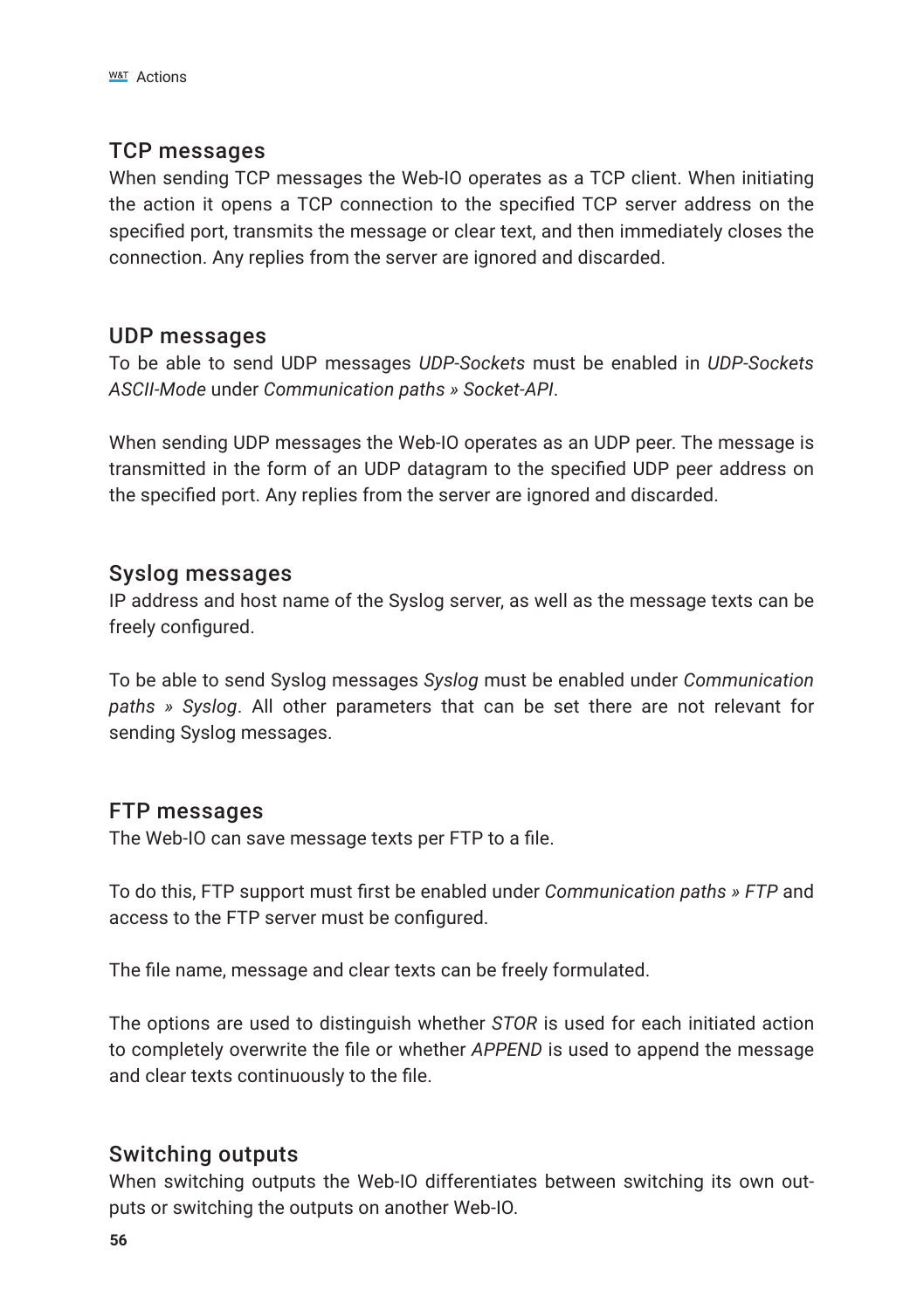## TCP messages

When sending TCP messages the Web-IO operates as a TCP client. When initiating the action it opens a TCP connection to the specified TCP server address on the specified port, transmits the message or clear text, and then immediately closes the connection. Any replies from the server are ignored and discarded.

## UDP messages

To be able to send UDP messages *UDP-Sockets* must be enabled in *UDP-Sockets ASCII-Mode* under *Communication paths » Socket-API*.

When sending UDP messages the Web-IO operates as an UDP peer. The message is transmitted in the form of an UDP datagram to the specified UDP peer address on the specified port. Any replies from the server are ignored and discarded.

## Syslog messages

IP address and host name of the Syslog server, as well as the message texts can be freely configured.

To be able to send Syslog messages *Syslog* must be enabled under *Communication paths » Syslog*. All other parameters that can be set there are not relevant for sending Syslog messages.

## FTP messages

The Web-IO can save message texts per FTP to a file.

To do this, FTP support must first be enabled under *Communication paths » FTP* and access to the FTP server must be configured.

The file name, message and clear texts can be freely formulated.

The options are used to distinguish whether *STOR* is used for each initiated action to completely overwrite the file or whether *APPEND* is used to append the message and clear texts continuously to the file.

## Switching outputs

When switching outputs the Web-IO differentiates between switching its own outputs or switching the outputs on another Web-IO.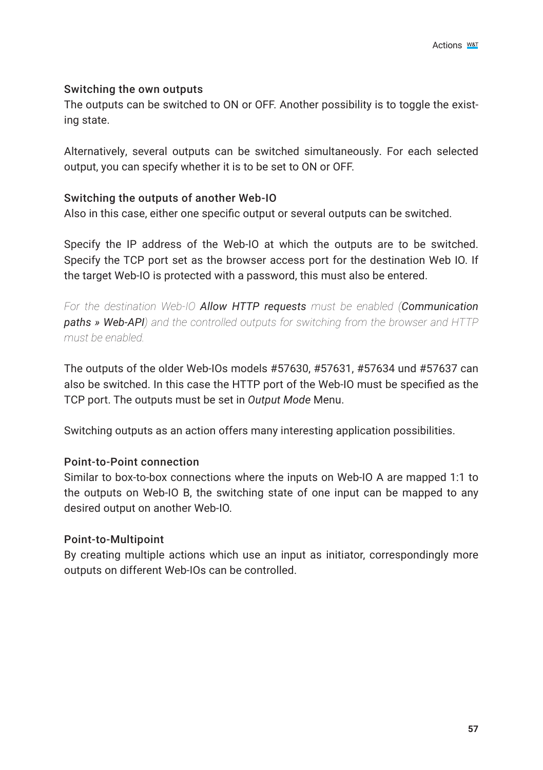### Switching the own outputs

The outputs can be switched to ON or OFF. Another possibility is to toggle the existing state.

Alternatively, several outputs can be switched simultaneously. For each selected output, you can specify whether it is to be set to ON or OFF.

### Switching the outputs of another Web-IO

Also in this case, either one specific output or several outputs can be switched.

Specify the IP address of the Web-IO at which the outputs are to be switched. Specify the TCP port set as the browser access port for the destination Web IO. If the target Web-IO is protected with a password, this must also be entered.

*For the destination Web-IO* ***Allow HTTP requests*** *must be enabled (****Communication paths » Web-API****) and the controlled outputs for switching from the browser and HTTP must be enabled.*

The outputs of the older Web-IOs models #57630, #57631, #57634 und #57637 can also be switched. In this case the HTTP port of the Web-IO must be specified as the TCP port. The outputs must be set in *Output Mode* Menu.

Switching outputs as an action offers many interesting application possibilities.

### Point-to-Point connection

Similar to box-to-box connections where the inputs on Web-IO A are mapped 1:1 to the outputs on Web-IO B, the switching state of one input can be mapped to any desired output on another Web-IO.

### Point-to-Multipoint

By creating multiple actions which use an input as initiator, correspondingly more outputs on different Web-IOs can be controlled.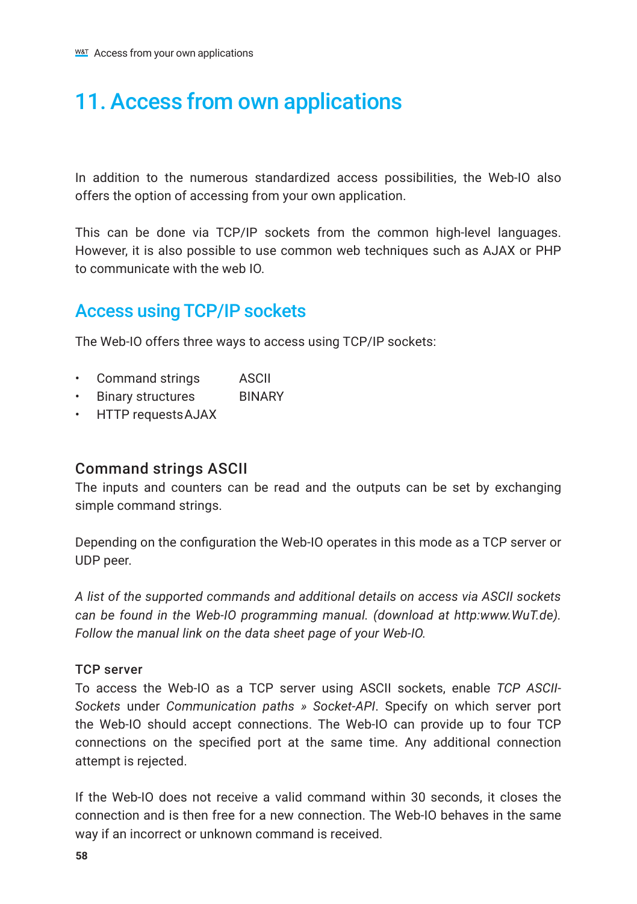# 11. Access from own applications

In addition to the numerous standardized access possibilities, the Web-IO also offers the option of accessing from your own application.

This can be done via TCP/IP sockets from the common high-level languages. However, it is also possible to use common web techniques such as AJAX or PHP to communicate with the web IO.

## Access using TCP/IP sockets

The Web-IO offers three ways to access using TCP/IP sockets:

- Command strings ASCII
- Binary structures BINARY
- HTTP requests AJAX

### Command strings ASCII

The inputs and counters can be read and the outputs can be set by exchanging simple command strings.

Depending on the configuration the Web-IO operates in this mode as a TCP server or UDP peer.

*A list of the supported commands and additional details on access via ASCII sockets can be found in the Web-IO programming manual. (download at http:www.WuT.de). Follow the manual link on the data sheet page of your Web-IO.*

#### TCP server

To access the Web-IO as a TCP server using ASCII sockets, enable *TCP ASCII-Sockets* under *Communication paths » Socket-API*. Specify on which server port the Web-IO should accept connections. The Web-IO can provide up to four TCP connections on the specified port at the same time. Any additional connection attempt is rejected.

If the Web-IO does not receive a valid command within 30 seconds, it closes the connection and is then free for a new connection. The Web-IO behaves in the same way if an incorrect or unknown command is received.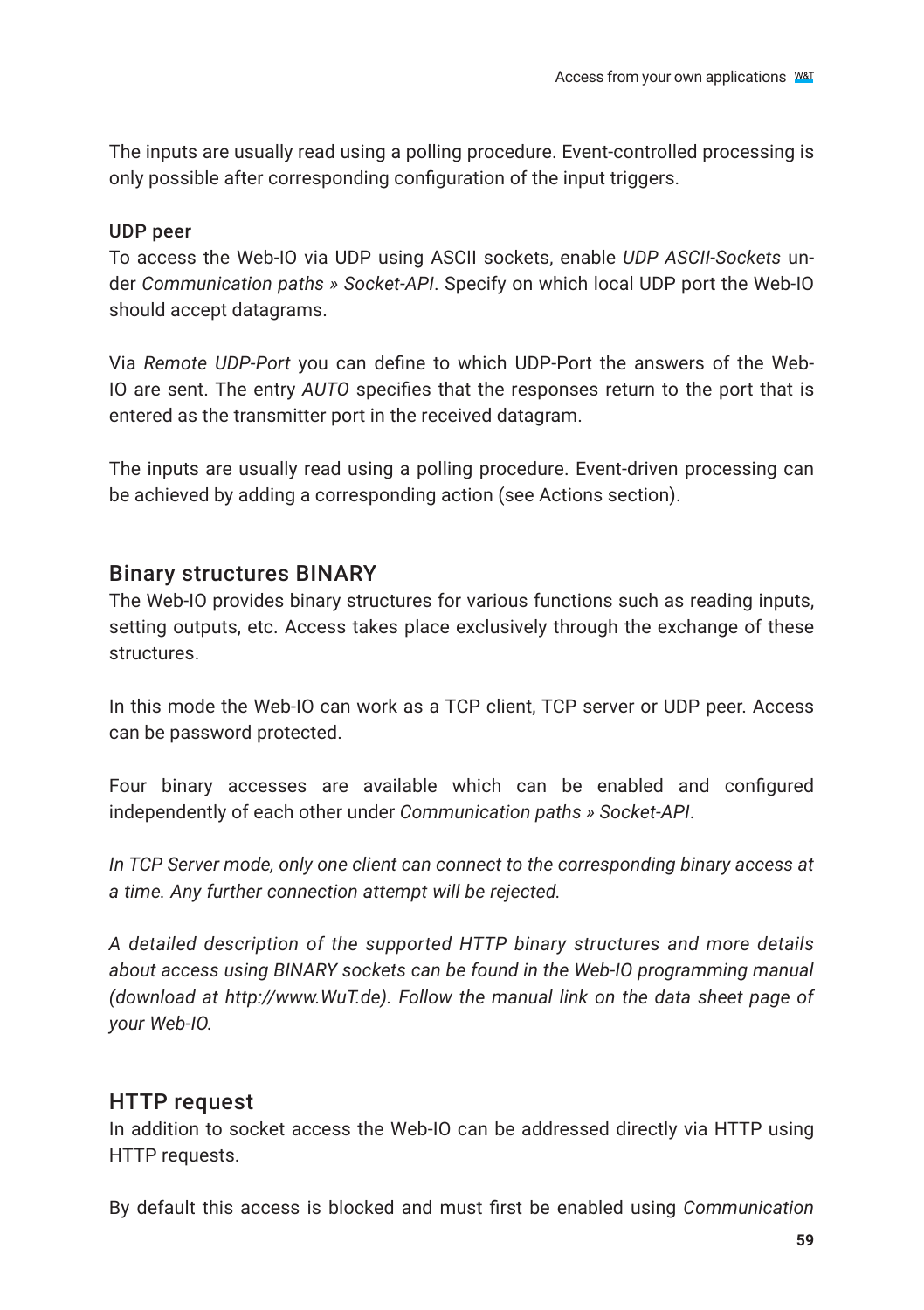The inputs are usually read using a polling procedure. Event-controlled processing is only possible after corresponding configuration of the input triggers.

### UDP peer

To access the Web-IO via UDP using ASCII sockets, enable *UDP ASCII-Sockets* under *Communication paths » Socket-API*. Specify on which local UDP port the Web-IO should accept datagrams.

Via *Remote UDP-Port* you can define to which UDP-Port the answers of the Web-IO are sent. The entry *AUTO* specifies that the responses return to the port that is entered as the transmitter port in the received datagram.

The inputs are usually read using a polling procedure. Event-driven processing can be achieved by adding a corresponding action (see Actions section).

## Binary structures BINARY

The Web-IO provides binary structures for various functions such as reading inputs, setting outputs, etc. Access takes place exclusively through the exchange of these structures.

In this mode the Web-IO can work as a TCP client, TCP server or UDP peer. Access can be password protected.

Four binary accesses are available which can be enabled and configured independently of each other under *Communication paths » Socket-API*.

*In TCP Server mode, only one client can connect to the corresponding binary access at a time. Any further connection attempt will be rejected.*

*A detailed description of the supported HTTP binary structures and more details about access using BINARY sockets can be found in the Web-IO programming manual (download at http://www.WuT.de). Follow the manual link on the data sheet page of your Web-IO.*

## HTTP request

In addition to socket access the Web-IO can be addressed directly via HTTP using HTTP requests.

By default this access is blocked and must first be enabled using *Communication*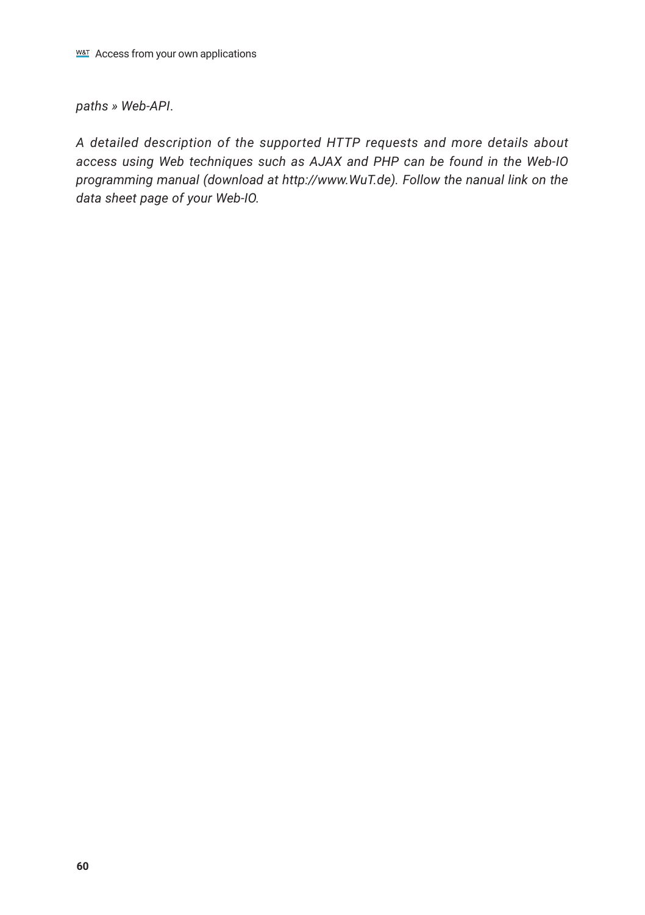*paths » Web-API*.

*A detailed description of the supported HTTP requests and more details about access using Web techniques such as AJAX and PHP can be found in the Web-IO programming manual (download at http://www.WuT.de). Follow the nanual link on the data sheet page of your Web-IO.*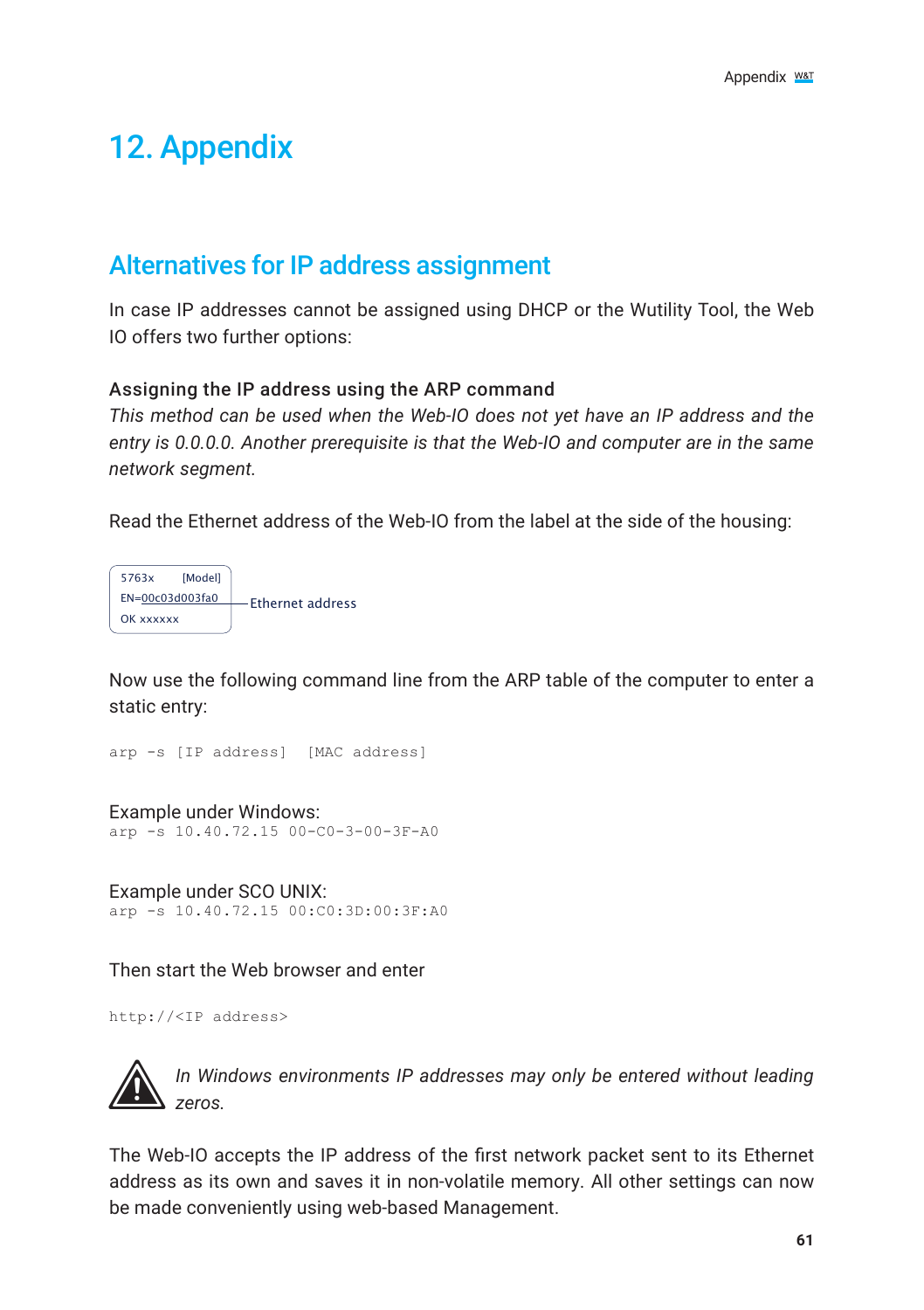# 12. Appendix

## Alternatives for IP address assignment

In case IP addresses cannot be assigned using DHCP or the Wutility Tool, the Web IO offers two further options:

**Assigning the IP address using the ARP command**

*This method can be used when the Web-IO does not yet have an IP address and the entry is 0.0.0.0. Another prerequisite is that the Web-IO and computer are in the same network segment.*

Read the Ethernet address of the Web-IO from the label at the side of the housing:

```
5763x        [Model]
EN=00c03d003fa0 ——— Ethernet address
OK xxxxxx
```

Now use the following command line from the ARP table of the computer to enter a static entry:

```
arp -s [IP address]  [MAC address]
```

Example under Windows:

```
arp -s 10.40.72.15 00-C0-3-00-3F-A0
```

Example under SCO UNIX:

```
arp -s 10.40.72.15 00:C0:3D:00:3F:A0
```

Then start the Web browser and enter

```
http://<IP address>
```

*In Windows environments IP addresses may only be entered without leading zeros.*

The Web-IO accepts the IP address of the first network packet sent to its Ethernet address as its own and saves it in non-volatile memory. All other settings can now be made conveniently using web-based Management.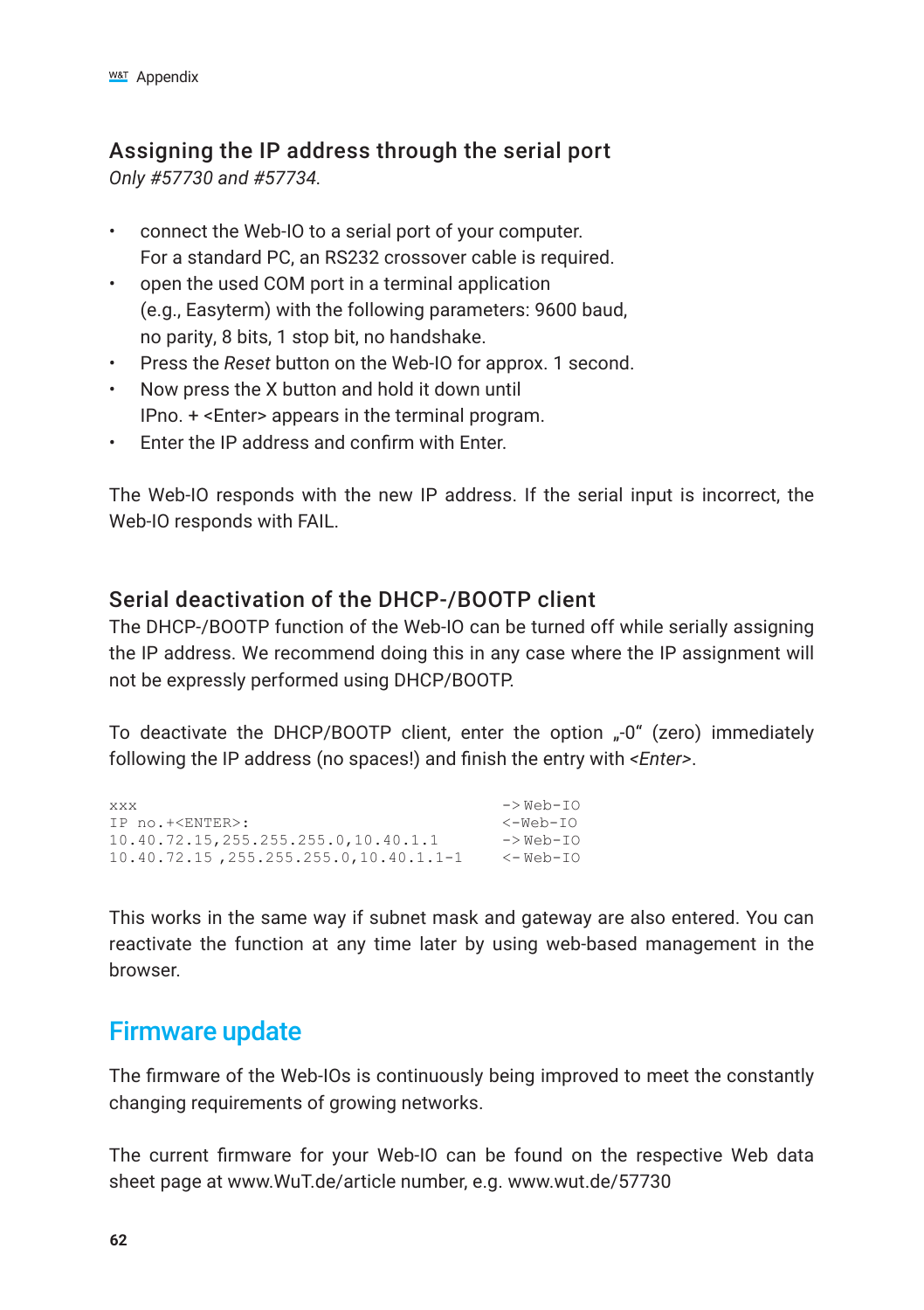## Assigning the IP address through the serial port

*Only #57730 and #57734.*

- connect the Web-IO to a serial port of your computer. For a standard PC, an RS232 crossover cable is required.
- open the used COM port in a terminal application (e.g., Easyterm) with the following parameters: 9600 baud, no parity, 8 bits, 1 stop bit, no handshake.
- Press the *Reset* button on the Web-IO for approx. 1 second.
- Now press the X button and hold it down until IPno. + <Enter> appears in the terminal program.
- Enter the IP address and confirm with Enter.

The Web-IO responds with the new IP address. If the serial input is incorrect, the Web-IO responds with FAIL.

### Serial deactivation of the DHCP-/BOOTP client

The DHCP-/BOOTP function of the Web-IO can be turned off while serially assigning the IP address. We recommend doing this in any case where the IP assignment will not be expressly performed using DHCP/BOOTP.

To deactivate the DHCP/BOOTP client, enter the option „-0" (zero) immediately following the IP address (no spaces!) and finish the entry with *<Enter>*.

```
xxx                                         -> Web-IO
IP no.+<ENTER>:                             <-Web-IO
10.40.72.15,255.255.255.0,10.40.1.1         -> Web-IO
10.40.72.15 ,255.255.255.0,10.40.1.1-1      <- Web-IO
```

This works in the same way if subnet mask and gateway are also entered. You can reactivate the function at any time later by using web-based management in the browser.

## Firmware update

The firmware of the Web-IOs is continuously being improved to meet the constantly changing requirements of growing networks.

The current firmware for your Web-IO can be found on the respective Web data sheet page at www.WuT.de/article number, e.g. www.wut.de/57730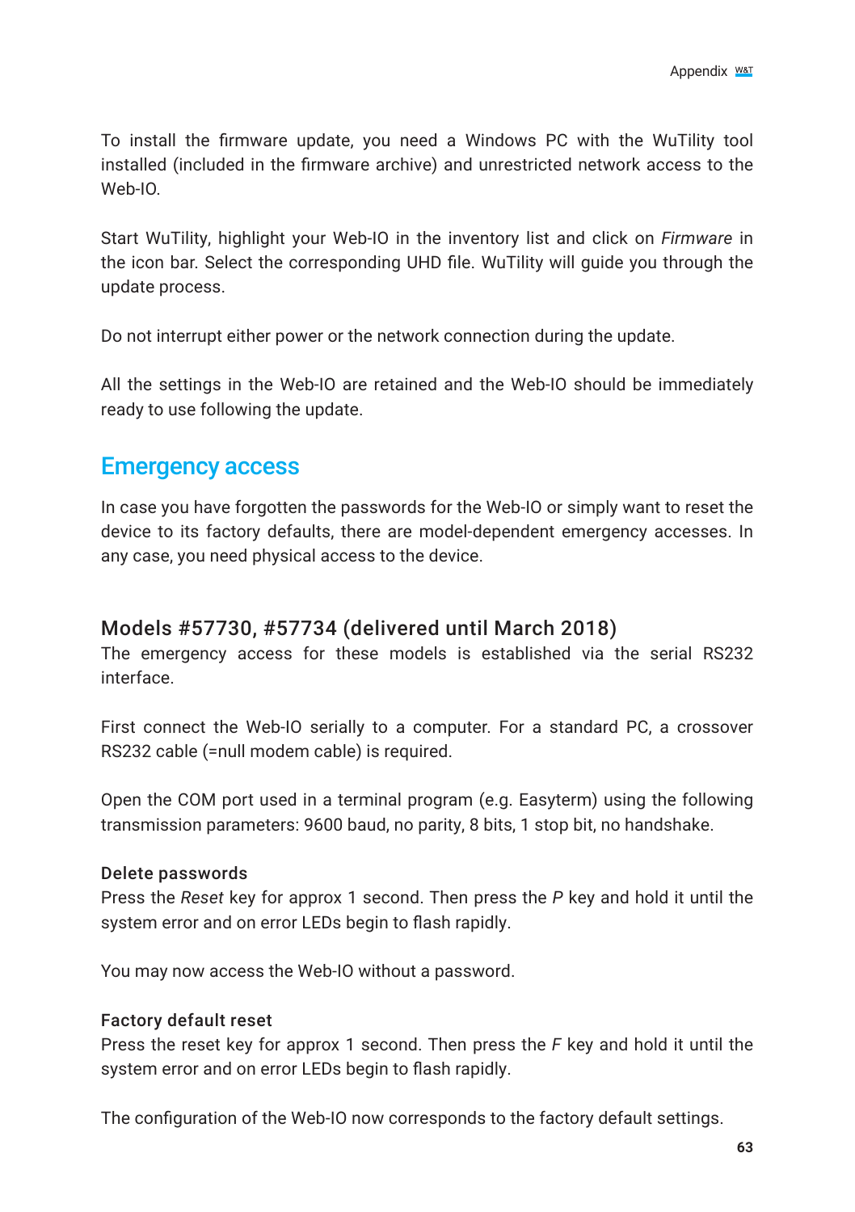To install the firmware update, you need a Windows PC with the WuTility tool installed (included in the firmware archive) and unrestricted network access to the Web-IO.

Start WuTility, highlight your Web-IO in the inventory list and click on *Firmware* in the icon bar. Select the corresponding UHD file. WuTility will guide you through the update process.

Do not interrupt either power or the network connection during the update.

All the settings in the Web-IO are retained and the Web-IO should be immediately ready to use following the update.

## Emergency access

In case you have forgotten the passwords for the Web-IO or simply want to reset the device to its factory defaults, there are model-dependent emergency accesses. In any case, you need physical access to the device.

### Models #57730, #57734 (delivered until March 2018)

The emergency access for these models is established via the serial RS232 interface.

First connect the Web-IO serially to a computer. For a standard PC, a crossover RS232 cable (=null modem cable) is required.

Open the COM port used in a terminal program (e.g. Easyterm) using the following transmission parameters: 9600 baud, no parity, 8 bits, 1 stop bit, no handshake.

#### Delete passwords

Press the *Reset* key for approx 1 second. Then press the *P* key and hold it until the system error and on error LEDs begin to flash rapidly.

You may now access the Web-IO without a password.

#### Factory default reset

Press the reset key for approx 1 second. Then press the *F* key and hold it until the system error and on error LEDs begin to flash rapidly.

The configuration of the Web-IO now corresponds to the factory default settings.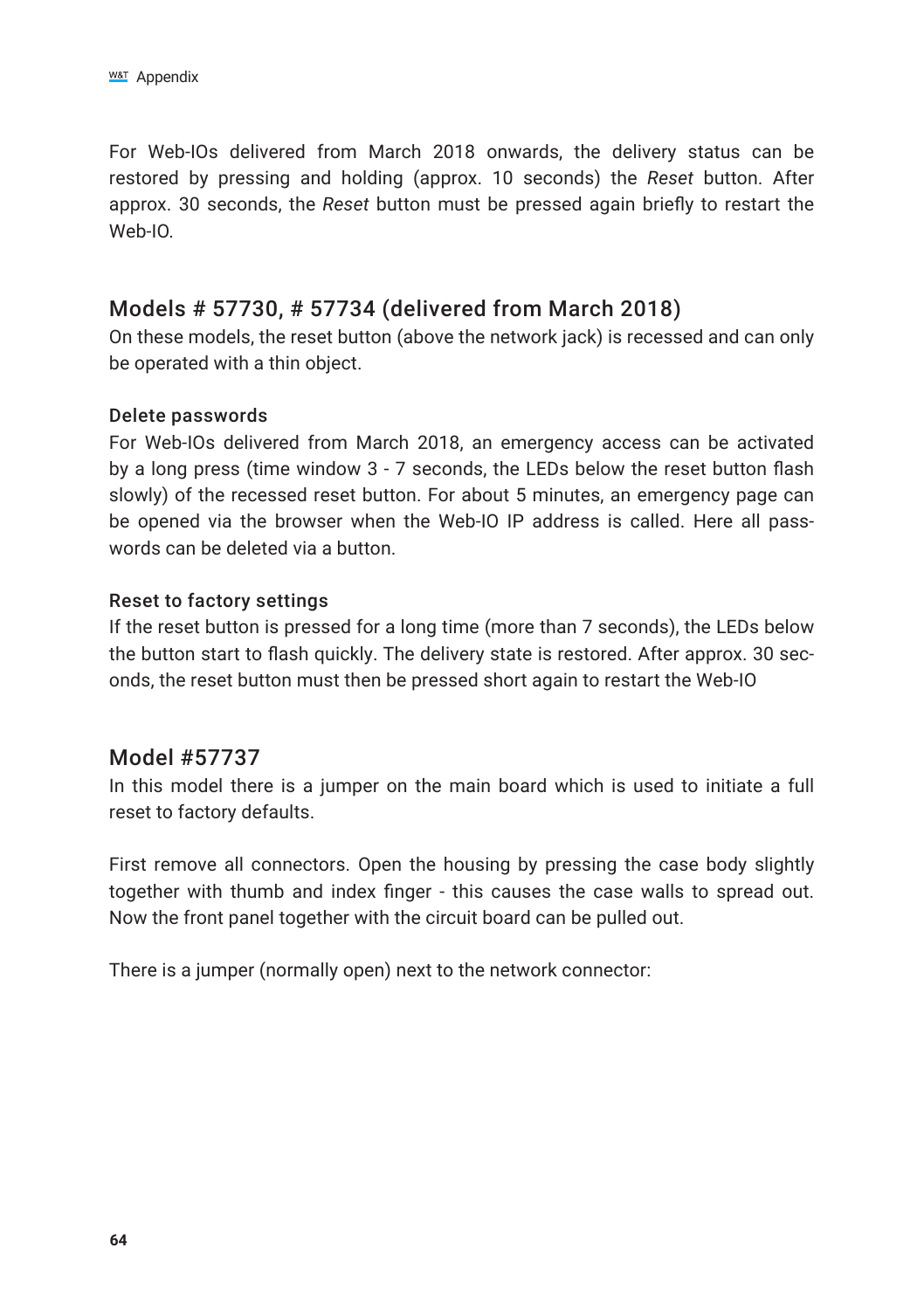For Web-IOs delivered from March 2018 onwards, the delivery status can be restored by pressing and holding (approx. 10 seconds) the *Reset* button. After approx. 30 seconds, the *Reset* button must be pressed again briefly to restart the Web-IO.

## Models # 57730, # 57734 (delivered from March 2018)

On these models, the reset button (above the network jack) is recessed and can only be operated with a thin object.

### Delete passwords

For Web-IOs delivered from March 2018, an emergency access can be activated by a long press (time window 3 - 7 seconds, the LEDs below the reset button flash slowly) of the recessed reset button. For about 5 minutes, an emergency page can be opened via the browser when the Web-IO IP address is called. Here all passwords can be deleted via a button.

### Reset to factory settings

If the reset button is pressed for a long time (more than 7 seconds), the LEDs below the button start to flash quickly. The delivery state is restored. After approx. 30 seconds, the reset button must then be pressed short again to restart the Web-IO

## Model #57737

In this model there is a jumper on the main board which is used to initiate a full reset to factory defaults.

First remove all connectors. Open the housing by pressing the case body slightly together with thumb and index finger - this causes the case walls to spread out. Now the front panel together with the circuit board can be pulled out.

There is a jumper (normally open) next to the network connector: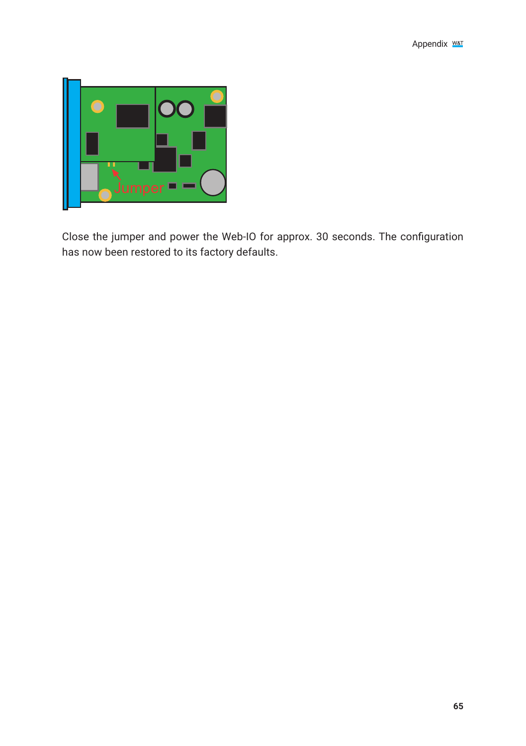Close the jumper and power the Web-IO for approx. 30 seconds. The configuration has now been restored to its factory defaults.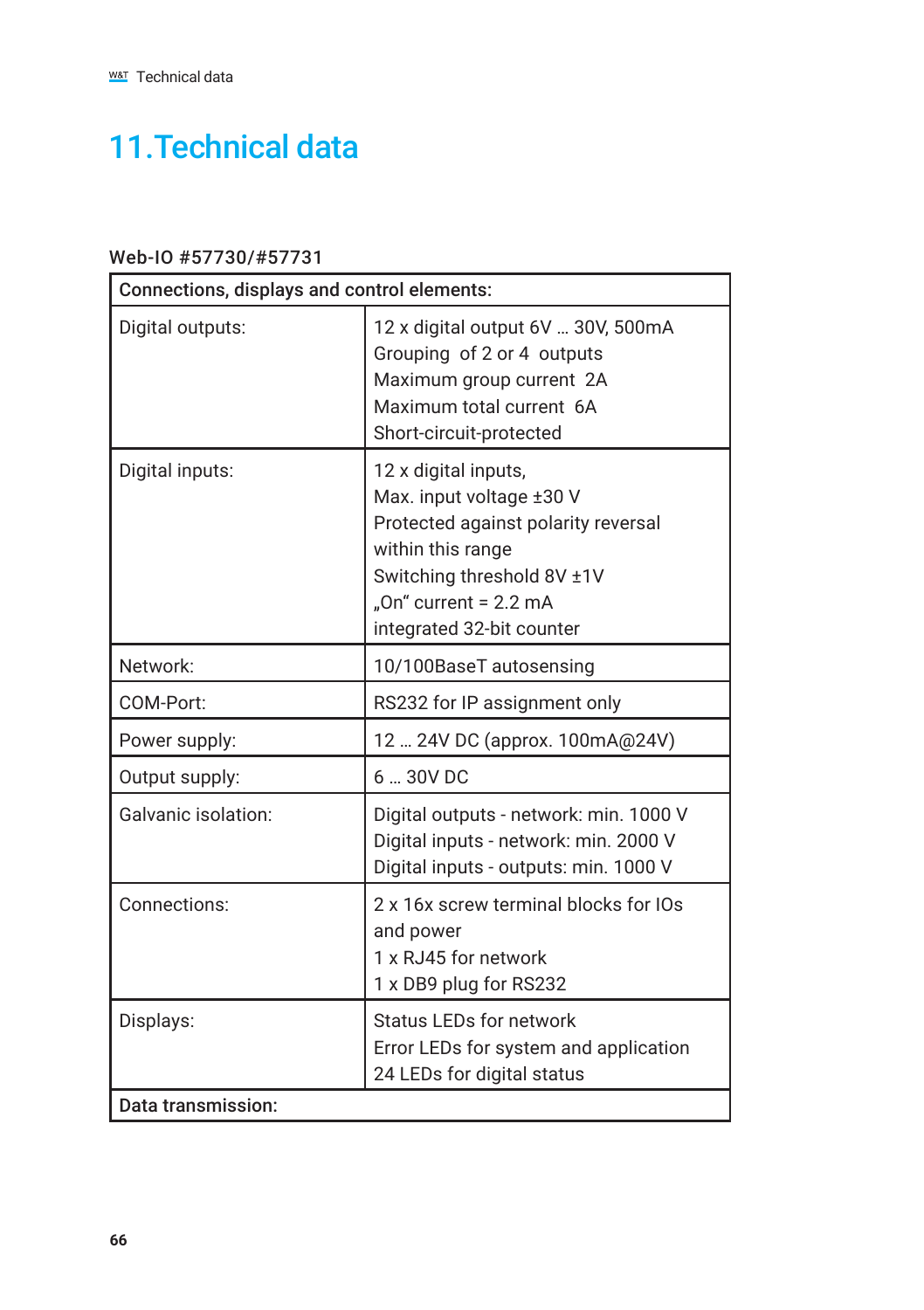# 11. Technical data

**Web-IO #57730/#57731**

| **Connections, displays and control elements:** | |
|---|---|
| Digital outputs: | 12 x digital output 6V … 30V, 500mA<br>Grouping of 2 or 4 outputs<br>Maximum group current 2A<br>Maximum total current 6A<br>Short-circuit-protected |
| Digital inputs: | 12 x digital inputs,<br>Max. input voltage ±30 V<br>Protected against polarity reversal within this range<br>Switching threshold 8V ±1V<br>„On" current = 2.2 mA<br>integrated 32-bit counter |
| Network: | 10/100BaseT autosensing |
| COM-Port: | RS232 for IP assignment only |
| Power supply: | 12 … 24V DC (approx. 100mA@24V) |
| Output supply: | 6 … 30V DC |
| Galvanic isolation: | Digital outputs - network: min. 1000 V<br>Digital inputs - network: min. 2000 V<br>Digital inputs - outputs: min. 1000 V |
| Connections: | 2 x 16x screw terminal blocks for IOs and power<br>1 x RJ45 for network<br>1 x DB9 plug for RS232 |
| Displays: | Status LEDs for network<br>Error LEDs for system and application<br>24 LEDs for digital status |
| **Data transmission:** | |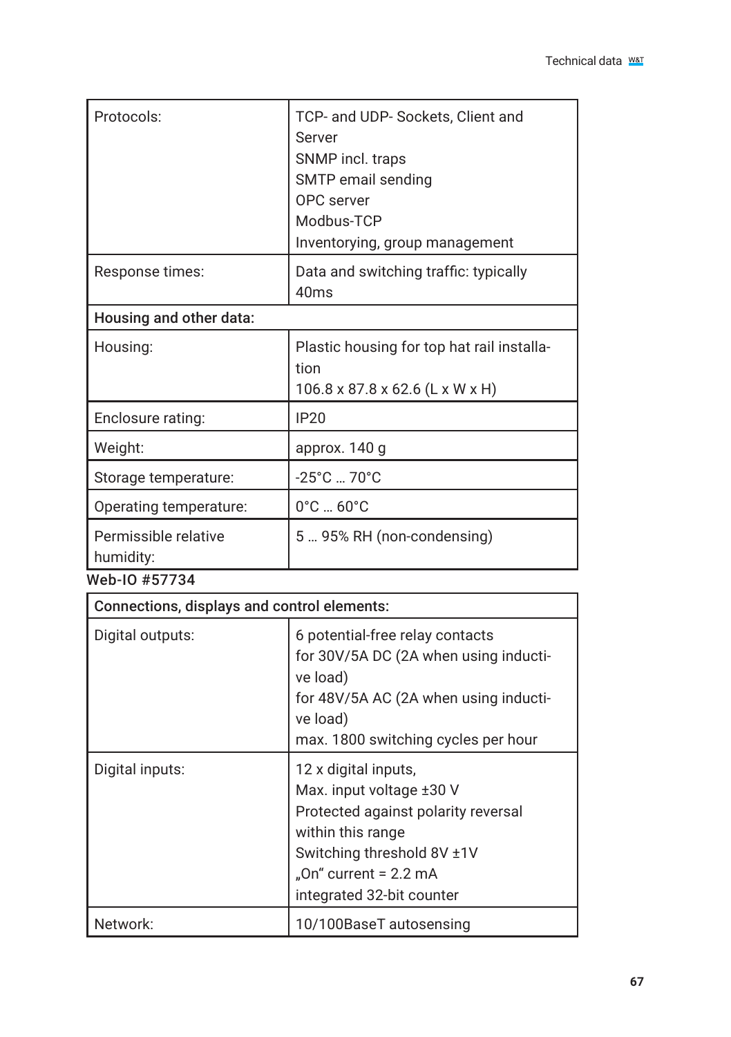| Protocols: | TCP- and UDP- Sockets, Client and Server<br>SNMP incl. traps<br>SMTP email sending<br>OPC server<br>Modbus-TCP<br>Inventorying, group management |
|---|---|
| Response times: | Data and switching traffic: typically 40ms |
| **Housing and other data:** | |
| Housing: | Plastic housing for top hat rail installation<br>106.8 x 87.8 x 62.6 (L x W x H) |
| Enclosure rating: | IP20 |
| Weight: | approx. 140 g |
| Storage temperature: | -25°C … 70°C |
| Operating temperature: | 0°C … 60°C |
| Permissible relative humidity: | 5 … 95% RH (non-condensing) |

Web-IO #57734

| Connections, displays and control elements: | |
|---|---|
| Digital outputs: | 6 potential-free relay contacts<br>for 30V/5A DC (2A when using inductive load)<br>for 48V/5A AC (2A when using inductive load)<br>max. 1800 switching cycles per hour |
| Digital inputs: | 12 x digital inputs,<br>Max. input voltage ±30 V<br>Protected against polarity reversal within this range<br>Switching threshold 8V ±1V<br>„On“ current = 2.2 mA<br>integrated 32-bit counter |
| Network: | 10/100BaseT autosensing |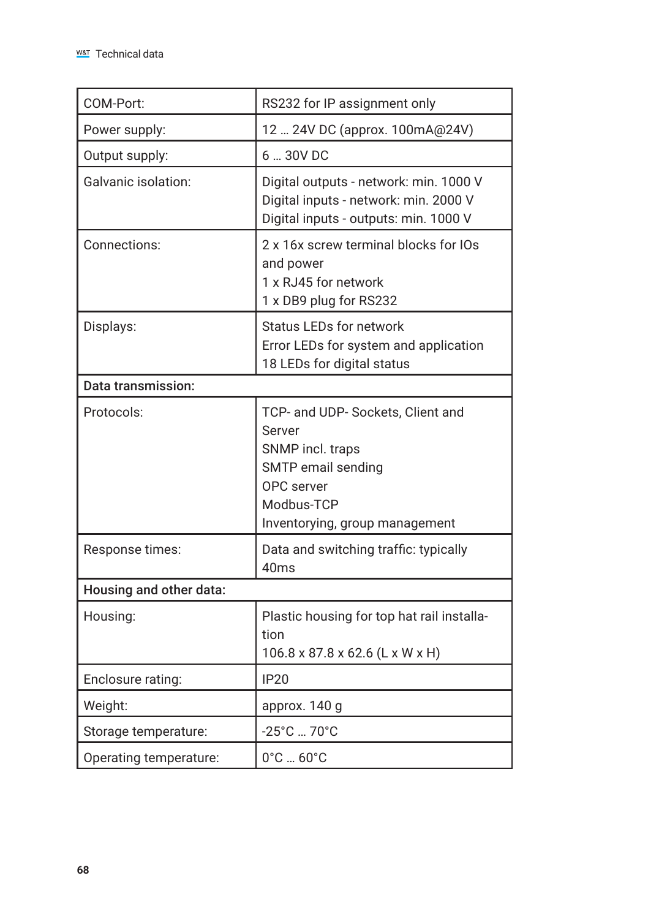| COM-Port: | RS232 for IP assignment only |
|---|---|
| Power supply: | 12 … 24V DC (approx. 100mA@24V) |
| Output supply: | 6 … 30V DC |
| Galvanic isolation: | Digital outputs - network: min. 1000 V<br>Digital inputs - network: min. 2000 V<br>Digital inputs - outputs: min. 1000 V |
| Connections: | 2 x 16x screw terminal blocks for IOs and power<br>1 x RJ45 for network<br>1 x DB9 plug for RS232 |
| Displays: | Status LEDs for network<br>Error LEDs for system and application<br>18 LEDs for digital status |
| **Data transmission:** | |
| Protocols: | TCP- and UDP- Sockets, Client and Server<br>SNMP incl. traps<br>SMTP email sending<br>OPC server<br>Modbus-TCP<br>Inventorying, group management |
| Response times: | Data and switching traffic: typically 40ms |
| **Housing and other data:** | |
| Housing: | Plastic housing for top hat rail installation<br>106.8 x 87.8 x 62.6 (L x W x H) |
| Enclosure rating: | IP20 |
| Weight: | approx. 140 g |
| Storage temperature: | -25°C … 70°C |
| Operating temperature: | 0°C … 60°C |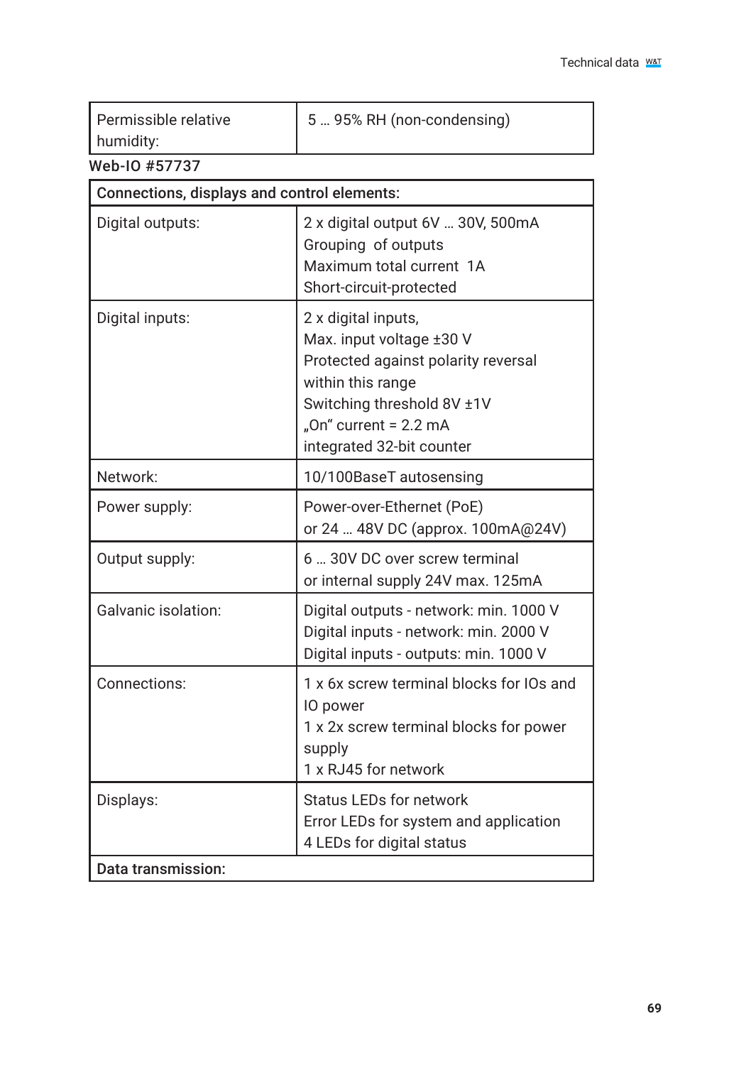| Permissible relative humidity: | 5 … 95% RH (non-condensing) |
|---|---|

Web-IO #57737

| Connections, displays and control elements: | |
|---|---|
| Digital outputs: | 2 x digital output 6V … 30V, 500mA<br>Grouping of outputs<br>Maximum total current 1A<br>Short-circuit-protected |
| Digital inputs: | 2 x digital inputs,<br>Max. input voltage ±30 V<br>Protected against polarity reversal within this range<br>Switching threshold 8V ±1V<br>„On“ current = 2.2 mA<br>integrated 32-bit counter |
| Network: | 10/100BaseT autosensing |
| Power supply: | Power-over-Ethernet (PoE)<br>or 24 … 48V DC (approx. 100mA@24V) |
| Output supply: | 6 … 30V DC over screw terminal<br>or internal supply 24V max. 125mA |
| Galvanic isolation: | Digital outputs - network: min. 1000 V<br>Digital inputs - network: min. 2000 V<br>Digital inputs - outputs: min. 1000 V |
| Connections: | 1 x 6x screw terminal blocks for IOs and IO power<br>1 x 2x screw terminal blocks for power supply<br>1 x RJ45 for network |
| Displays: | Status LEDs for network<br>Error LEDs for system and application<br>4 LEDs for digital status |
| **Data transmission:** | |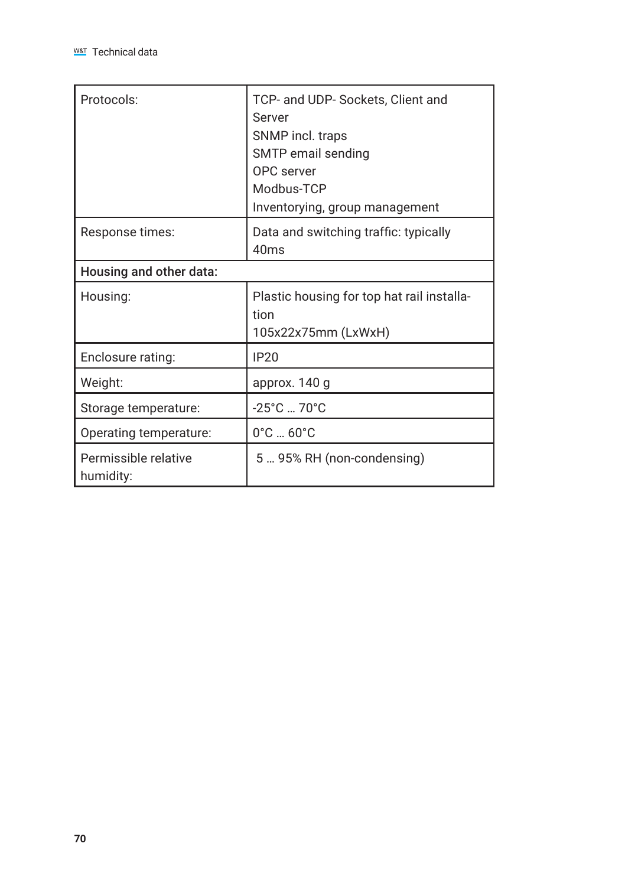| | |
|---|---|
| Protocols: | TCP- and UDP- Sockets, Client and Server<br>SNMP incl. traps<br>SMTP email sending<br>OPC server<br>Modbus-TCP<br>Inventorying, group management |
| Response times: | Data and switching traffic: typically 40ms |
| **Housing and other data:** | |
| Housing: | Plastic housing for top hat rail installation<br>105x22x75mm (LxWxH) |
| Enclosure rating: | IP20 |
| Weight: | approx. 140 g |
| Storage temperature: | -25°C … 70°C |
| Operating temperature: | 0°C … 60°C |
| Permissible relative humidity: | 5 … 95% RH (non-condensing) |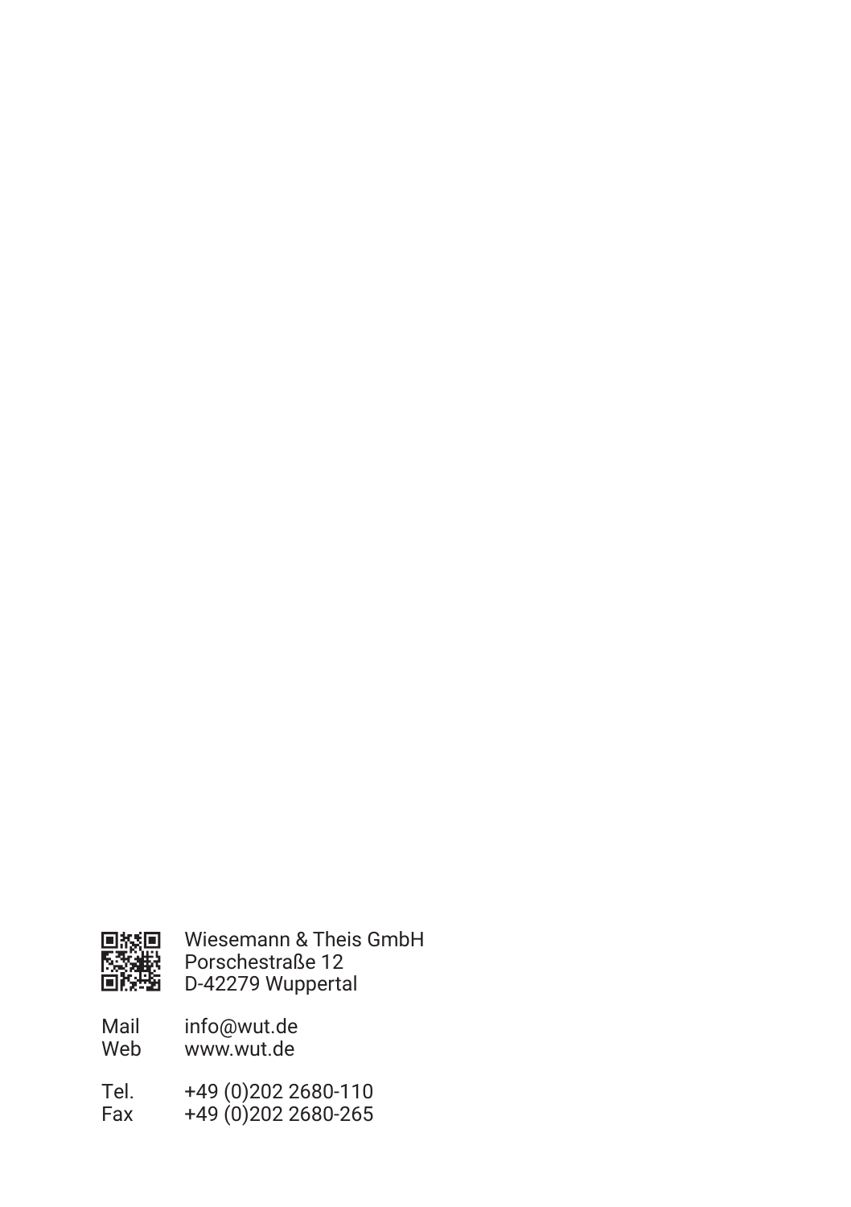Wiesemann & Theis GmbH
Porschestraße 12
D-42279 Wuppertal

| | |
|---|---|
| Mail | info@wut.de |
| Web | www.wut.de |

| | |
|---|---|
| Tel. | +49 (0)202 2680-110 |
| Fax | +49 (0)202 2680-265 |